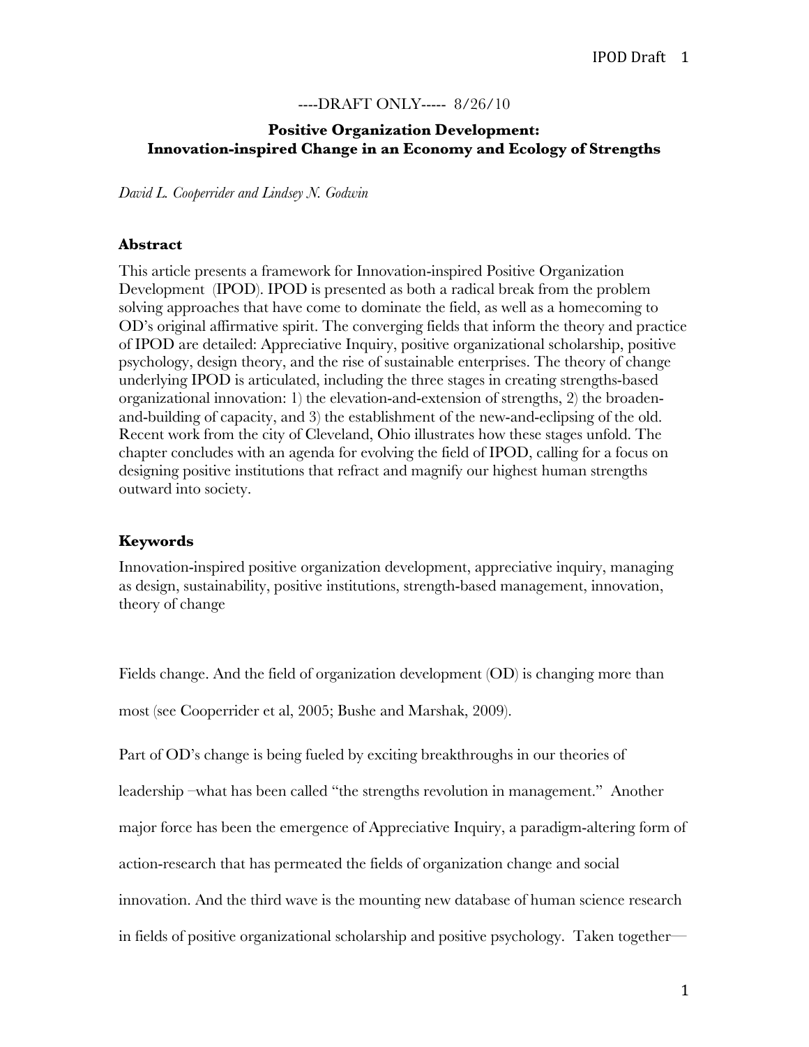----DRAFT ONLY----- 8/26/10

# Positive Organization Development: Innovation-inspired Change in an Economy and Ecology of Strengths

*David L. Cooperrider and Lindsey N. Godwin*

## Abstract

This article presents a framework for Innovation-inspired Positive Organization Development (IPOD). IPOD is presented as both a radical break from the problem solving approaches that have come to dominate the field, as well as a homecoming to OD's original affirmative spirit. The converging fields that inform the theory and practice of IPOD are detailed: Appreciative Inquiry, positive organizational scholarship, positive psychology, design theory, and the rise of sustainable enterprises. The theory of change underlying IPOD is articulated, including the three stages in creating strengths-based organizational innovation: 1) the elevation-and-extension of strengths, 2) the broaden-and-building of capacity, and 3) the establishment of the new-and-eclipsing of the old. Recent work from the city of Cleveland, Ohio illustrates how these stages unfold. The chapter concludes with an agenda for evolving the field of IPOD, calling for a focus on designing positive institutions that refract and magnify our highest human strengths outward into society.

## Keywords

Innovation-inspired positive organization development, appreciative inquiry, managing as design, sustainability, positive institutions, strength-based management, innovation, theory of change

Fields change. And the field of organization development (OD) is changing more than most (see Cooperrider et al, 2005; Bushe and Marshak, 2009).

Part of OD's change is being fueled by exciting breakthroughs in our theories of leadership –what has been called "the strengths revolution in management." Another major force has been the emergence of Appreciative Inquiry, a paradigm-altering form of action-research that has permeated the fields of organization change and social innovation. And the third wave is the mounting new database of human science research in fields of positive organizational scholarship and positive psychology. Taken together—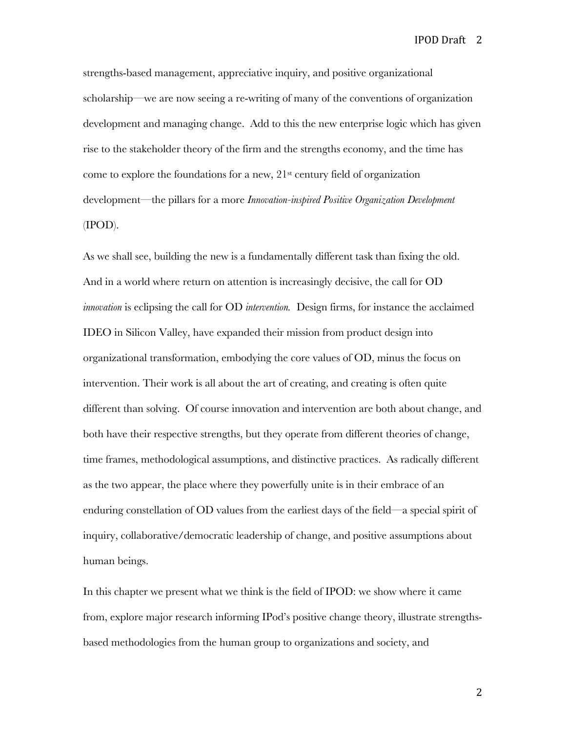strengths-based management, appreciative inquiry, and positive organizational scholarship—we are now seeing a re-writing of many of the conventions of organization development and managing change. Add to this the new enterprise logic which has given rise to the stakeholder theory of the firm and the strengths economy, and the time has come to explore the foundations for a new, 21st century field of organization development—the pillars for a more *Innovation-inspired Positive Organization Development* (IPOD).

As we shall see, building the new is a fundamentally different task than fixing the old. And in a world where return on attention is increasingly decisive, the call for OD *innovation* is eclipsing the call for OD *intervention*. Design firms, for instance the acclaimed IDEO in Silicon Valley, have expanded their mission from product design into organizational transformation, embodying the core values of OD, minus the focus on intervention. Their work is all about the art of creating, and creating is often quite different than solving. Of course innovation and intervention are both about change, and both have their respective strengths, but they operate from different theories of change, time frames, methodological assumptions, and distinctive practices. As radically different as the two appear, the place where they powerfully unite is in their embrace of an enduring constellation of OD values from the earliest days of the field—a special spirit of inquiry, collaborative/democratic leadership of change, and positive assumptions about human beings.

In this chapter we present what we think is the field of IPOD: we show where it came from, explore major research informing IPod's positive change theory, illustrate strengths-based methodologies from the human group to organizations and society, and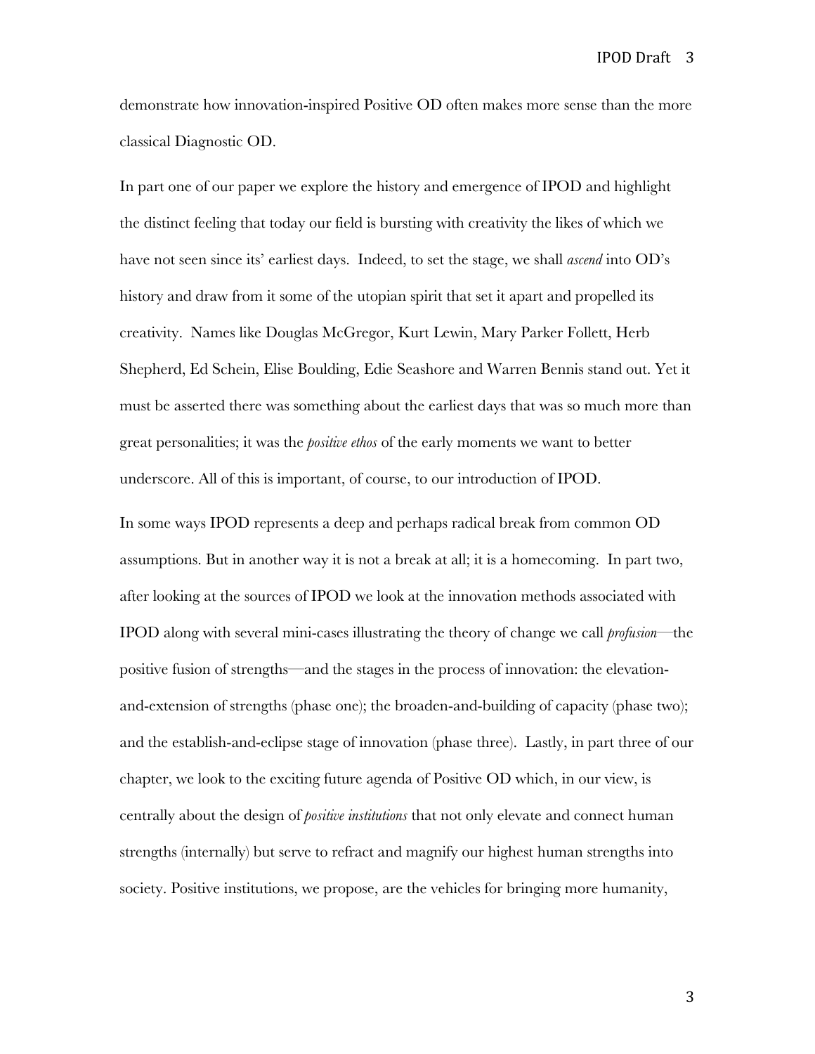demonstrate how innovation-inspired Positive OD often makes more sense than the more classical Diagnostic OD.

In part one of our paper we explore the history and emergence of IPOD and highlight the distinct feeling that today our field is bursting with creativity the likes of which we have not seen since its' earliest days. Indeed, to set the stage, we shall *ascend* into OD's history and draw from it some of the utopian spirit that set it apart and propelled its creativity. Names like Douglas McGregor, Kurt Lewin, Mary Parker Follett, Herb Shepherd, Ed Schein, Elise Boulding, Edie Seashore and Warren Bennis stand out. Yet it must be asserted there was something about the earliest days that was so much more than great personalities; it was the *positive ethos* of the early moments we want to better underscore. All of this is important, of course, to our introduction of IPOD.

In some ways IPOD represents a deep and perhaps radical break from common OD assumptions. But in another way it is not a break at all; it is a homecoming. In part two, after looking at the sources of IPOD we look at the innovation methods associated with IPOD along with several mini-cases illustrating the theory of change we call *profusion*—the positive fusion of strengths—and the stages in the process of innovation: the elevation-and-extension of strengths (phase one); the broaden-and-building of capacity (phase two); and the establish-and-eclipse stage of innovation (phase three). Lastly, in part three of our chapter, we look to the exciting future agenda of Positive OD which, in our view, is centrally about the design of *positive institutions* that not only elevate and connect human strengths (internally) but serve to refract and magnify our highest human strengths into society. Positive institutions, we propose, are the vehicles for bringing more humanity,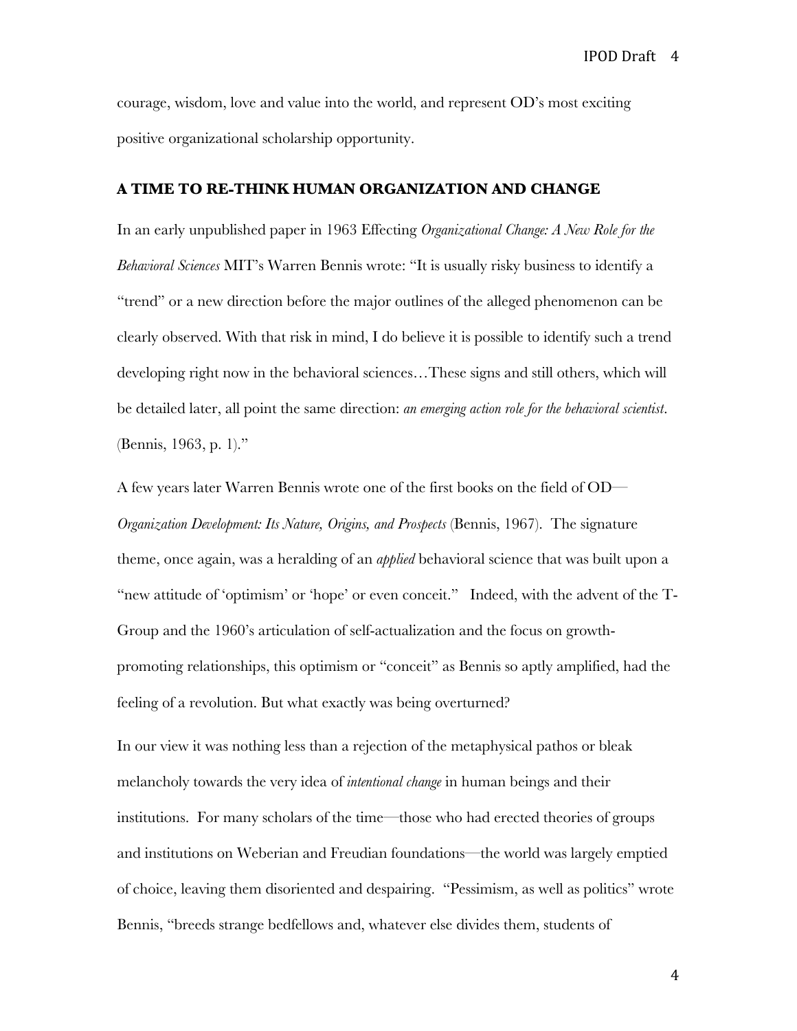courage, wisdom, love and value into the world, and represent OD's most exciting positive organizational scholarship opportunity.

## A TIME TO RE-THINK HUMAN ORGANIZATION AND CHANGE

In an early unpublished paper in 1963 Effecting *Organizational Change: A New Role for the Behavioral Sciences* MIT's Warren Bennis wrote: "It is usually risky business to identify a "trend" or a new direction before the major outlines of the alleged phenomenon can be clearly observed. With that risk in mind, I do believe it is possible to identify such a trend developing right now in the behavioral sciences…These signs and still others, which will be detailed later, all point the same direction: *an emerging action role for the behavioral scientist*. (Bennis, 1963, p. 1)."

A few years later Warren Bennis wrote one of the first books on the field of OD—*Organization Development: Its Nature, Origins, and Prospects* (Bennis, 1967). The signature theme, once again, was a heralding of an *applied* behavioral science that was built upon a "new attitude of 'optimism' or 'hope' or even conceit." Indeed, with the advent of the T-Group and the 1960's articulation of self-actualization and the focus on growth-promoting relationships, this optimism or "conceit" as Bennis so aptly amplified, had the feeling of a revolution. But what exactly was being overturned?

In our view it was nothing less than a rejection of the metaphysical pathos or bleak melancholy towards the very idea of *intentional change* in human beings and their institutions. For many scholars of the time—those who had erected theories of groups and institutions on Weberian and Freudian foundations—the world was largely emptied of choice, leaving them disoriented and despairing. "Pessimism, as well as politics" wrote Bennis, "breeds strange bedfellows and, whatever else divides them, students of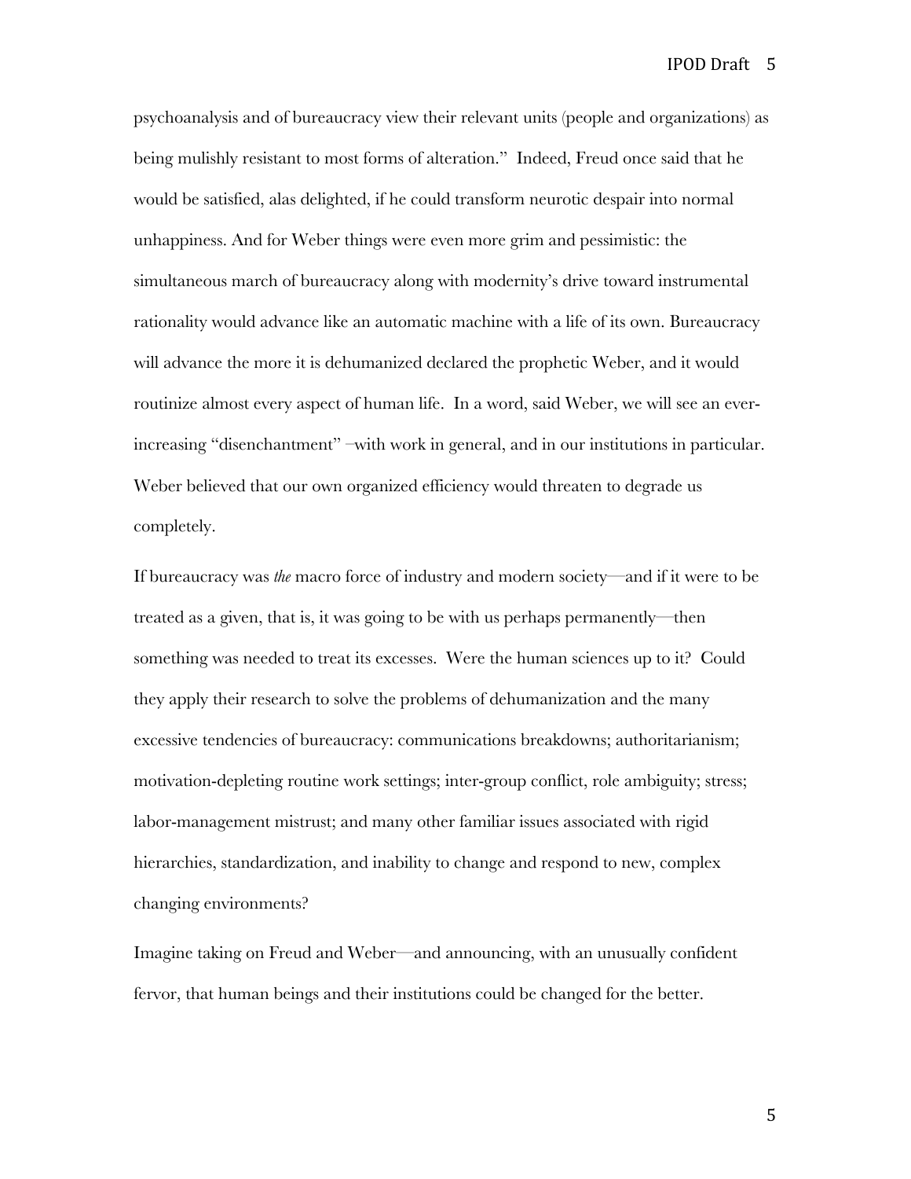psychoanalysis and of bureaucracy view their relevant units (people and organizations) as being mulishly resistant to most forms of alteration." Indeed, Freud once said that he would be satisfied, alas delighted, if he could transform neurotic despair into normal unhappiness. And for Weber things were even more grim and pessimistic: the simultaneous march of bureaucracy along with modernity's drive toward instrumental rationality would advance like an automatic machine with a life of its own. Bureaucracy will advance the more it is dehumanized declared the prophetic Weber, and it would routinize almost every aspect of human life. In a word, said Weber, we will see an ever-increasing "disenchantment" –with work in general, and in our institutions in particular. Weber believed that our own organized efficiency would threaten to degrade us completely.

If bureaucracy was *the* macro force of industry and modern society—and if it were to be treated as a given, that is, it was going to be with us perhaps permanently—then something was needed to treat its excesses. Were the human sciences up to it? Could they apply their research to solve the problems of dehumanization and the many excessive tendencies of bureaucracy: communications breakdowns; authoritarianism; motivation-depleting routine work settings; inter-group conflict, role ambiguity; stress; labor-management mistrust; and many other familiar issues associated with rigid hierarchies, standardization, and inability to change and respond to new, complex changing environments?

Imagine taking on Freud and Weber—and announcing, with an unusually confident fervor, that human beings and their institutions could be changed for the better.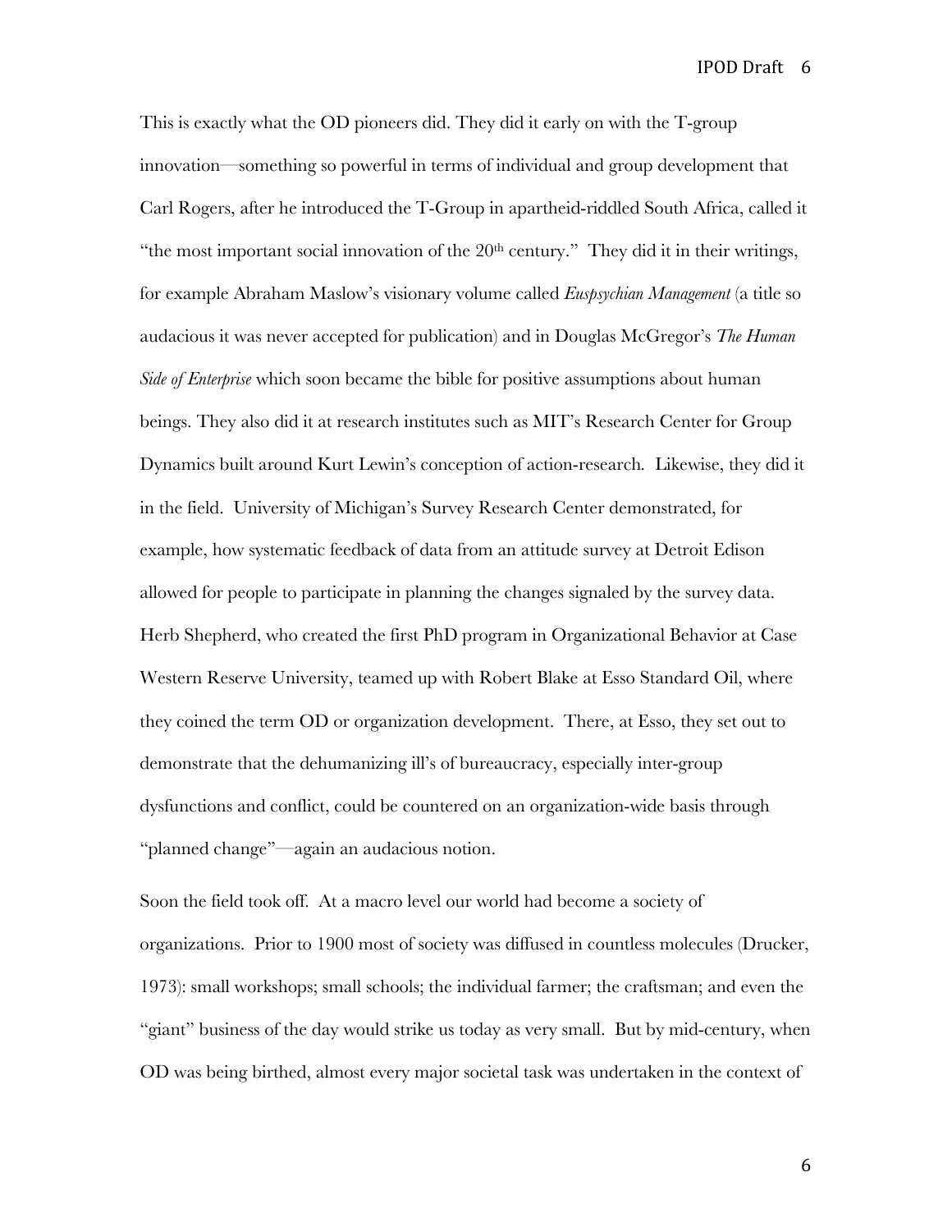This is exactly what the OD pioneers did. They did it early on with the T-group innovation—something so powerful in terms of individual and group development that Carl Rogers, after he introduced the T-Group in apartheid-riddled South Africa, called it "the most important social innovation of the 20th century." They did it in their writings, for example Abraham Maslow's visionary volume called *Euspsychian Management* (a title so audacious it was never accepted for publication) and in Douglas McGregor's *The Human Side of Enterprise* which soon became the bible for positive assumptions about human beings. They also did it at research institutes such as MIT's Research Center for Group Dynamics built around Kurt Lewin's conception of action-research. Likewise, they did it in the field. University of Michigan's Survey Research Center demonstrated, for example, how systematic feedback of data from an attitude survey at Detroit Edison allowed for people to participate in planning the changes signaled by the survey data. Herb Shepherd, who created the first PhD program in Organizational Behavior at Case Western Reserve University, teamed up with Robert Blake at Esso Standard Oil, where they coined the term OD or organization development. There, at Esso, they set out to demonstrate that the dehumanizing ill's of bureaucracy, especially inter-group dysfunctions and conflict, could be countered on an organization-wide basis through "planned change"—again an audacious notion.

Soon the field took off. At a macro level our world had become a society of organizations. Prior to 1900 most of society was diffused in countless molecules (Drucker, 1973): small workshops; small schools; the individual farmer; the craftsman; and even the "giant" business of the day would strike us today as very small. But by mid-century, when OD was being birthed, almost every major societal task was undertaken in the context of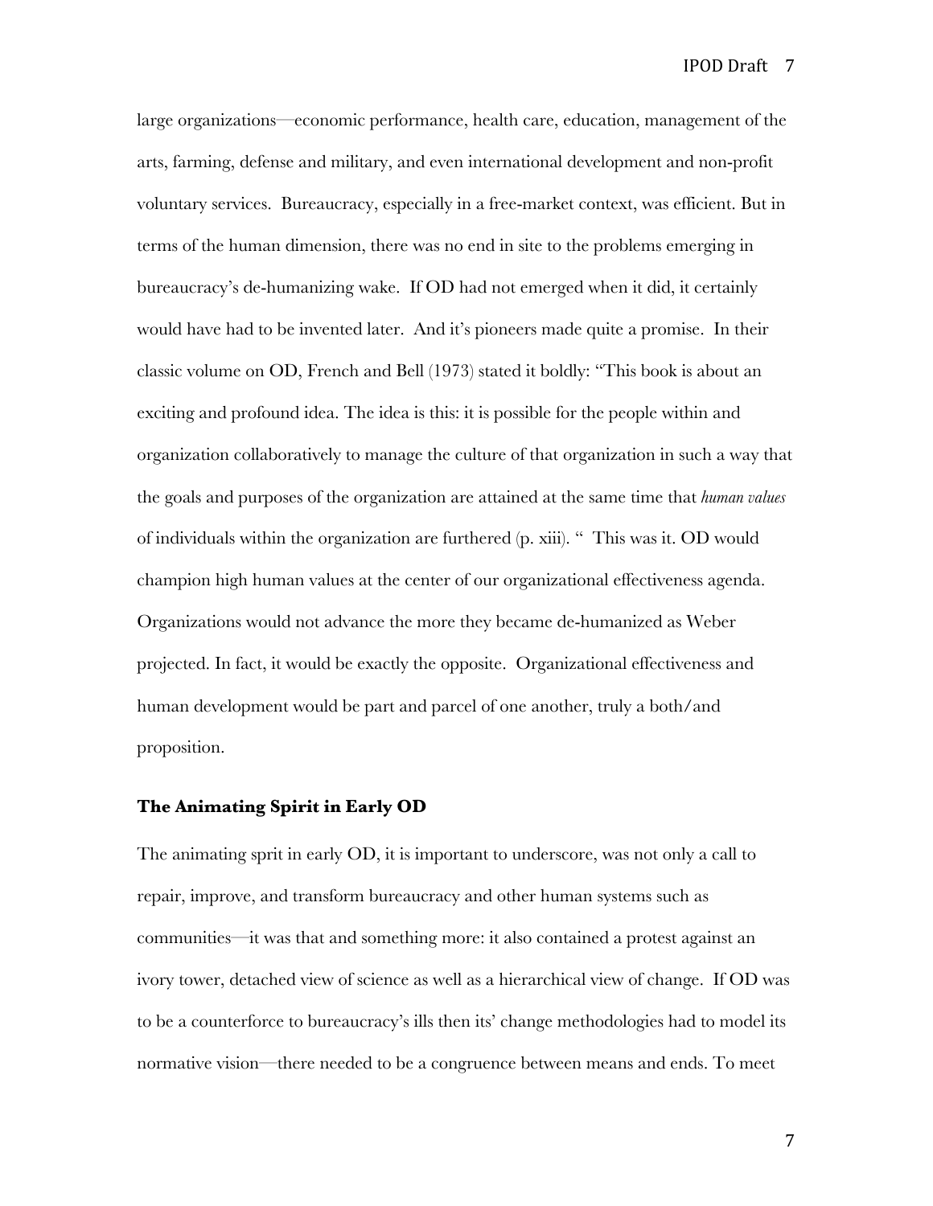large organizations—economic performance, health care, education, management of the arts, farming, defense and military, and even international development and non-profit voluntary services. Bureaucracy, especially in a free-market context, was efficient. But in terms of the human dimension, there was no end in site to the problems emerging in bureaucracy's de-humanizing wake. If OD had not emerged when it did, it certainly would have had to be invented later. And it's pioneers made quite a promise. In their classic volume on OD, French and Bell (1973) stated it boldly: "This book is about an exciting and profound idea. The idea is this: it is possible for the people within and organization collaboratively to manage the culture of that organization in such a way that the goals and purposes of the organization are attained at the same time that *human values* of individuals within the organization are furthered (p. xiii). " This was it. OD would champion high human values at the center of our organizational effectiveness agenda. Organizations would not advance the more they became de-humanized as Weber projected. In fact, it would be exactly the opposite. Organizational effectiveness and human development would be part and parcel of one another, truly a both/and proposition.

### The Animating Spirit in Early OD

The animating sprit in early OD, it is important to underscore, was not only a call to repair, improve, and transform bureaucracy and other human systems such as communities—it was that and something more: it also contained a protest against an ivory tower, detached view of science as well as a hierarchical view of change. If OD was to be a counterforce to bureaucracy's ills then its' change methodologies had to model its normative vision—there needed to be a congruence between means and ends. To meet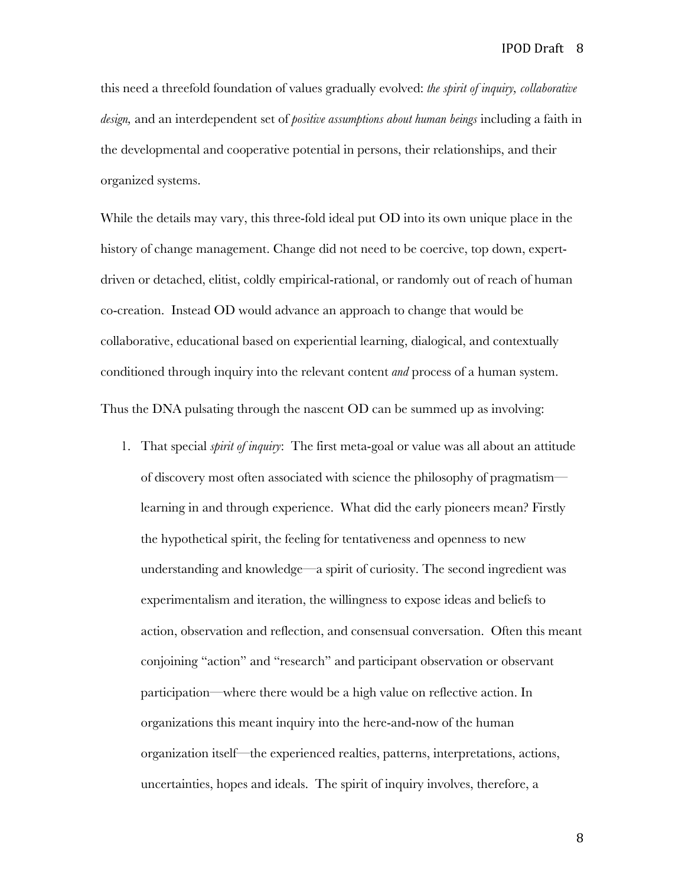this need a threefold foundation of values gradually evolved: *the spirit of inquiry, collaborative design,* and an interdependent set of *positive assumptions about human beings* including a faith in the developmental and cooperative potential in persons, their relationships, and their organized systems.

While the details may vary, this three-fold ideal put OD into its own unique place in the history of change management. Change did not need to be coercive, top down, expert-driven or detached, elitist, coldly empirical-rational, or randomly out of reach of human co-creation. Instead OD would advance an approach to change that would be collaborative, educational based on experiential learning, dialogical, and contextually conditioned through inquiry into the relevant content *and* process of a human system.

Thus the DNA pulsating through the nascent OD can be summed up as involving:

1. That special *spirit of inquiry*: The first meta-goal or value was all about an attitude of discovery most often associated with science the philosophy of pragmatism—learning in and through experience. What did the early pioneers mean? Firstly the hypothetical spirit, the feeling for tentativeness and openness to new understanding and knowledge—a spirit of curiosity. The second ingredient was experimentalism and iteration, the willingness to expose ideas and beliefs to action, observation and reflection, and consensual conversation. Often this meant conjoining "action" and "research" and participant observation or observant participation—where there would be a high value on reflective action. In organizations this meant inquiry into the here-and-now of the human organization itself—the experienced realties, patterns, interpretations, actions, uncertainties, hopes and ideals. The spirit of inquiry involves, therefore, a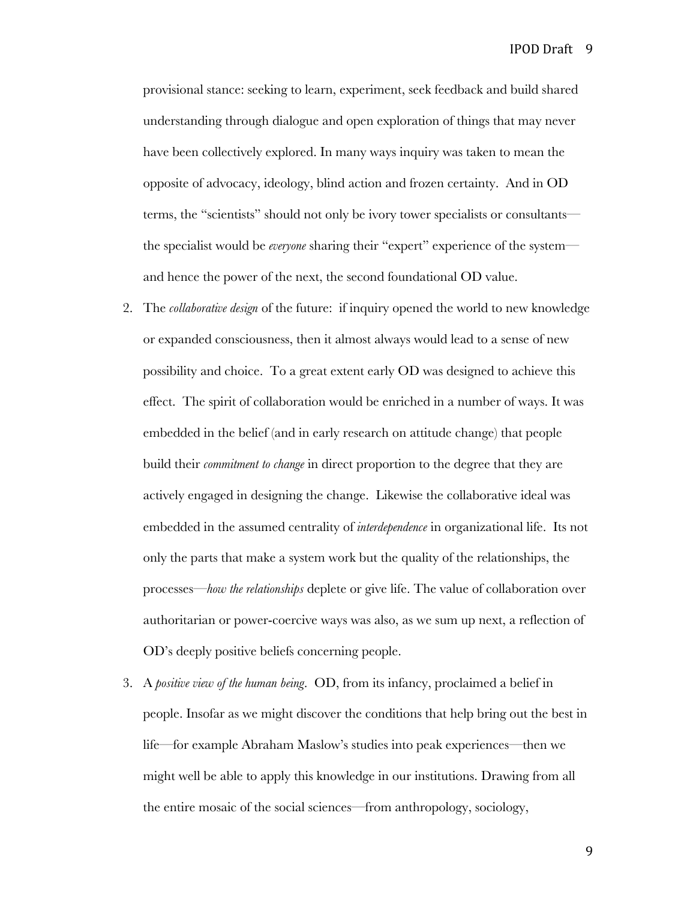provisional stance: seeking to learn, experiment, seek feedback and build shared understanding through dialogue and open exploration of things that may never have been collectively explored. In many ways inquiry was taken to mean the opposite of advocacy, ideology, blind action and frozen certainty. And in OD terms, the "scientists" should not only be ivory tower specialists or consultants—the specialist would be *everyone* sharing their "expert" experience of the system—and hence the power of the next, the second foundational OD value.

2. The *collaborative design* of the future: if inquiry opened the world to new knowledge or expanded consciousness, then it almost always would lead to a sense of new possibility and choice. To a great extent early OD was designed to achieve this effect. The spirit of collaboration would be enriched in a number of ways. It was embedded in the belief (and in early research on attitude change) that people build their *commitment to change* in direct proportion to the degree that they are actively engaged in designing the change. Likewise the collaborative ideal was embedded in the assumed centrality of *interdependence* in organizational life. Its not only the parts that make a system work but the quality of the relationships, the processes—*how the relationships* deplete or give life. The value of collaboration over authoritarian or power-coercive ways was also, as we sum up next, a reflection of OD's deeply positive beliefs concerning people.

3. A *positive view of the human being*. OD, from its infancy, proclaimed a belief in people. Insofar as we might discover the conditions that help bring out the best in life—for example Abraham Maslow's studies into peak experiences—then we might well be able to apply this knowledge in our institutions. Drawing from all the entire mosaic of the social sciences—from anthropology, sociology,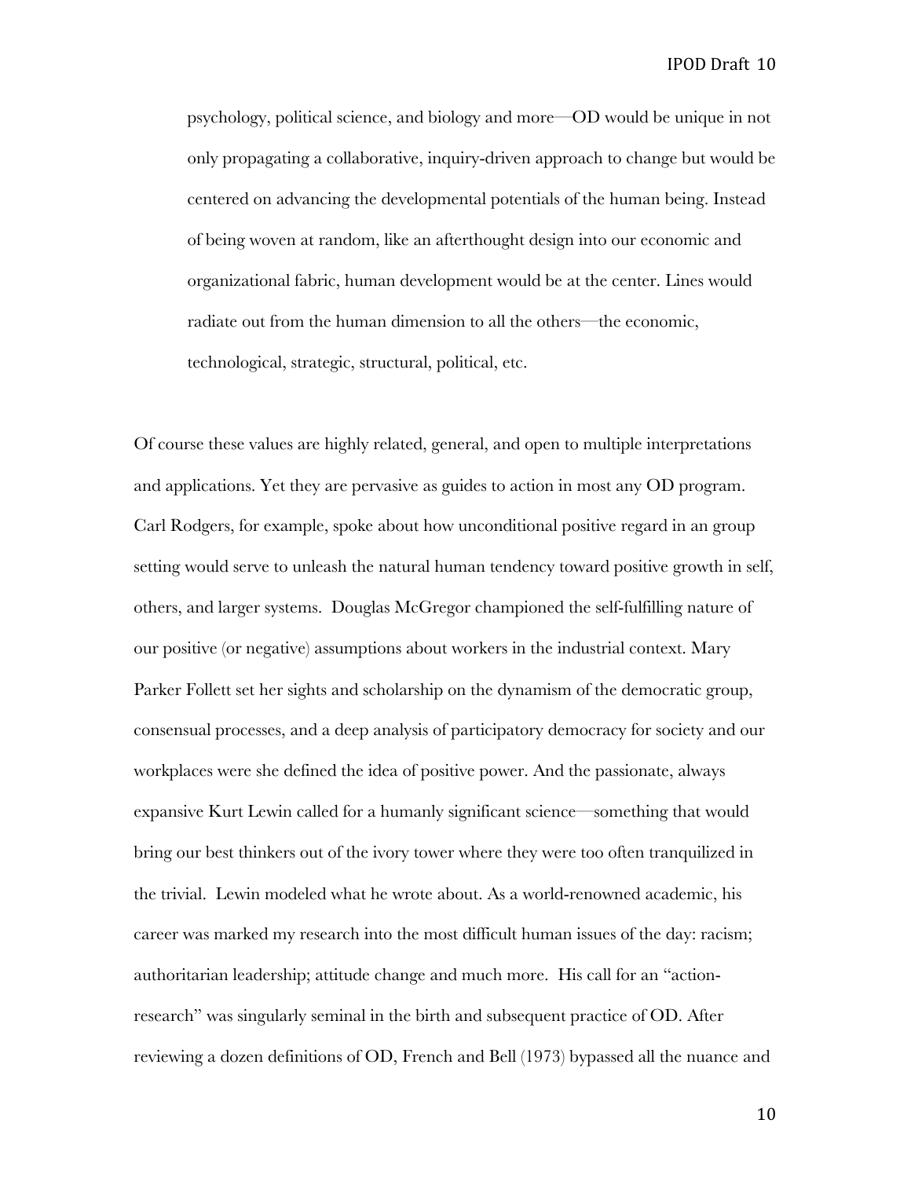> psychology, political science, and biology and more—OD would be unique in not only propagating a collaborative, inquiry-driven approach to change but would be centered on advancing the developmental potentials of the human being. Instead of being woven at random, like an afterthought design into our economic and organizational fabric, human development would be at the center. Lines would radiate out from the human dimension to all the others—the economic, technological, strategic, structural, political, etc.

Of course these values are highly related, general, and open to multiple interpretations and applications. Yet they are pervasive as guides to action in most any OD program. Carl Rodgers, for example, spoke about how unconditional positive regard in an group setting would serve to unleash the natural human tendency toward positive growth in self, others, and larger systems. Douglas McGregor championed the self-fulfilling nature of our positive (or negative) assumptions about workers in the industrial context. Mary Parker Follett set her sights and scholarship on the dynamism of the democratic group, consensual processes, and a deep analysis of participatory democracy for society and our workplaces were she defined the idea of positive power. And the passionate, always expansive Kurt Lewin called for a humanly significant science—something that would bring our best thinkers out of the ivory tower where they were too often tranquilized in the trivial. Lewin modeled what he wrote about. As a world-renowned academic, his career was marked my research into the most difficult human issues of the day: racism; authoritarian leadership; attitude change and much more. His call for an "action-research" was singularly seminal in the birth and subsequent practice of OD. After reviewing a dozen definitions of OD, French and Bell (1973) bypassed all the nuance and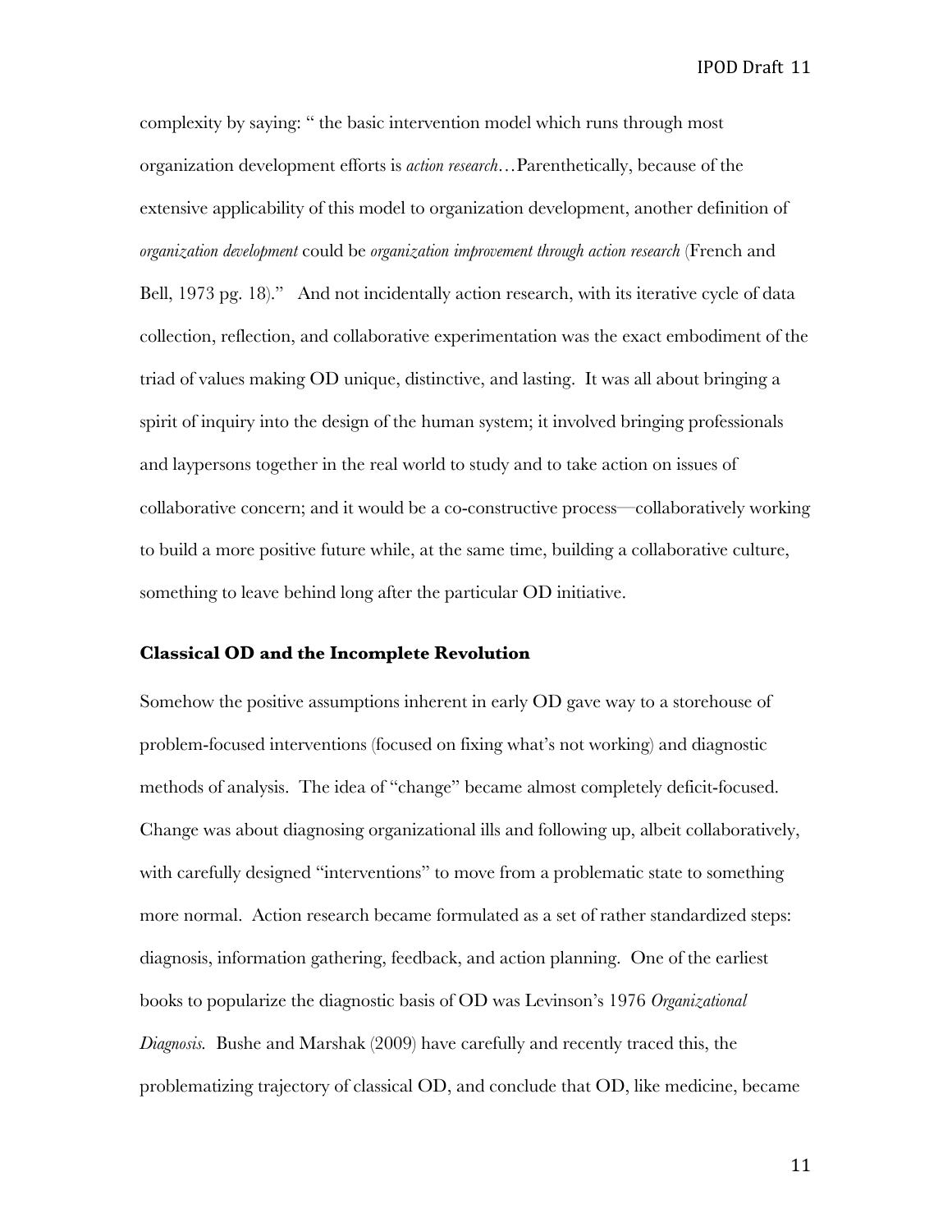complexity by saying: " the basic intervention model which runs through most organization development efforts is *action research*…Parenthetically, because of the extensive applicability of this model to organization development, another definition of *organization development* could be *organization improvement through action research* (French and Bell, 1973 pg. 18)."   And not incidentally action research, with its iterative cycle of data collection, reflection, and collaborative experimentation was the exact embodiment of the triad of values making OD unique, distinctive, and lasting.  It was all about bringing a spirit of inquiry into the design of the human system; it involved bringing professionals and laypersons together in the real world to study and to take action on issues of collaborative concern; and it would be a co-constructive process—collaboratively working to build a more positive future while, at the same time, building a collaborative culture, something to leave behind long after the particular OD initiative.

**Classical OD and the Incomplete Revolution**

Somehow the positive assumptions inherent in early OD gave way to a storehouse of problem-focused interventions (focused on fixing what's not working) and diagnostic methods of analysis.  The idea of "change" became almost completely deficit-focused. Change was about diagnosing organizational ills and following up, albeit collaboratively, with carefully designed "interventions" to move from a problematic state to something more normal.  Action research became formulated as a set of rather standardized steps: diagnosis, information gathering, feedback, and action planning.  One of the earliest books to popularize the diagnostic basis of OD was Levinson's 1976 *Organizational Diagnosis.*  Bushe and Marshak (2009) have carefully and recently traced this, the problematizing trajectory of classical OD, and conclude that OD, like medicine, became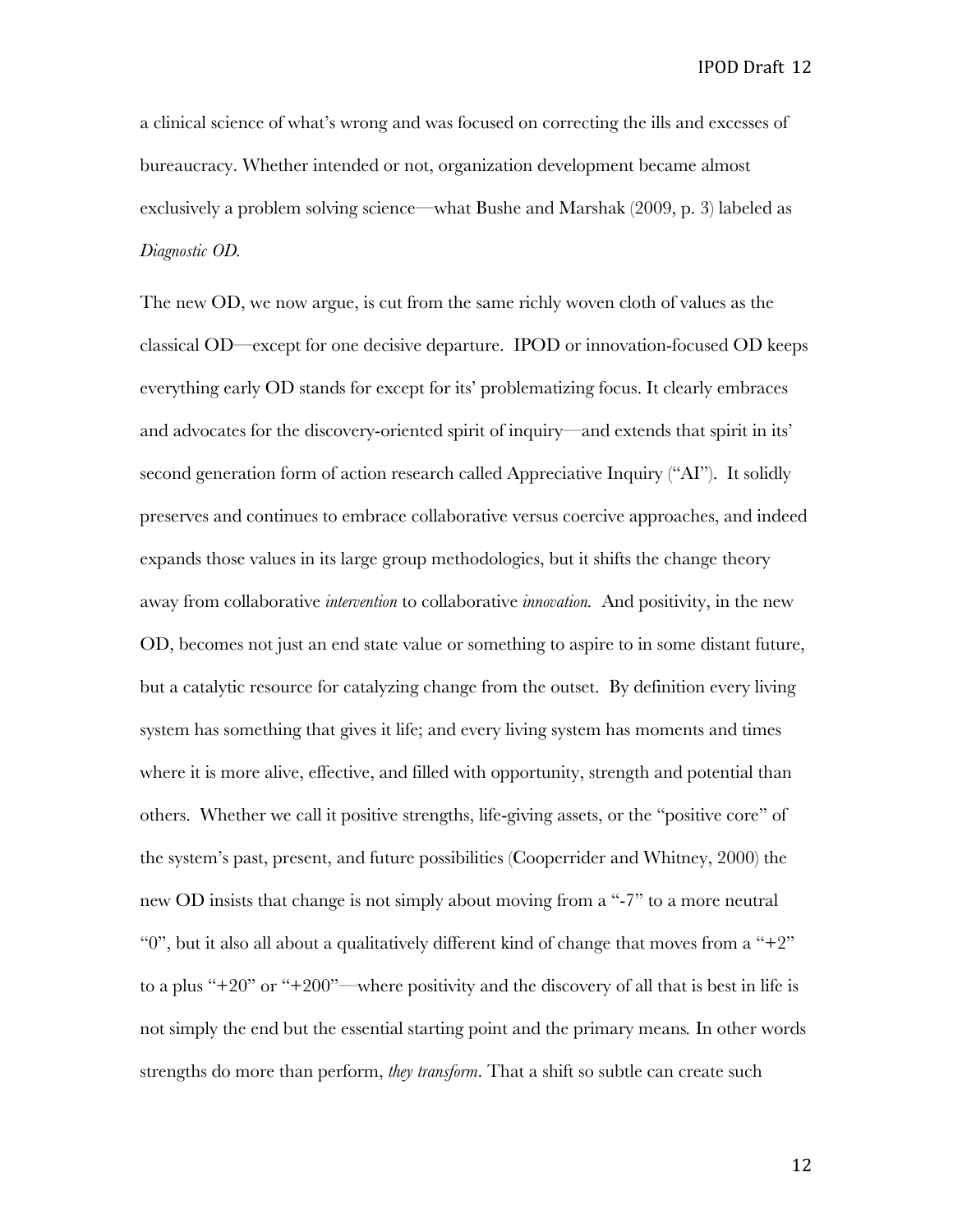a clinical science of what's wrong and was focused on correcting the ills and excesses of bureaucracy. Whether intended or not, organization development became almost exclusively a problem solving science—what Bushe and Marshak (2009, p. 3) labeled as *Diagnostic OD.*

The new OD, we now argue, is cut from the same richly woven cloth of values as the classical OD—except for one decisive departure. IPOD or innovation-focused OD keeps everything early OD stands for except for its' problematizing focus. It clearly embraces and advocates for the discovery-oriented spirit of inquiry—and extends that spirit in its' second generation form of action research called Appreciative Inquiry ("AI"). It solidly preserves and continues to embrace collaborative versus coercive approaches, and indeed expands those values in its large group methodologies, but it shifts the change theory away from collaborative *intervention* to collaborative *innovation.* And positivity, in the new OD, becomes not just an end state value or something to aspire to in some distant future, but a catalytic resource for catalyzing change from the outset. By definition every living system has something that gives it life; and every living system has moments and times where it is more alive, effective, and filled with opportunity, strength and potential than others. Whether we call it positive strengths, life-giving assets, or the "positive core" of the system's past, present, and future possibilities (Cooperrider and Whitney, 2000) the new OD insists that change is not simply about moving from a "-7" to a more neutral "0", but it also all about a qualitatively different kind of change that moves from a "+2" to a plus "+20" or "+200"—where positivity and the discovery of all that is best in life is not simply the end but the essential starting point and the primary means. In other words strengths do more than perform, *they transform*. That a shift so subtle can create such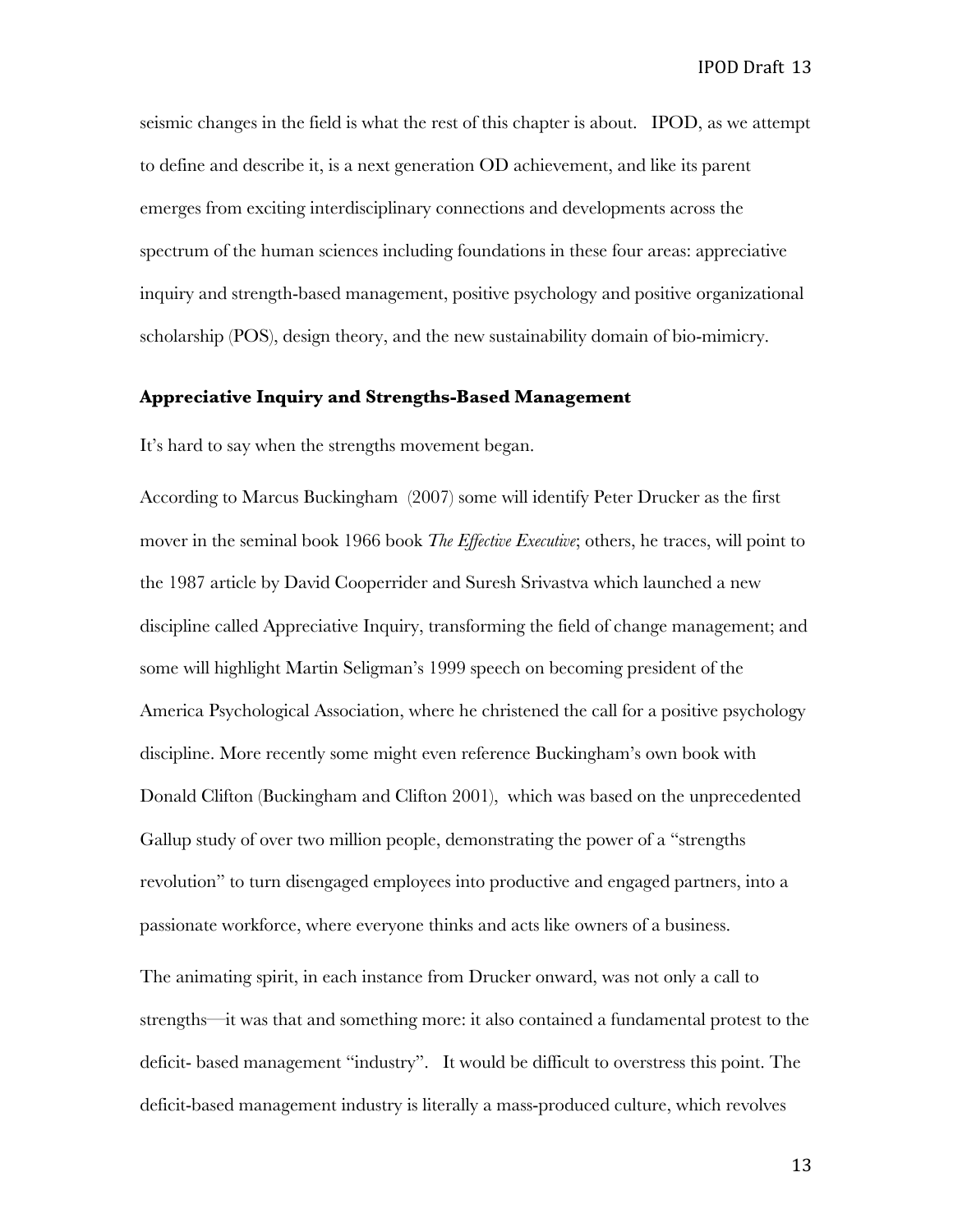seismic changes in the field is what the rest of this chapter is about. IPOD, as we attempt to define and describe it, is a next generation OD achievement, and like its parent emerges from exciting interdisciplinary connections and developments across the spectrum of the human sciences including foundations in these four areas: appreciative inquiry and strength-based management, positive psychology and positive organizational scholarship (POS), design theory, and the new sustainability domain of bio-mimicry.

### Appreciative Inquiry and Strengths-Based Management

It's hard to say when the strengths movement began.

According to Marcus Buckingham (2007) some will identify Peter Drucker as the first mover in the seminal book 1966 book *The Effective Executive*; others, he traces, will point to the 1987 article by David Cooperrider and Suresh Srivastva which launched a new discipline called Appreciative Inquiry, transforming the field of change management; and some will highlight Martin Seligman's 1999 speech on becoming president of the America Psychological Association, where he christened the call for a positive psychology discipline. More recently some might even reference Buckingham's own book with Donald Clifton (Buckingham and Clifton 2001), which was based on the unprecedented Gallup study of over two million people, demonstrating the power of a "strengths revolution" to turn disengaged employees into productive and engaged partners, into a passionate workforce, where everyone thinks and acts like owners of a business.

The animating spirit, in each instance from Drucker onward, was not only a call to strengths—it was that and something more: it also contained a fundamental protest to the deficit- based management "industry". It would be difficult to overstress this point. The deficit-based management industry is literally a mass-produced culture, which revolves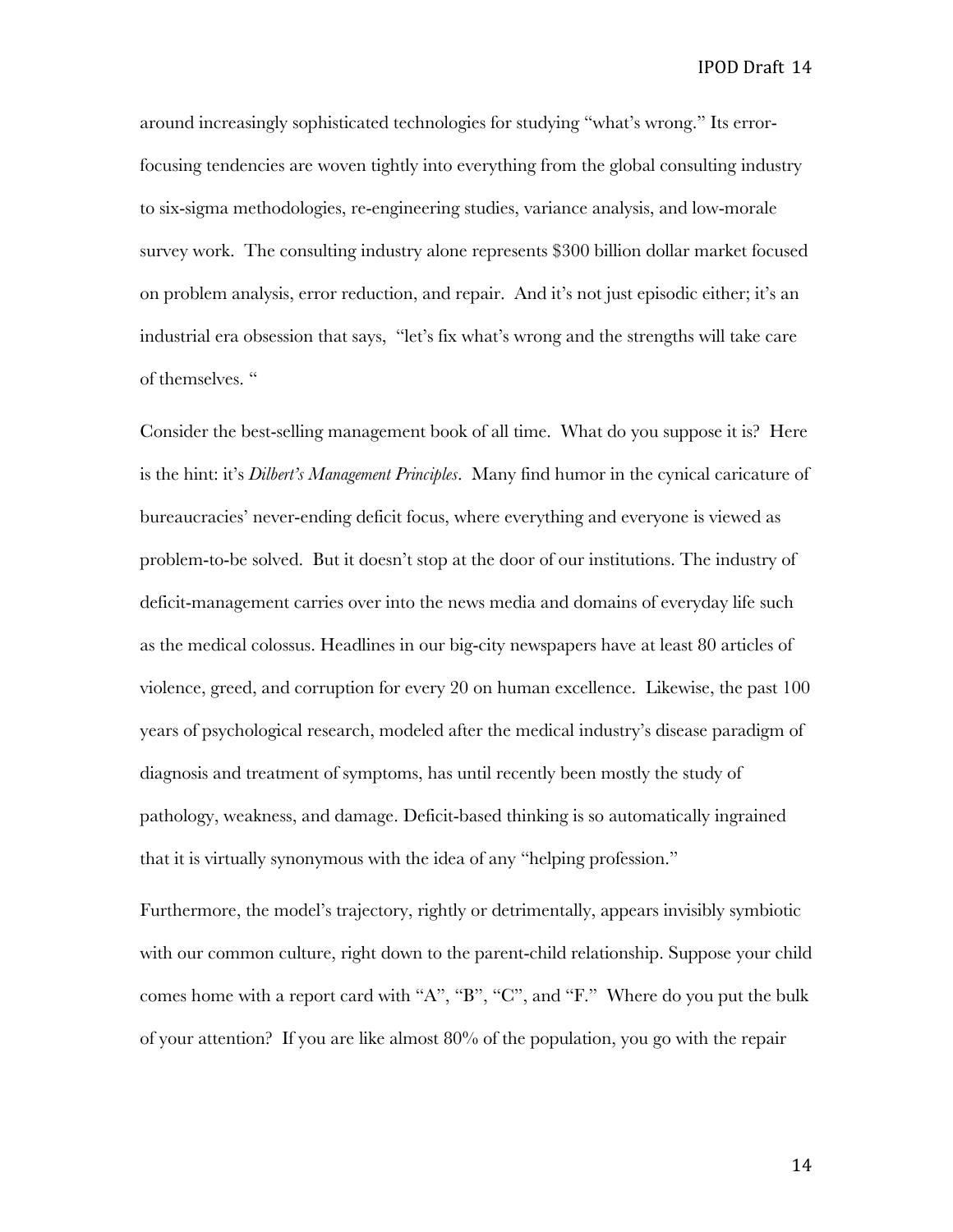around increasingly sophisticated technologies for studying "what's wrong." Its error-focusing tendencies are woven tightly into everything from the global consulting industry to six-sigma methodologies, re-engineering studies, variance analysis, and low-morale survey work. The consulting industry alone represents $300 billion dollar market focused on problem analysis, error reduction, and repair. And it's not just episodic either; it's an industrial era obsession that says, "let's fix what's wrong and the strengths will take care of themselves. "

Consider the best-selling management book of all time. What do you suppose it is? Here is the hint: it's *Dilbert's Management Principles*. Many find humor in the cynical caricature of bureaucracies' never-ending deficit focus, where everything and everyone is viewed as problem-to-be solved. But it doesn't stop at the door of our institutions. The industry of deficit-management carries over into the news media and domains of everyday life such as the medical colossus. Headlines in our big-city newspapers have at least 80 articles of violence, greed, and corruption for every 20 on human excellence. Likewise, the past 100 years of psychological research, modeled after the medical industry's disease paradigm of diagnosis and treatment of symptoms, has until recently been mostly the study of pathology, weakness, and damage. Deficit-based thinking is so automatically ingrained that it is virtually synonymous with the idea of any "helping profession."

Furthermore, the model's trajectory, rightly or detrimentally, appears invisibly symbiotic with our common culture, right down to the parent-child relationship. Suppose your child comes home with a report card with "A", "B", "C", and "F." Where do you put the bulk of your attention? If you are like almost 80% of the population, you go with the repair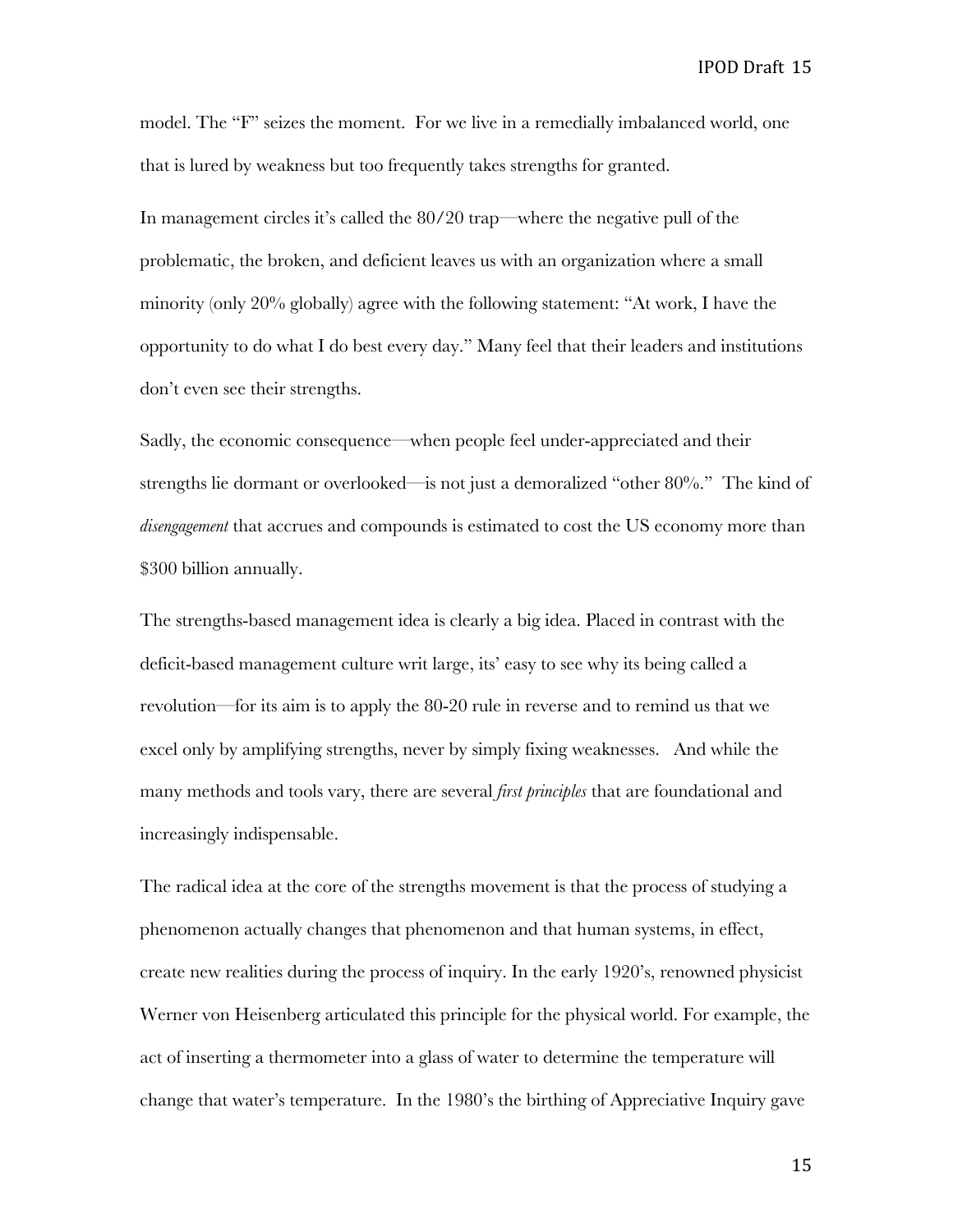model. The "F" seizes the moment. For we live in a remedially imbalanced world, one that is lured by weakness but too frequently takes strengths for granted.

In management circles it's called the 80/20 trap—where the negative pull of the problematic, the broken, and deficient leaves us with an organization where a small minority (only 20% globally) agree with the following statement: "At work, I have the opportunity to do what I do best every day." Many feel that their leaders and institutions don't even see their strengths.

Sadly, the economic consequence—when people feel under-appreciated and their strengths lie dormant or overlooked—is not just a demoralized "other 80%." The kind of *disengagement* that accrues and compounds is estimated to cost the US economy more than $300 billion annually.

The strengths-based management idea is clearly a big idea. Placed in contrast with the deficit-based management culture writ large, its' easy to see why its being called a revolution—for its aim is to apply the 80-20 rule in reverse and to remind us that we excel only by amplifying strengths, never by simply fixing weaknesses. And while the many methods and tools vary, there are several *first principles* that are foundational and increasingly indispensable.

The radical idea at the core of the strengths movement is that the process of studying a phenomenon actually changes that phenomenon and that human systems, in effect, create new realities during the process of inquiry. In the early 1920's, renowned physicist Werner von Heisenberg articulated this principle for the physical world. For example, the act of inserting a thermometer into a glass of water to determine the temperature will change that water's temperature. In the 1980's the birthing of Appreciative Inquiry gave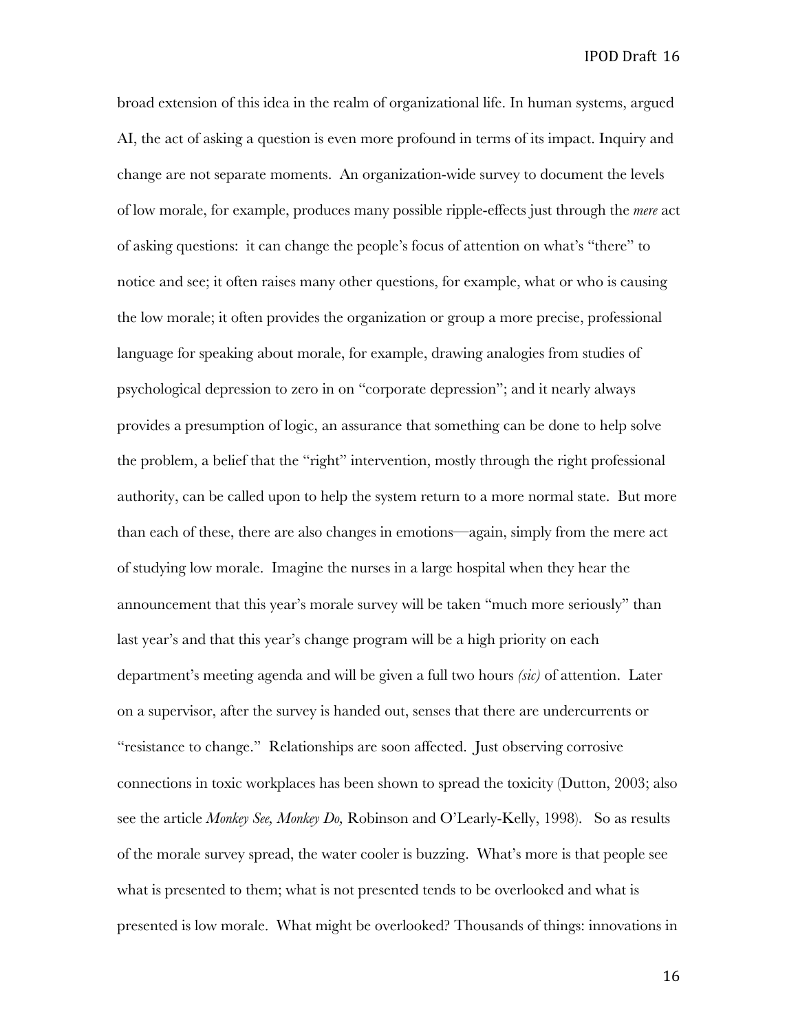broad extension of this idea in the realm of organizational life. In human systems, argued AI, the act of asking a question is even more profound in terms of its impact. Inquiry and change are not separate moments. An organization-wide survey to document the levels of low morale, for example, produces many possible ripple-effects just through the *mere* act of asking questions: it can change the people's focus of attention on what's "there" to notice and see; it often raises many other questions, for example, what or who is causing the low morale; it often provides the organization or group a more precise, professional language for speaking about morale, for example, drawing analogies from studies of psychological depression to zero in on "corporate depression"; and it nearly always provides a presumption of logic, an assurance that something can be done to help solve the problem, a belief that the "right" intervention, mostly through the right professional authority, can be called upon to help the system return to a more normal state. But more than each of these, there are also changes in emotions—again, simply from the mere act of studying low morale. Imagine the nurses in a large hospital when they hear the announcement that this year's morale survey will be taken "much more seriously" than last year's and that this year's change program will be a high priority on each department's meeting agenda and will be given a full two hours *(sic)* of attention. Later on a supervisor, after the survey is handed out, senses that there are undercurrents or "resistance to change." Relationships are soon affected. Just observing corrosive connections in toxic workplaces has been shown to spread the toxicity (Dutton, 2003; also see the article *Monkey See, Monkey Do,* Robinson and O'Learly-Kelly, 1998). So as results of the morale survey spread, the water cooler is buzzing. What's more is that people see what is presented to them; what is not presented tends to be overlooked and what is presented is low morale. What might be overlooked? Thousands of things: innovations in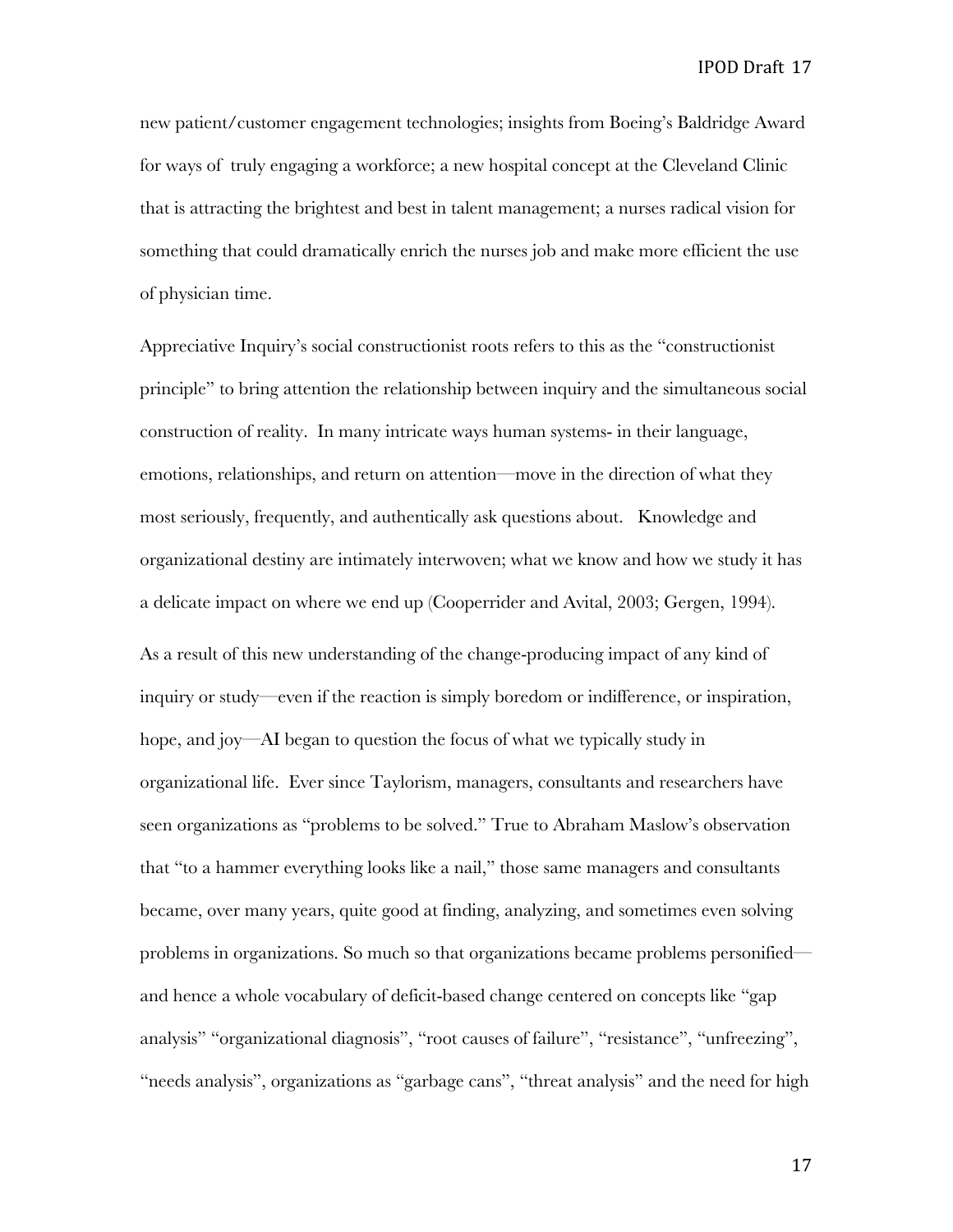new patient/customer engagement technologies; insights from Boeing's Baldridge Award for ways of truly engaging a workforce; a new hospital concept at the Cleveland Clinic that is attracting the brightest and best in talent management; a nurses radical vision for something that could dramatically enrich the nurses job and make more efficient the use of physician time.

Appreciative Inquiry's social constructionist roots refers to this as the "constructionist principle" to bring attention the relationship between inquiry and the simultaneous social construction of reality. In many intricate ways human systems- in their language, emotions, relationships, and return on attention—move in the direction of what they most seriously, frequently, and authentically ask questions about. Knowledge and organizational destiny are intimately interwoven; what we know and how we study it has a delicate impact on where we end up (Cooperrider and Avital, 2003; Gergen, 1994).

As a result of this new understanding of the change-producing impact of any kind of inquiry or study—even if the reaction is simply boredom or indifference, or inspiration, hope, and joy—AI began to question the focus of what we typically study in organizational life. Ever since Taylorism, managers, consultants and researchers have seen organizations as "problems to be solved." True to Abraham Maslow's observation that "to a hammer everything looks like a nail," those same managers and consultants became, over many years, quite good at finding, analyzing, and sometimes even solving problems in organizations. So much so that organizations became problems personified—and hence a whole vocabulary of deficit-based change centered on concepts like "gap analysis" "organizational diagnosis", "root causes of failure", "resistance", "unfreezing", "needs analysis", organizations as "garbage cans", "threat analysis" and the need for high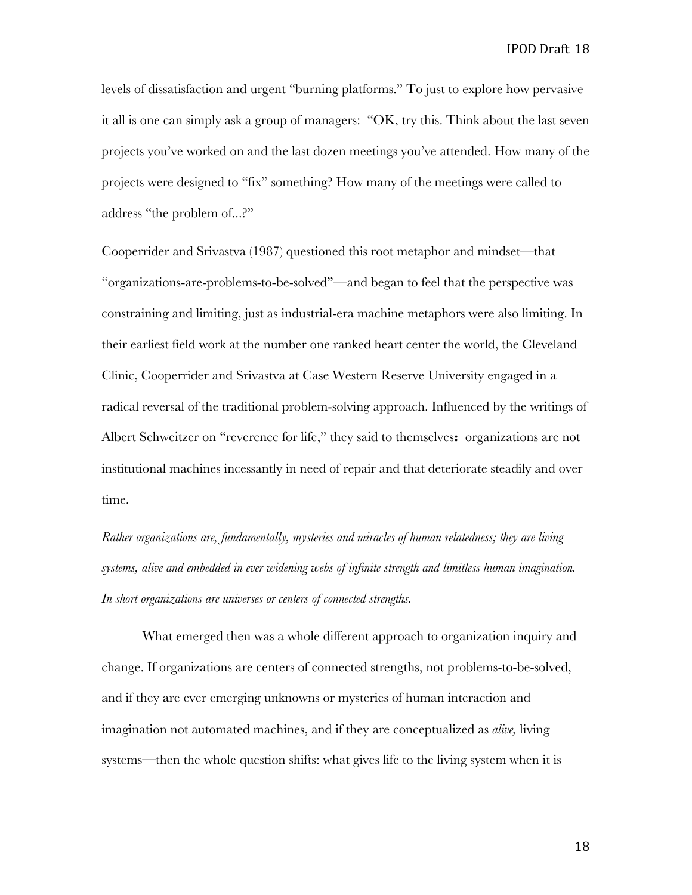levels of dissatisfaction and urgent "burning platforms." To just to explore how pervasive it all is one can simply ask a group of managers: "OK, try this. Think about the last seven projects you've worked on and the last dozen meetings you've attended. How many of the projects were designed to "fix" something? How many of the meetings were called to address "the problem of...?"

Cooperrider and Srivastva (1987) questioned this root metaphor and mindset—that "organizations-are-problems-to-be-solved"—and began to feel that the perspective was constraining and limiting, just as industrial-era machine metaphors were also limiting. In their earliest field work at the number one ranked heart center the world, the Cleveland Clinic, Cooperrider and Srivastva at Case Western Reserve University engaged in a radical reversal of the traditional problem-solving approach. Influenced by the writings of Albert Schweitzer on "reverence for life," they said to themselves**:** organizations are not institutional machines incessantly in need of repair and that deteriorate steadily and over time.

*Rather organizations are, fundamentally, mysteries and miracles of human relatedness; they are living systems, alive and embedded in ever widening webs of infinite strength and limitless human imagination. In short organizations are universes or centers of connected strengths.*

What emerged then was a whole different approach to organization inquiry and change. If organizations are centers of connected strengths, not problems-to-be-solved, and if they are ever emerging unknowns or mysteries of human interaction and imagination not automated machines, and if they are conceptualized as *alive,* living systems—then the whole question shifts: what gives life to the living system when it is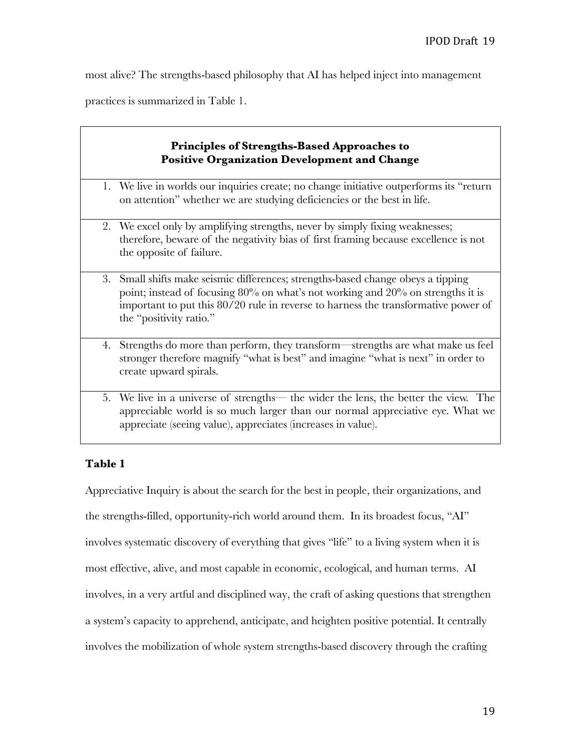most alive? The strengths-based philosophy that AI has helped inject into management practices is summarized in Table 1.

| **Principles of Strengths-Based Approaches to Positive Organization Development and Change** |
|---|
| 1. We live in worlds our inquiries create; no change initiative outperforms its "return on attention" whether we are studying deficiencies or the best in life. |
| 2. We excel only by amplifying strengths, never by simply fixing weaknesses; therefore, beware of the negativity bias of first framing because excellence is not the opposite of failure. |
| 3. Small shifts make seismic differences; strengths-based change obeys a tipping point; instead of focusing 80% on what's not working and 20% on strengths it is important to put this 80/20 rule in reverse to harness the transformative power of the "positivity ratio." |
| 4. Strengths do more than perform, they transform—strengths are what make us feel stronger therefore magnify "what is best" and imagine "what is next" in order to create upward spirals. |
| 5. We live in a universe of strengths— the wider the lens, the better the view. The appreciable world is so much larger than our normal appreciative eye. What we appreciate (seeing value), appreciates (increases in value). |

**Table 1**

Appreciative Inquiry is about the search for the best in people, their organizations, and the strengths-filled, opportunity-rich world around them. In its broadest focus, "AI" involves systematic discovery of everything that gives "life" to a living system when it is most effective, alive, and most capable in economic, ecological, and human terms. AI involves, in a very artful and disciplined way, the craft of asking questions that strengthen a system's capacity to apprehend, anticipate, and heighten positive potential. It centrally involves the mobilization of whole system strengths-based discovery through the crafting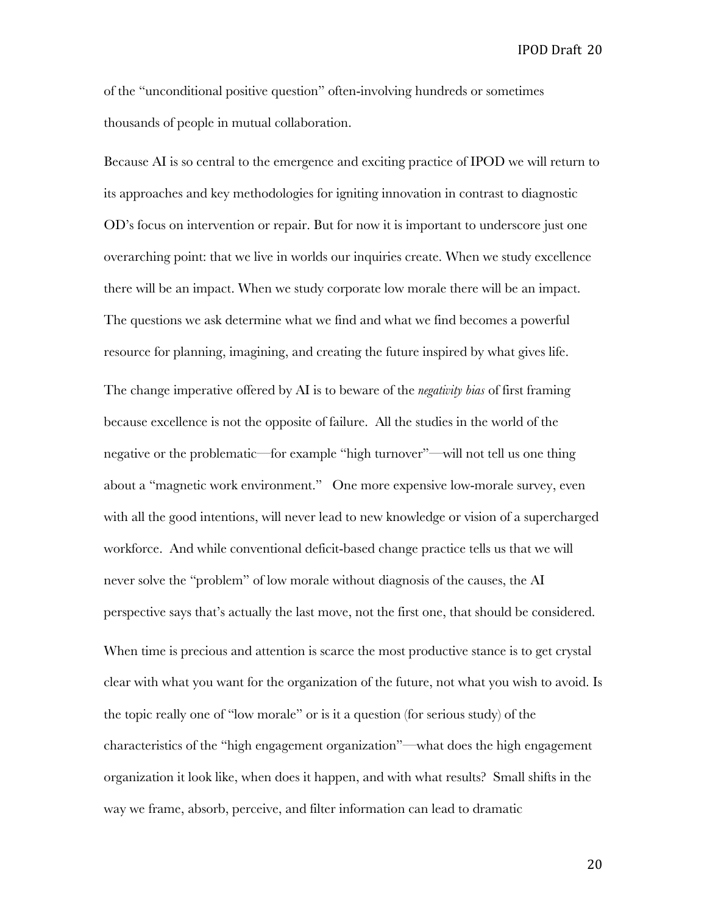of the "unconditional positive question" often-involving hundreds or sometimes thousands of people in mutual collaboration.

Because AI is so central to the emergence and exciting practice of IPOD we will return to its approaches and key methodologies for igniting innovation in contrast to diagnostic OD's focus on intervention or repair. But for now it is important to underscore just one overarching point: that we live in worlds our inquiries create. When we study excellence there will be an impact. When we study corporate low morale there will be an impact. The questions we ask determine what we find and what we find becomes a powerful resource for planning, imagining, and creating the future inspired by what gives life.

The change imperative offered by AI is to beware of the *negativity bias* of first framing because excellence is not the opposite of failure. All the studies in the world of the negative or the problematic—for example "high turnover"—will not tell us one thing about a "magnetic work environment." One more expensive low-morale survey, even with all the good intentions, will never lead to new knowledge or vision of a supercharged workforce. And while conventional deficit-based change practice tells us that we will never solve the "problem" of low morale without diagnosis of the causes, the AI perspective says that's actually the last move, not the first one, that should be considered.

When time is precious and attention is scarce the most productive stance is to get crystal clear with what you want for the organization of the future, not what you wish to avoid. Is the topic really one of "low morale" or is it a question (for serious study) of the characteristics of the "high engagement organization"—what does the high engagement organization it look like, when does it happen, and with what results? Small shifts in the way we frame, absorb, perceive, and filter information can lead to dramatic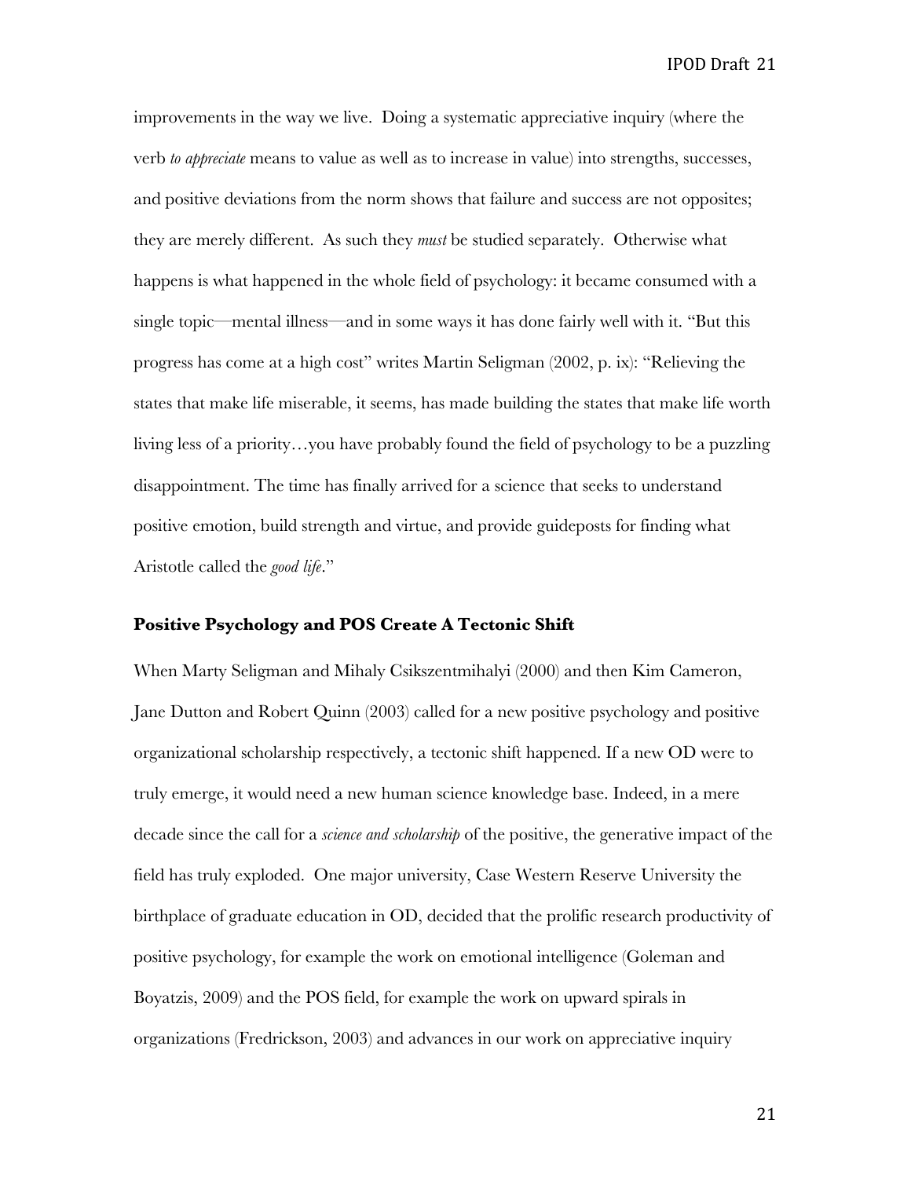improvements in the way we live. Doing a systematic appreciative inquiry (where the verb *to appreciate* means to value as well as to increase in value) into strengths, successes, and positive deviations from the norm shows that failure and success are not opposites; they are merely different. As such they *must* be studied separately. Otherwise what happens is what happened in the whole field of psychology: it became consumed with a single topic—mental illness—and in some ways it has done fairly well with it. "But this progress has come at a high cost" writes Martin Seligman (2002, p. ix): "Relieving the states that make life miserable, it seems, has made building the states that make life worth living less of a priority…you have probably found the field of psychology to be a puzzling disappointment. The time has finally arrived for a science that seeks to understand positive emotion, build strength and virtue, and provide guideposts for finding what Aristotle called the *good life*."

### Positive Psychology and POS Create A Tectonic Shift

When Marty Seligman and Mihaly Csikszentmihalyi (2000) and then Kim Cameron, Jane Dutton and Robert Quinn (2003) called for a new positive psychology and positive organizational scholarship respectively, a tectonic shift happened. If a new OD were to truly emerge, it would need a new human science knowledge base. Indeed, in a mere decade since the call for a *science and scholarship* of the positive, the generative impact of the field has truly exploded. One major university, Case Western Reserve University the birthplace of graduate education in OD, decided that the prolific research productivity of positive psychology, for example the work on emotional intelligence (Goleman and Boyatzis, 2009) and the POS field, for example the work on upward spirals in organizations (Fredrickson, 2003) and advances in our work on appreciative inquiry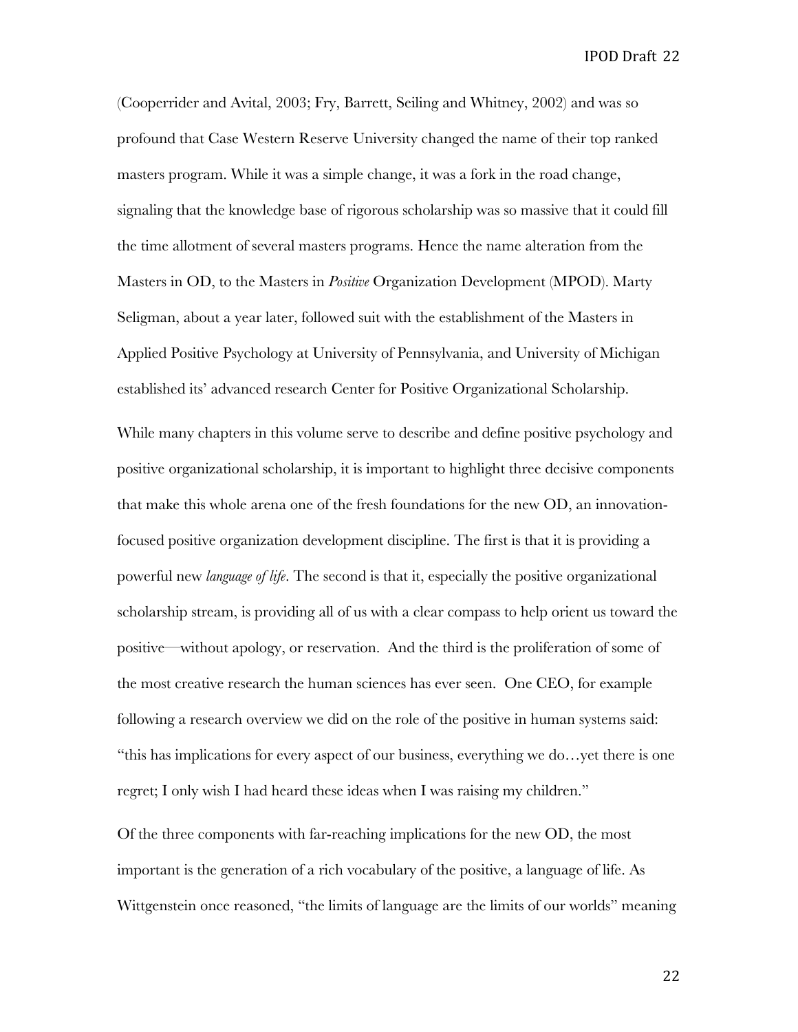(Cooperrider and Avital, 2003; Fry, Barrett, Seiling and Whitney, 2002) and was so profound that Case Western Reserve University changed the name of their top ranked masters program. While it was a simple change, it was a fork in the road change, signaling that the knowledge base of rigorous scholarship was so massive that it could fill the time allotment of several masters programs. Hence the name alteration from the Masters in OD, to the Masters in *Positive* Organization Development (MPOD). Marty Seligman, about a year later, followed suit with the establishment of the Masters in Applied Positive Psychology at University of Pennsylvania, and University of Michigan established its' advanced research Center for Positive Organizational Scholarship.

While many chapters in this volume serve to describe and define positive psychology and positive organizational scholarship, it is important to highlight three decisive components that make this whole arena one of the fresh foundations for the new OD, an innovation-focused positive organization development discipline. The first is that it is providing a powerful new *language of life*. The second is that it, especially the positive organizational scholarship stream, is providing all of us with a clear compass to help orient us toward the positive—without apology, or reservation. And the third is the proliferation of some of the most creative research the human sciences has ever seen. One CEO, for example following a research overview we did on the role of the positive in human systems said: "this has implications for every aspect of our business, everything we do…yet there is one regret; I only wish I had heard these ideas when I was raising my children."

Of the three components with far-reaching implications for the new OD, the most important is the generation of a rich vocabulary of the positive, a language of life. As Wittgenstein once reasoned, "the limits of language are the limits of our worlds" meaning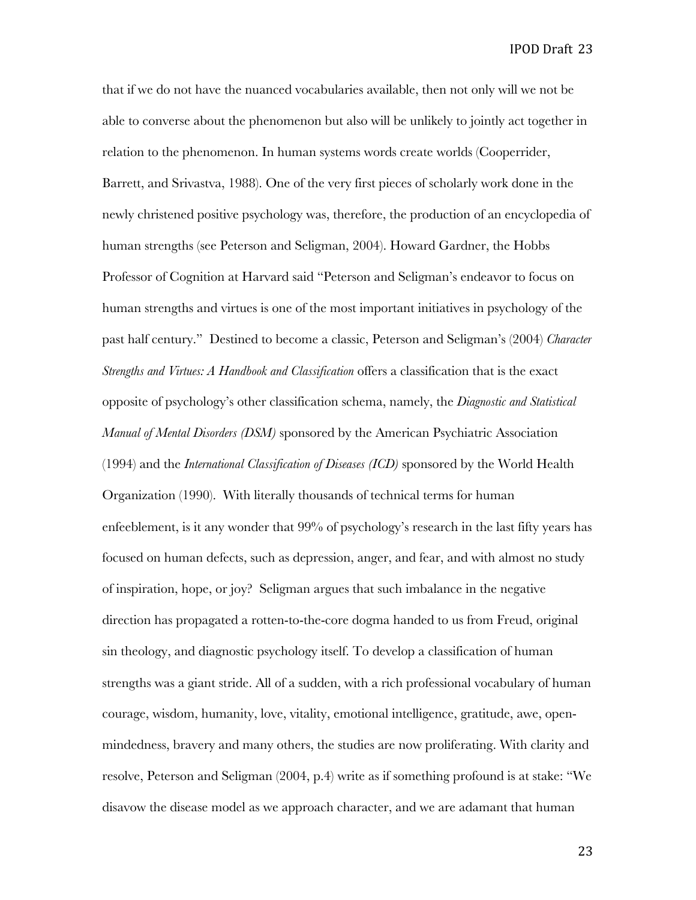that if we do not have the nuanced vocabularies available, then not only will we not be able to converse about the phenomenon but also will be unlikely to jointly act together in relation to the phenomenon. In human systems words create worlds (Cooperrider, Barrett, and Srivastva, 1988). One of the very first pieces of scholarly work done in the newly christened positive psychology was, therefore, the production of an encyclopedia of human strengths (see Peterson and Seligman, 2004). Howard Gardner, the Hobbs Professor of Cognition at Harvard said "Peterson and Seligman's endeavor to focus on human strengths and virtues is one of the most important initiatives in psychology of the past half century." Destined to become a classic, Peterson and Seligman's (2004) *Character Strengths and Virtues: A Handbook and Classification* offers a classification that is the exact opposite of psychology's other classification schema, namely, the *Diagnostic and Statistical Manual of Mental Disorders (DSM)* sponsored by the American Psychiatric Association (1994) and the *International Classification of Diseases (ICD)* sponsored by the World Health Organization (1990). With literally thousands of technical terms for human enfeeblement, is it any wonder that 99% of psychology's research in the last fifty years has focused on human defects, such as depression, anger, and fear, and with almost no study of inspiration, hope, or joy? Seligman argues that such imbalance in the negative direction has propagated a rotten-to-the-core dogma handed to us from Freud, original sin theology, and diagnostic psychology itself. To develop a classification of human strengths was a giant stride. All of a sudden, with a rich professional vocabulary of human courage, wisdom, humanity, love, vitality, emotional intelligence, gratitude, awe, open-mindedness, bravery and many others, the studies are now proliferating. With clarity and resolve, Peterson and Seligman (2004, p.4) write as if something profound is at stake: "We disavow the disease model as we approach character, and we are adamant that human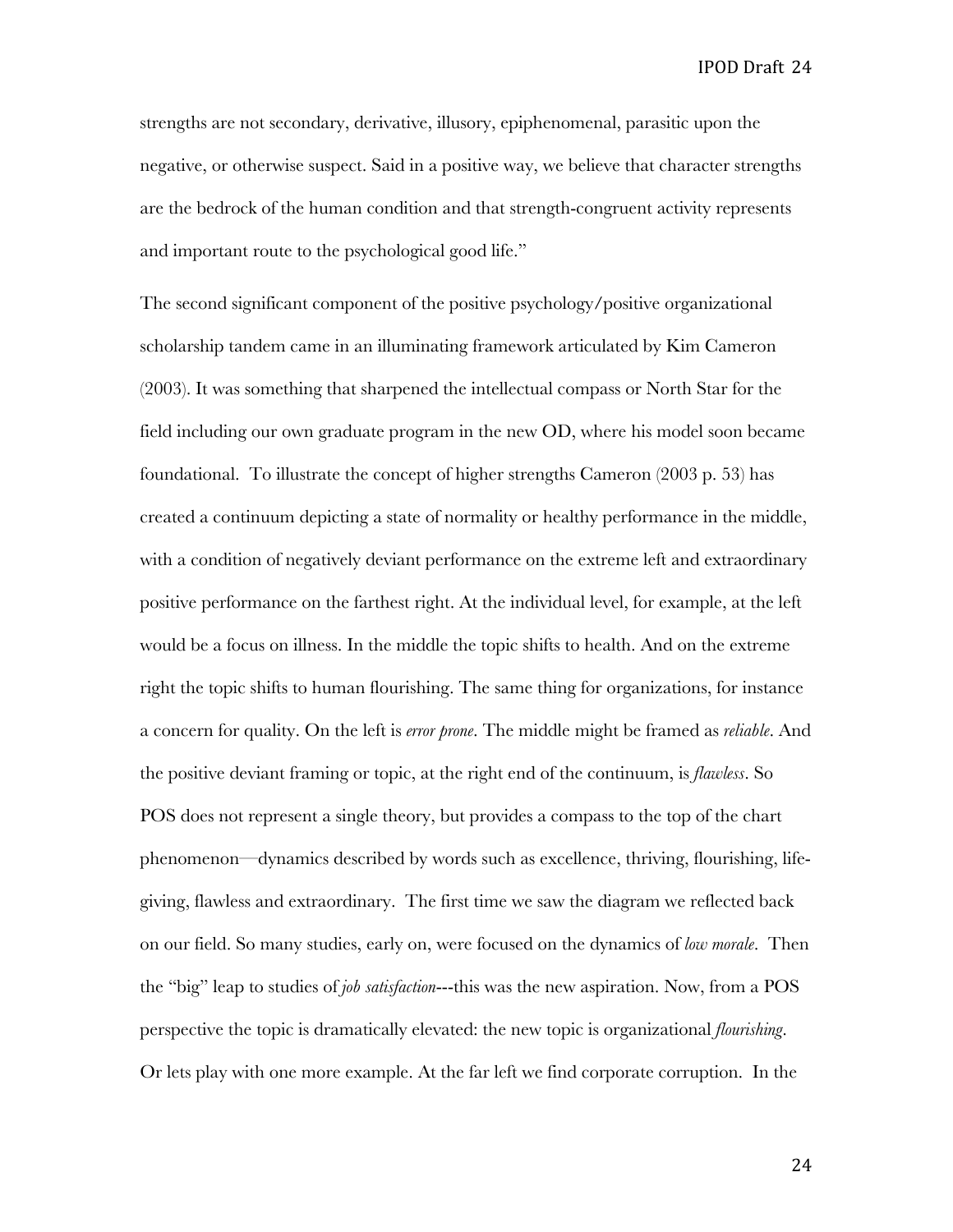strengths are not secondary, derivative, illusory, epiphenomenal, parasitic upon the negative, or otherwise suspect. Said in a positive way, we believe that character strengths are the bedrock of the human condition and that strength-congruent activity represents and important route to the psychological good life."

The second significant component of the positive psychology/positive organizational scholarship tandem came in an illuminating framework articulated by Kim Cameron (2003). It was something that sharpened the intellectual compass or North Star for the field including our own graduate program in the new OD, where his model soon became foundational. To illustrate the concept of higher strengths Cameron (2003 p. 53) has created a continuum depicting a state of normality or healthy performance in the middle, with a condition of negatively deviant performance on the extreme left and extraordinary positive performance on the farthest right. At the individual level, for example, at the left would be a focus on illness. In the middle the topic shifts to health. And on the extreme right the topic shifts to human flourishing. The same thing for organizations, for instance a concern for quality. On the left is *error prone*. The middle might be framed as *reliable*. And the positive deviant framing or topic, at the right end of the continuum, is *flawless*. So POS does not represent a single theory, but provides a compass to the top of the chart phenomenon—dynamics described by words such as excellence, thriving, flourishing, life-giving, flawless and extraordinary. The first time we saw the diagram we reflected back on our field. So many studies, early on, were focused on the dynamics of *low morale*. Then the "big" leap to studies of *job satisfaction*---this was the new aspiration. Now, from a POS perspective the topic is dramatically elevated: the new topic is organizational *flourishing*. Or lets play with one more example. At the far left we find corporate corruption. In the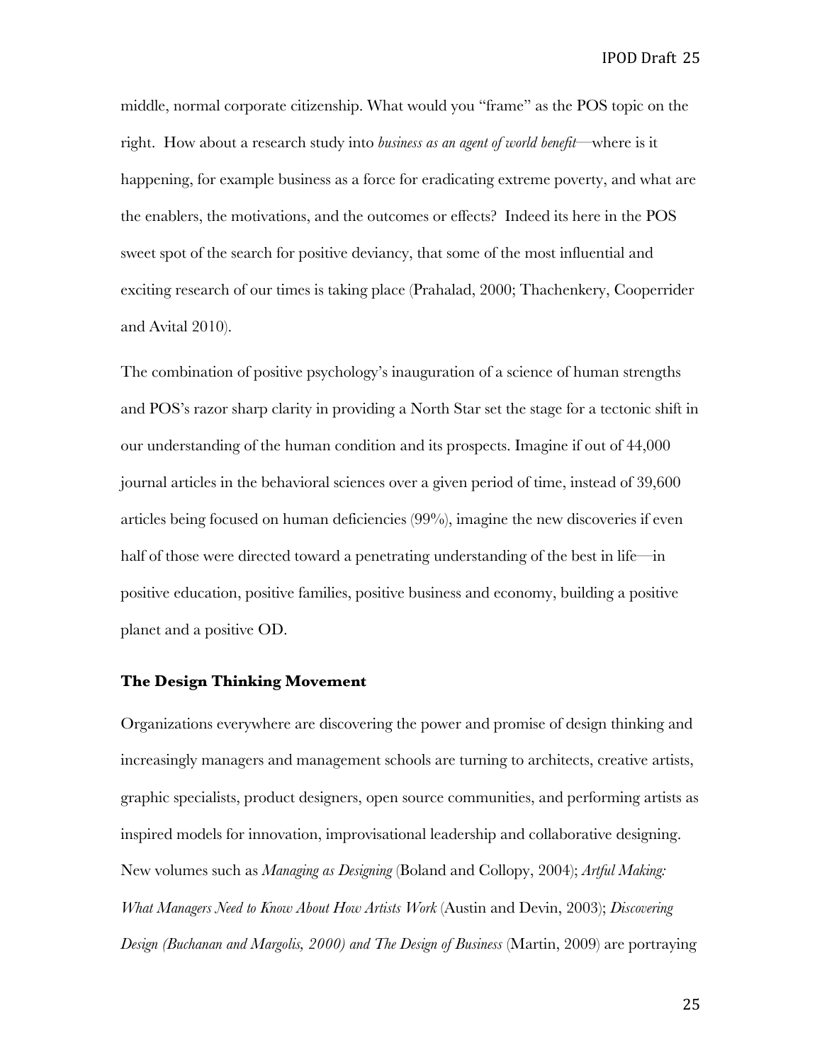middle, normal corporate citizenship. What would you "frame" as the POS topic on the right. How about a research study into *business as an agent of world benefit*—where is it happening, for example business as a force for eradicating extreme poverty, and what are the enablers, the motivations, and the outcomes or effects? Indeed its here in the POS sweet spot of the search for positive deviancy, that some of the most influential and exciting research of our times is taking place (Prahalad, 2000; Thachenkery, Cooperrider and Avital 2010).

The combination of positive psychology's inauguration of a science of human strengths and POS's razor sharp clarity in providing a North Star set the stage for a tectonic shift in our understanding of the human condition and its prospects. Imagine if out of 44,000 journal articles in the behavioral sciences over a given period of time, instead of 39,600 articles being focused on human deficiencies (99%), imagine the new discoveries if even half of those were directed toward a penetrating understanding of the best in life—in positive education, positive families, positive business and economy, building a positive planet and a positive OD.

### The Design Thinking Movement

Organizations everywhere are discovering the power and promise of design thinking and increasingly managers and management schools are turning to architects, creative artists, graphic specialists, product designers, open source communities, and performing artists as inspired models for innovation, improvisational leadership and collaborative designing. New volumes such as *Managing as Designing* (Boland and Collopy, 2004); *Artful Making: What Managers Need to Know About How Artists Work* (Austin and Devin, 2003); *Discovering Design (Buchanan and Margolis, 2000) and The Design of Business* (Martin, 2009) are portraying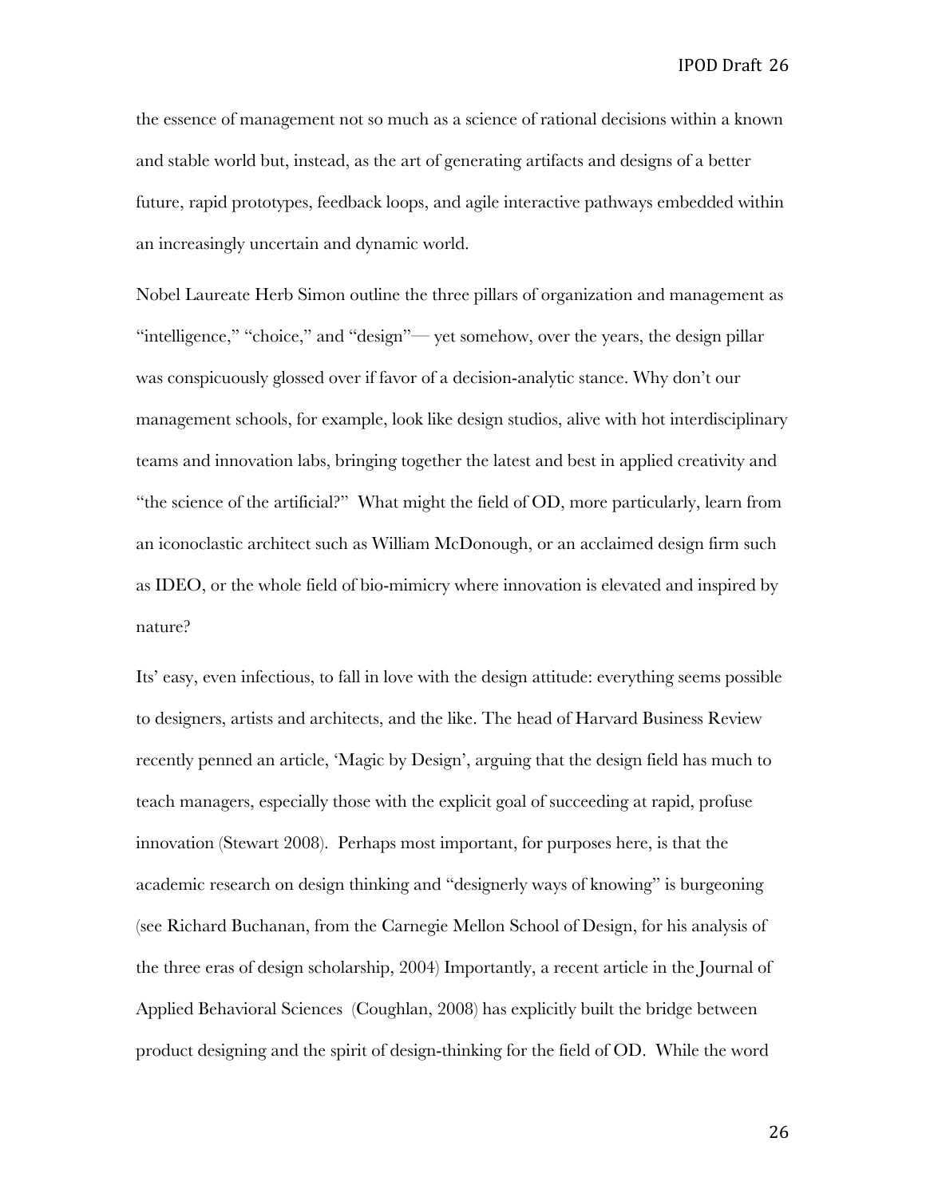the essence of management not so much as a science of rational decisions within a known and stable world but, instead, as the art of generating artifacts and designs of a better future, rapid prototypes, feedback loops, and agile interactive pathways embedded within an increasingly uncertain and dynamic world.

Nobel Laureate Herb Simon outline the three pillars of organization and management as "intelligence," "choice," and "design"— yet somehow, over the years, the design pillar was conspicuously glossed over if favor of a decision-analytic stance. Why don't our management schools, for example, look like design studios, alive with hot interdisciplinary teams and innovation labs, bringing together the latest and best in applied creativity and "the science of the artificial?" What might the field of OD, more particularly, learn from an iconoclastic architect such as William McDonough, or an acclaimed design firm such as IDEO, or the whole field of bio-mimicry where innovation is elevated and inspired by nature?

Its' easy, even infectious, to fall in love with the design attitude: everything seems possible to designers, artists and architects, and the like. The head of Harvard Business Review recently penned an article, 'Magic by Design', arguing that the design field has much to teach managers, especially those with the explicit goal of succeeding at rapid, profuse innovation (Stewart 2008). Perhaps most important, for purposes here, is that the academic research on design thinking and "designerly ways of knowing" is burgeoning (see Richard Buchanan, from the Carnegie Mellon School of Design, for his analysis of the three eras of design scholarship, 2004) Importantly, a recent article in the Journal of Applied Behavioral Sciences (Coughlan, 2008) has explicitly built the bridge between product designing and the spirit of design-thinking for the field of OD. While the word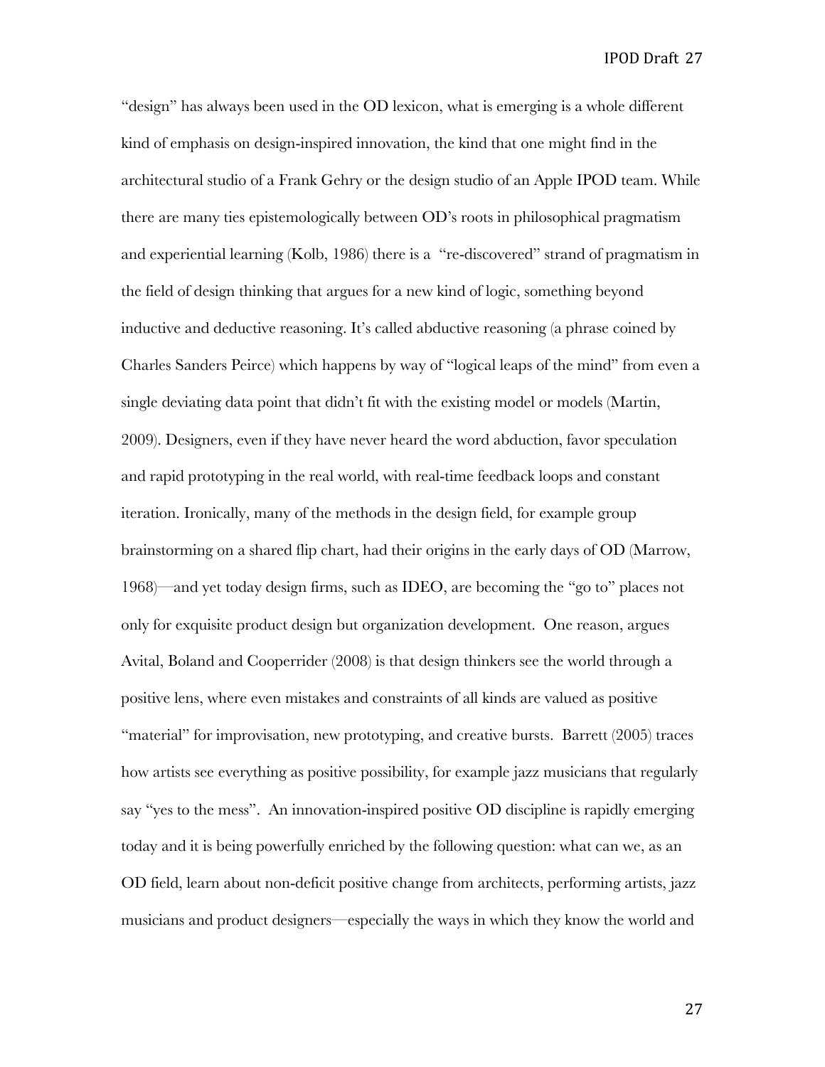"design" has always been used in the OD lexicon, what is emerging is a whole different kind of emphasis on design-inspired innovation, the kind that one might find in the architectural studio of a Frank Gehry or the design studio of an Apple IPOD team. While there are many ties epistemologically between OD's roots in philosophical pragmatism and experiential learning (Kolb, 1986) there is a "re-discovered" strand of pragmatism in the field of design thinking that argues for a new kind of logic, something beyond inductive and deductive reasoning. It's called abductive reasoning (a phrase coined by Charles Sanders Peirce) which happens by way of "logical leaps of the mind" from even a single deviating data point that didn't fit with the existing model or models (Martin, 2009). Designers, even if they have never heard the word abduction, favor speculation and rapid prototyping in the real world, with real-time feedback loops and constant iteration. Ironically, many of the methods in the design field, for example group brainstorming on a shared flip chart, had their origins in the early days of OD (Marrow, 1968)—and yet today design firms, such as IDEO, are becoming the "go to" places not only for exquisite product design but organization development. One reason, argues Avital, Boland and Cooperrider (2008) is that design thinkers see the world through a positive lens, where even mistakes and constraints of all kinds are valued as positive "material" for improvisation, new prototyping, and creative bursts. Barrett (2005) traces how artists see everything as positive possibility, for example jazz musicians that regularly say "yes to the mess". An innovation-inspired positive OD discipline is rapidly emerging today and it is being powerfully enriched by the following question: what can we, as an OD field, learn about non-deficit positive change from architects, performing artists, jazz musicians and product designers—especially the ways in which they know the world and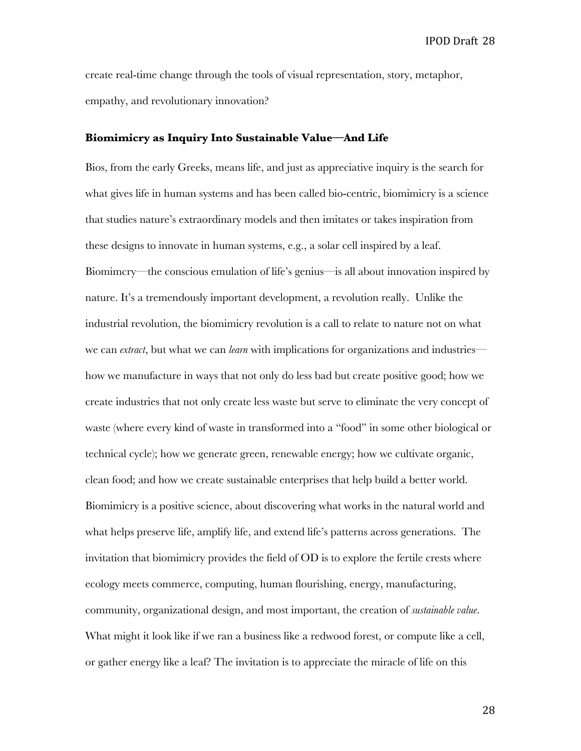create real-time change through the tools of visual representation, story, metaphor, empathy, and revolutionary innovation?

### Biomimicry as Inquiry Into Sustainable Value—And Life

Bios, from the early Greeks, means life, and just as appreciative inquiry is the search for what gives life in human systems and has been called bio-centric, biomimicry is a science that studies nature's extraordinary models and then imitates or takes inspiration from these designs to innovate in human systems, e.g., a solar cell inspired by a leaf. Biomimcry—the conscious emulation of life's genius—is all about innovation inspired by nature. It's a tremendously important development, a revolution really. Unlike the industrial revolution, the biomimicry revolution is a call to relate to nature not on what we can *extract*, but what we can *learn* with implications for organizations and industries—how we manufacture in ways that not only do less bad but create positive good; how we create industries that not only create less waste but serve to eliminate the very concept of waste (where every kind of waste in transformed into a "food" in some other biological or technical cycle); how we generate green, renewable energy; how we cultivate organic, clean food; and how we create sustainable enterprises that help build a better world. Biomimicry is a positive science, about discovering what works in the natural world and what helps preserve life, amplify life, and extend life's patterns across generations. The invitation that biomimicry provides the field of OD is to explore the fertile crests where ecology meets commerce, computing, human flourishing, energy, manufacturing, community, organizational design, and most important, the creation of *sustainable value*. What might it look like if we ran a business like a redwood forest, or compute like a cell, or gather energy like a leaf? The invitation is to appreciate the miracle of life on this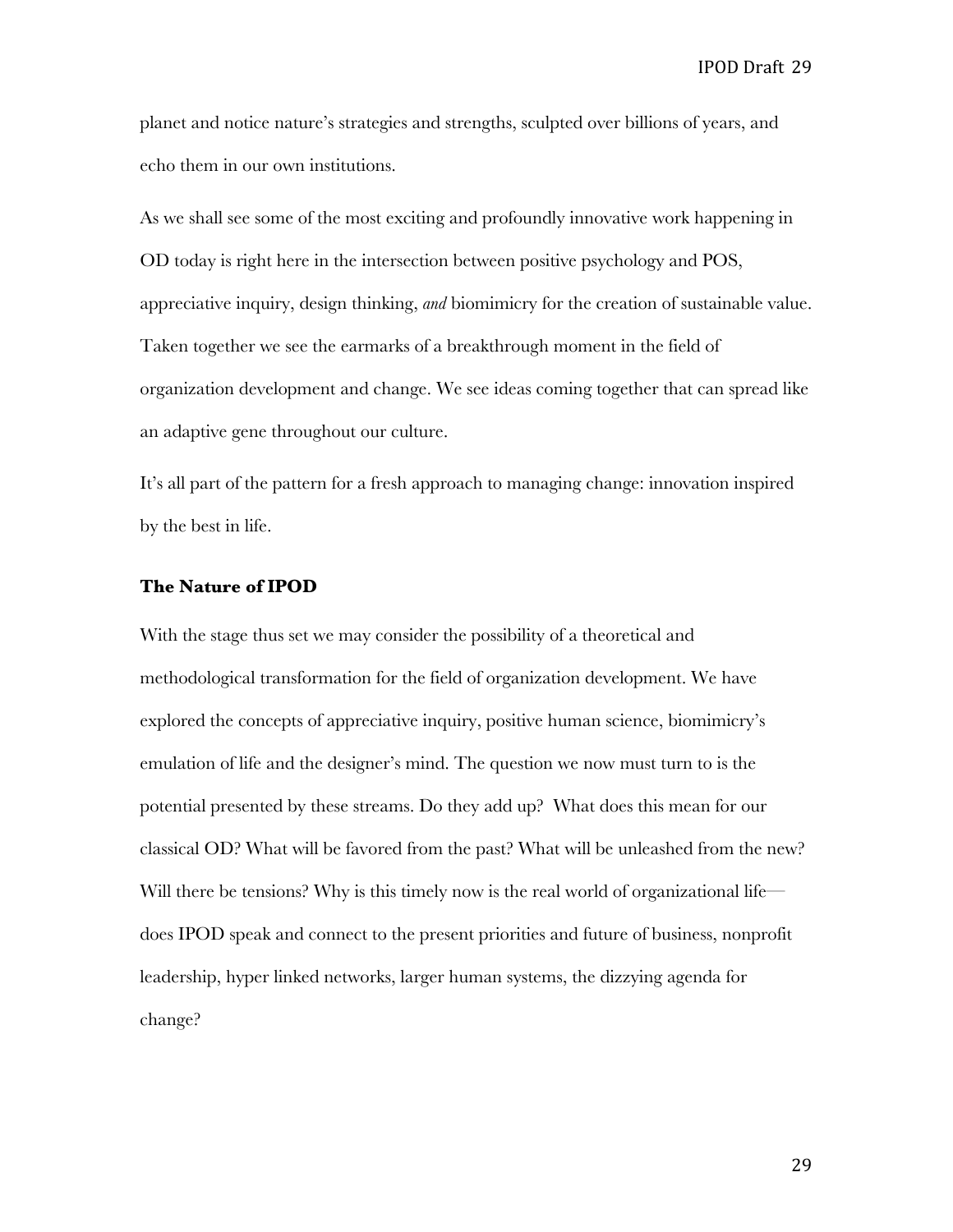planet and notice nature's strategies and strengths, sculpted over billions of years, and echo them in our own institutions.

As we shall see some of the most exciting and profoundly innovative work happening in OD today is right here in the intersection between positive psychology and POS, appreciative inquiry, design thinking, *and* biomimicry for the creation of sustainable value. Taken together we see the earmarks of a breakthrough moment in the field of organization development and change. We see ideas coming together that can spread like an adaptive gene throughout our culture.

It's all part of the pattern for a fresh approach to managing change: innovation inspired by the best in life.

### The Nature of IPOD

With the stage thus set we may consider the possibility of a theoretical and methodological transformation for the field of organization development. We have explored the concepts of appreciative inquiry, positive human science, biomimicry's emulation of life and the designer's mind. The question we now must turn to is the potential presented by these streams. Do they add up? What does this mean for our classical OD? What will be favored from the past? What will be unleashed from the new? Will there be tensions? Why is this timely now is the real world of organizational life—does IPOD speak and connect to the present priorities and future of business, nonprofit leadership, hyper linked networks, larger human systems, the dizzying agenda for change?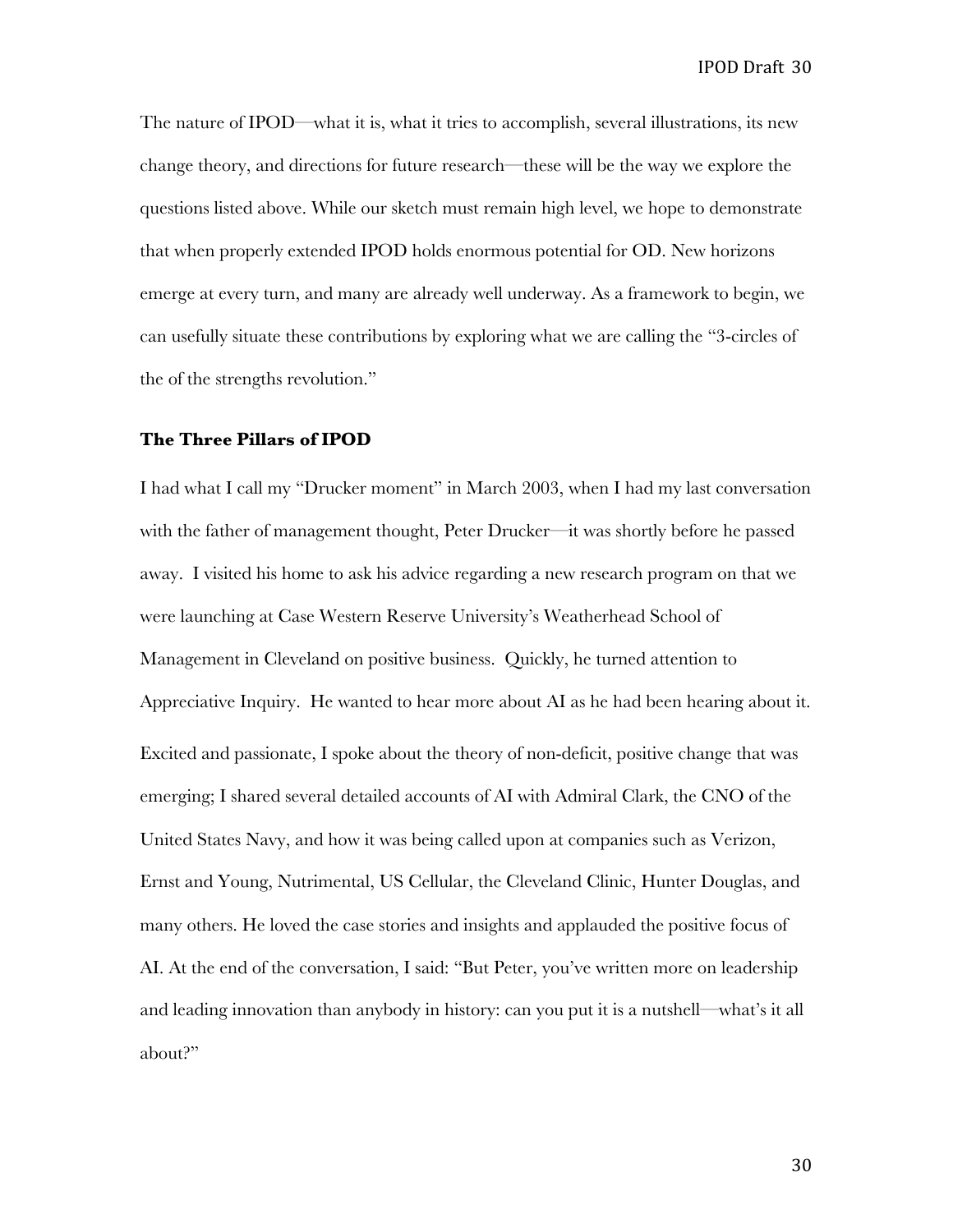The nature of IPOD—what it is, what it tries to accomplish, several illustrations, its new change theory, and directions for future research—these will be the way we explore the questions listed above. While our sketch must remain high level, we hope to demonstrate that when properly extended IPOD holds enormous potential for OD. New horizons emerge at every turn, and many are already well underway. As a framework to begin, we can usefully situate these contributions by exploring what we are calling the "3-circles of the of the strengths revolution."

### The Three Pillars of IPOD

I had what I call my "Drucker moment" in March 2003, when I had my last conversation with the father of management thought, Peter Drucker—it was shortly before he passed away. I visited his home to ask his advice regarding a new research program on that we were launching at Case Western Reserve University's Weatherhead School of Management in Cleveland on positive business. Quickly, he turned attention to Appreciative Inquiry. He wanted to hear more about AI as he had been hearing about it. Excited and passionate, I spoke about the theory of non-deficit, positive change that was emerging; I shared several detailed accounts of AI with Admiral Clark, the CNO of the United States Navy, and how it was being called upon at companies such as Verizon, Ernst and Young, Nutrimental, US Cellular, the Cleveland Clinic, Hunter Douglas, and many others. He loved the case stories and insights and applauded the positive focus of AI. At the end of the conversation, I said: "But Peter, you've written more on leadership and leading innovation than anybody in history: can you put it is a nutshell—what's it all about?"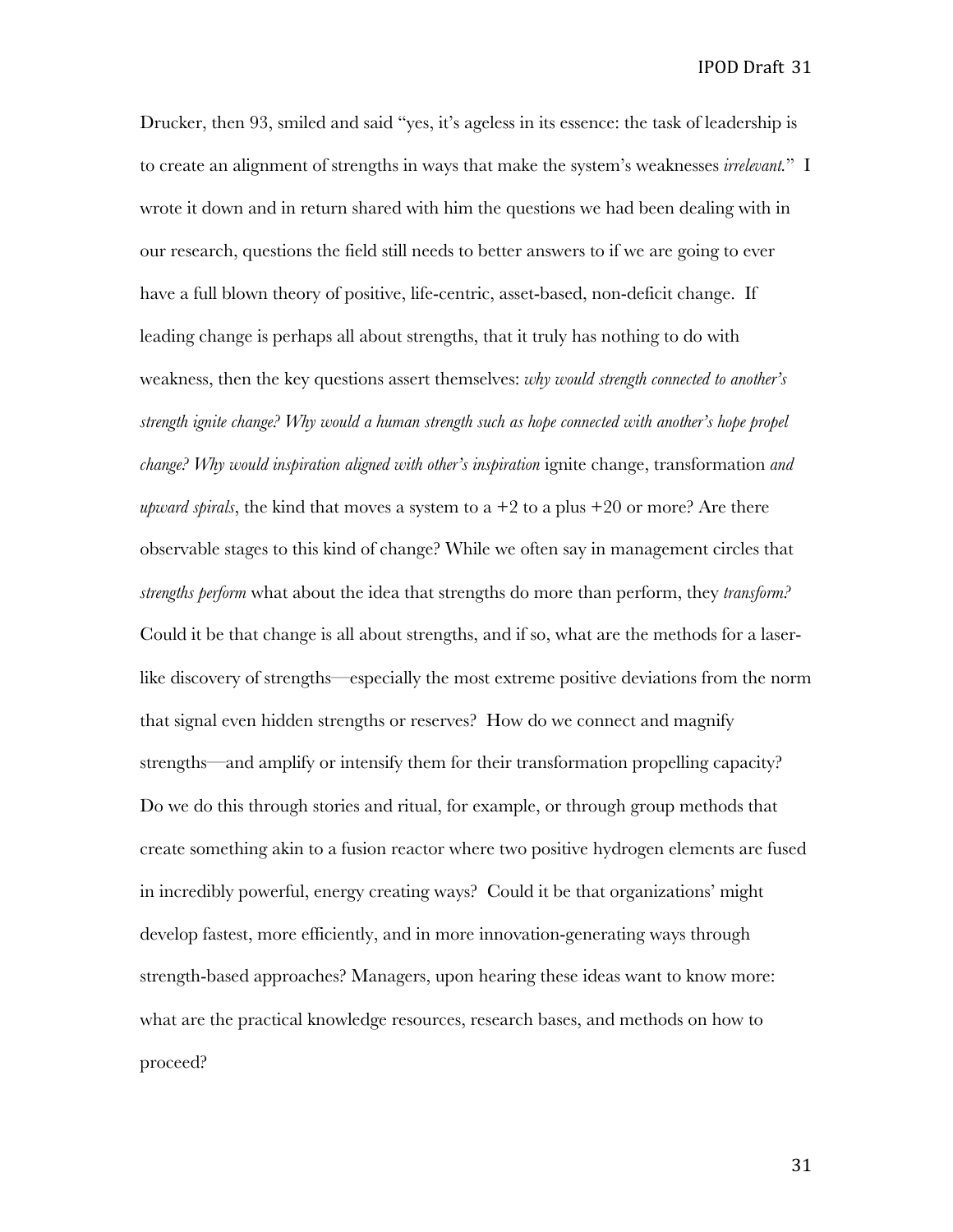Drucker, then 93, smiled and said "yes, it's ageless in its essence: the task of leadership is to create an alignment of strengths in ways that make the system's weaknesses *irrelevant*." I wrote it down and in return shared with him the questions we had been dealing with in our research, questions the field still needs to better answers to if we are going to ever have a full blown theory of positive, life-centric, asset-based, non-deficit change. If leading change is perhaps all about strengths, that it truly has nothing to do with weakness, then the key questions assert themselves: *why would strength connected to another's strength ignite change? Why would a human strength such as hope connected with another's hope propel change? Why would inspiration aligned with other's inspiration* ignite change, transformation *and upward spirals*, the kind that moves a system to a +2 to a plus +20 or more? Are there observable stages to this kind of change? While we often say in management circles that *strengths perform* what about the idea that strengths do more than perform, they *transform?* Could it be that change is all about strengths, and if so, what are the methods for a laser-like discovery of strengths—especially the most extreme positive deviations from the norm that signal even hidden strengths or reserves? How do we connect and magnify strengths—and amplify or intensify them for their transformation propelling capacity? Do we do this through stories and ritual, for example, or through group methods that create something akin to a fusion reactor where two positive hydrogen elements are fused in incredibly powerful, energy creating ways? Could it be that organizations' might develop fastest, more efficiently, and in more innovation-generating ways through strength-based approaches? Managers, upon hearing these ideas want to know more: what are the practical knowledge resources, research bases, and methods on how to proceed?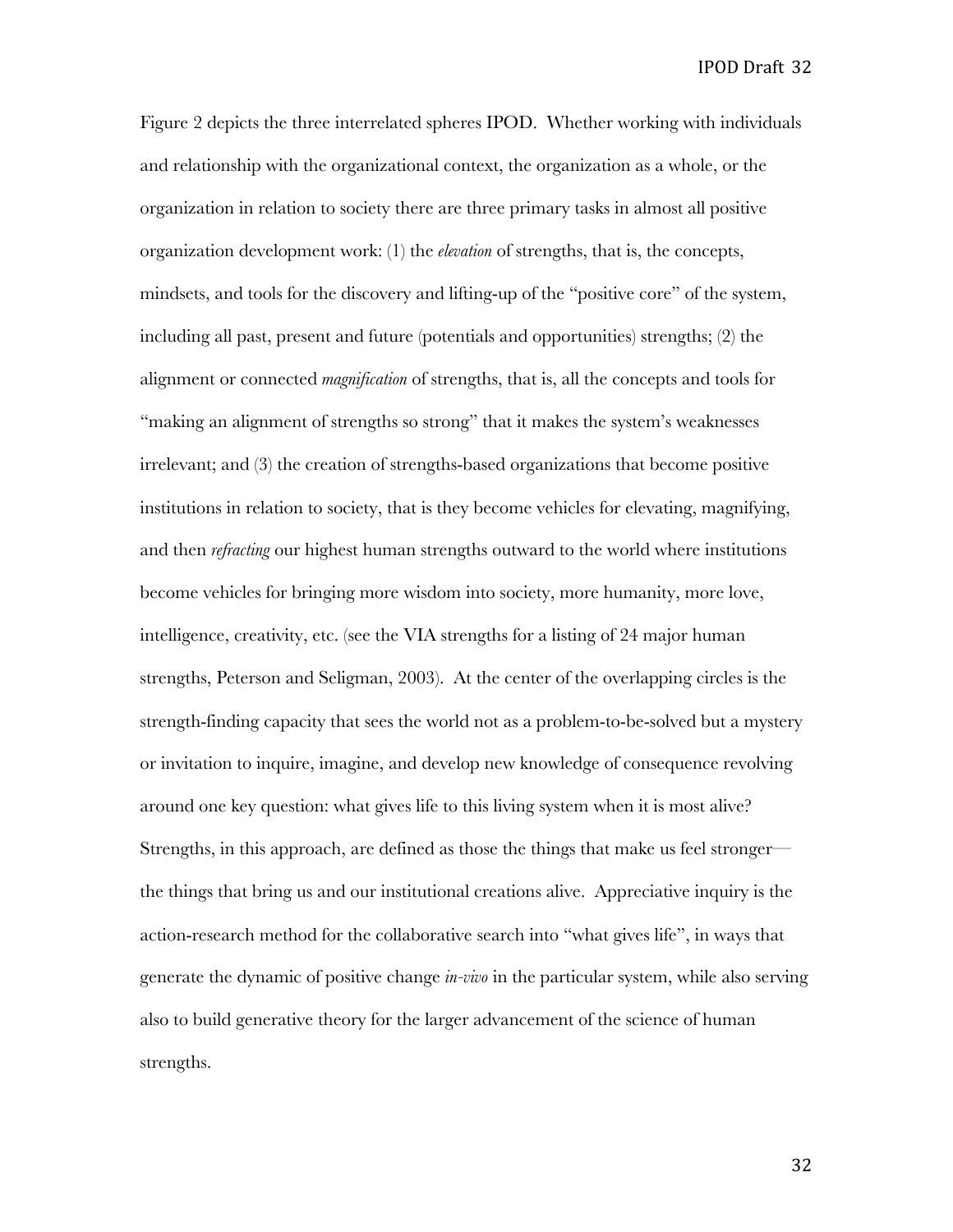Figure 2 depicts the three interrelated spheres IPOD. Whether working with individuals and relationship with the organizational context, the organization as a whole, or the organization in relation to society there are three primary tasks in almost all positive organization development work: (1) the *elevation* of strengths, that is, the concepts, mindsets, and tools for the discovery and lifting-up of the "positive core" of the system, including all past, present and future (potentials and opportunities) strengths; (2) the alignment or connected *magnification* of strengths, that is, all the concepts and tools for "making an alignment of strengths so strong" that it makes the system's weaknesses irrelevant; and (3) the creation of strengths-based organizations that become positive institutions in relation to society, that is they become vehicles for elevating, magnifying, and then *refracting* our highest human strengths outward to the world where institutions become vehicles for bringing more wisdom into society, more humanity, more love, intelligence, creativity, etc. (see the VIA strengths for a listing of 24 major human strengths, Peterson and Seligman, 2003). At the center of the overlapping circles is the strength-finding capacity that sees the world not as a problem-to-be-solved but a mystery or invitation to inquire, imagine, and develop new knowledge of consequence revolving around one key question: what gives life to this living system when it is most alive? Strengths, in this approach, are defined as those the things that make us feel stronger—the things that bring us and our institutional creations alive. Appreciative inquiry is the action-research method for the collaborative search into "what gives life", in ways that generate the dynamic of positive change *in-vivo* in the particular system, while also serving also to build generative theory for the larger advancement of the science of human strengths.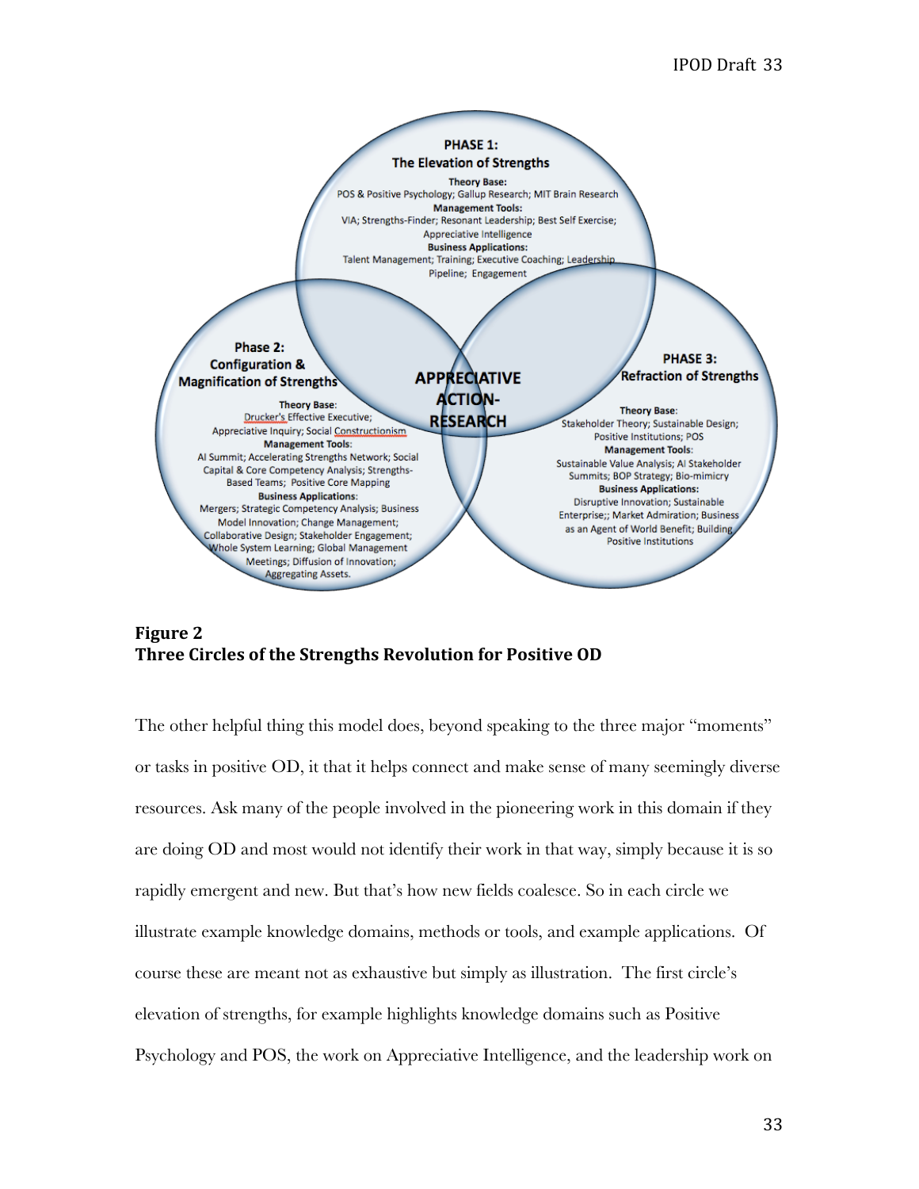PHASE 1:
The Elevation of Strengths

**Theory Base:**
POS & Positive Psychology; Gallup Research; MIT Brain Research
**Management Tools:**
VIA; Strengths-Finder; Resonant Leadership; Best Self Exercise; Appreciative Intelligence
**Business Applications:**
Talent Management; Training; Executive Coaching; Leadership Pipeline; Engagement

Phase 2:
Configuration & Magnification of Strengths

**Theory Base:**
Drucker's Effective Executive; Appreciative Inquiry; Social Constructionism
**Management Tools:**
AI Summit; Accelerating Strengths Network; Social Capital & Core Competency Analysis; Strengths-Based Teams; Positive Core Mapping
**Business Applications:**
Mergers; Strategic Competency Analysis; Business Model Innovation; Change Management; Collaborative Design; Stakeholder Engagement; Whole System Learning; Global Management Meetings; Diffusion of Innovation; Aggregating Assets.

APPRECIATIVE ACTION-RESEARCH

PHASE 3:
Refraction of Strengths

**Theory Base:**
Stakeholder Theory; Sustainable Design; Positive Institutions; POS
**Management Tools:**
Sustainable Value Analysis; AI Stakeholder Summits; BOP Strategy; Bio-mimicry
**Business Applications:**
Disruptive Innovation; Sustainable Enterprise;; Market Admiration; Business as an Agent of World Benefit; Building Positive Institutions

**Figure 2**
**Three Circles of the Strengths Revolution for Positive OD**

The other helpful thing this model does, beyond speaking to the three major "moments" or tasks in positive OD, it that it helps connect and make sense of many seemingly diverse resources. Ask many of the people involved in the pioneering work in this domain if they are doing OD and most would not identify their work in that way, simply because it is so rapidly emergent and new. But that's how new fields coalesce. So in each circle we illustrate example knowledge domains, methods or tools, and example applications. Of course these are meant not as exhaustive but simply as illustration. The first circle's elevation of strengths, for example highlights knowledge domains such as Positive Psychology and POS, the work on Appreciative Intelligence, and the leadership work on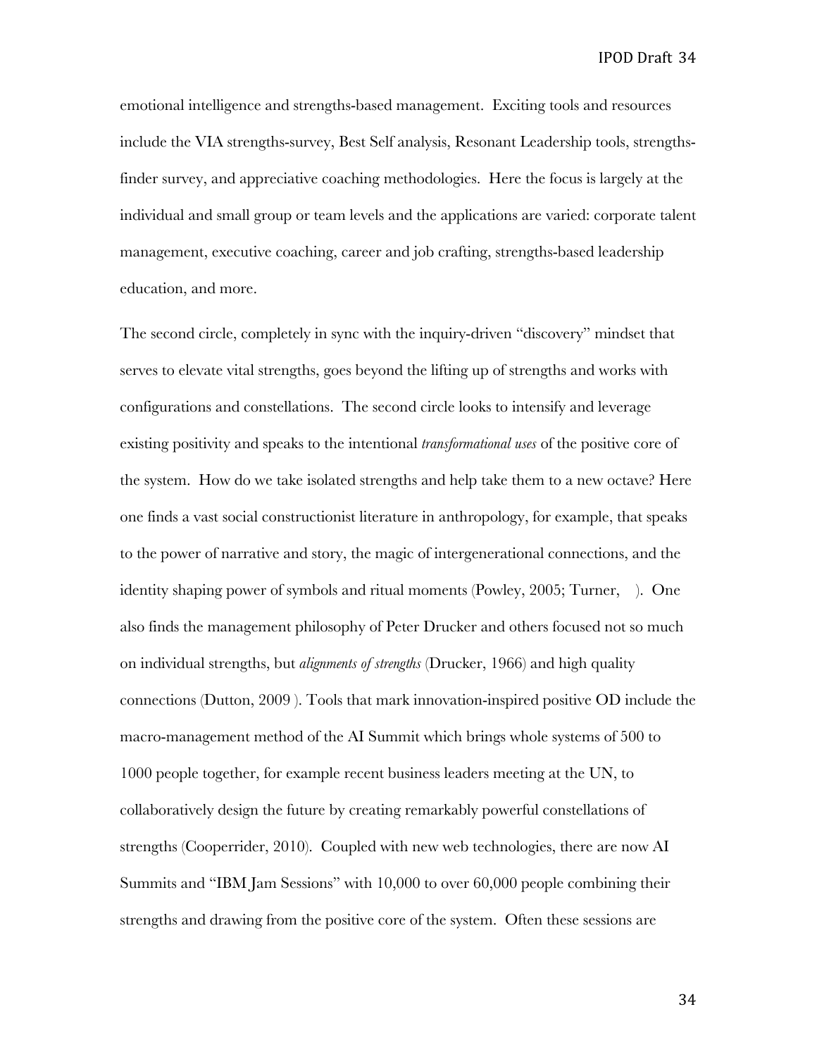emotional intelligence and strengths-based management. Exciting tools and resources include the VIA strengths-survey, Best Self analysis, Resonant Leadership tools, strengths-finder survey, and appreciative coaching methodologies. Here the focus is largely at the individual and small group or team levels and the applications are varied: corporate talent management, executive coaching, career and job crafting, strengths-based leadership education, and more.

The second circle, completely in sync with the inquiry-driven "discovery" mindset that serves to elevate vital strengths, goes beyond the lifting up of strengths and works with configurations and constellations. The second circle looks to intensify and leverage existing positivity and speaks to the intentional *transformational uses* of the positive core of the system. How do we take isolated strengths and help take them to a new octave? Here one finds a vast social constructionist literature in anthropology, for example, that speaks to the power of narrative and story, the magic of intergenerational connections, and the identity shaping power of symbols and ritual moments (Powley, 2005; Turner, ). One also finds the management philosophy of Peter Drucker and others focused not so much on individual strengths, but *alignments of strengths* (Drucker, 1966) and high quality connections (Dutton, 2009 ). Tools that mark innovation-inspired positive OD include the macro-management method of the AI Summit which brings whole systems of 500 to 1000 people together, for example recent business leaders meeting at the UN, to collaboratively design the future by creating remarkably powerful constellations of strengths (Cooperrider, 2010). Coupled with new web technologies, there are now AI Summits and "IBM Jam Sessions" with 10,000 to over 60,000 people combining their strengths and drawing from the positive core of the system. Often these sessions are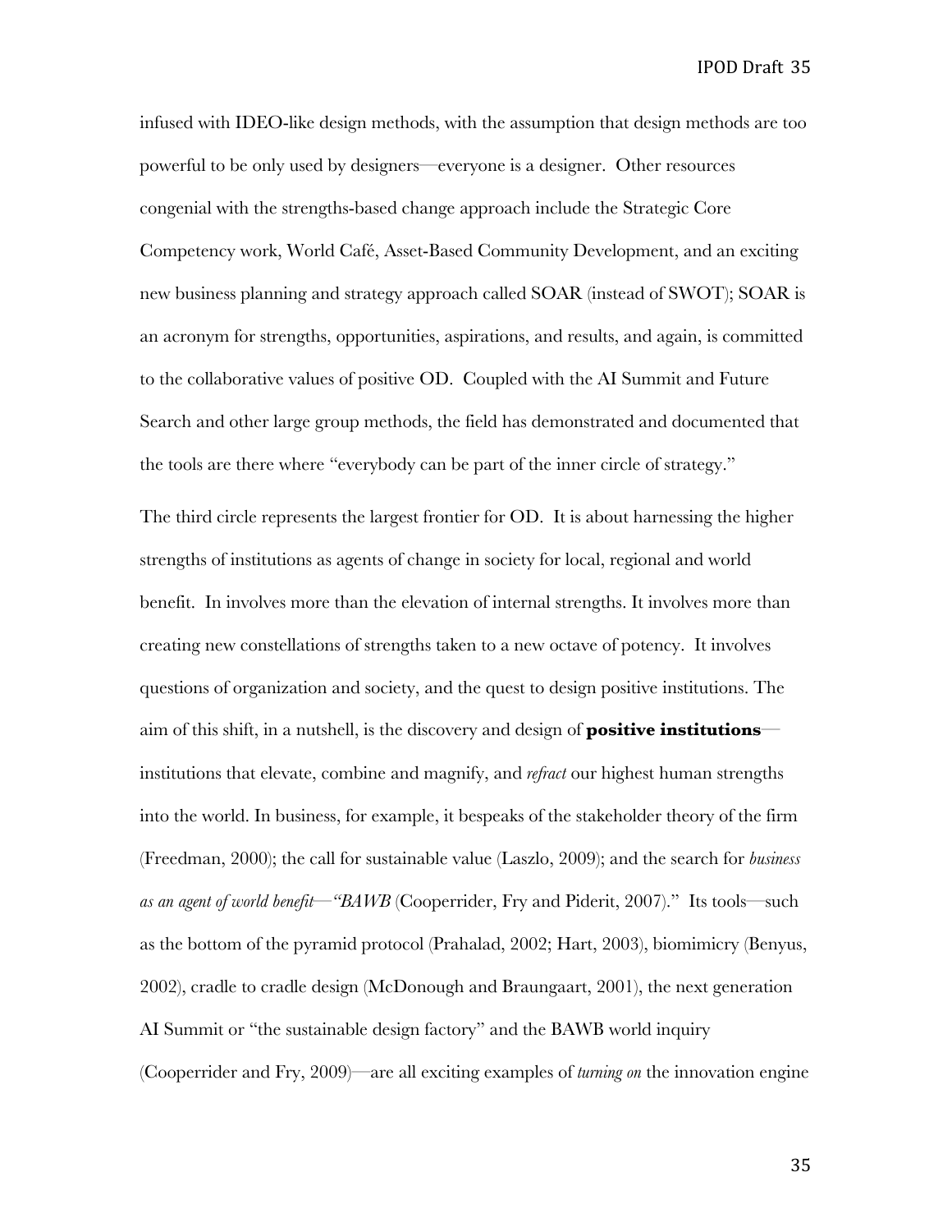infused with IDEO-like design methods, with the assumption that design methods are too powerful to be only used by designers—everyone is a designer. Other resources congenial with the strengths-based change approach include the Strategic Core Competency work, World Café, Asset-Based Community Development, and an exciting new business planning and strategy approach called SOAR (instead of SWOT); SOAR is an acronym for strengths, opportunities, aspirations, and results, and again, is committed to the collaborative values of positive OD. Coupled with the AI Summit and Future Search and other large group methods, the field has demonstrated and documented that the tools are there where "everybody can be part of the inner circle of strategy."

The third circle represents the largest frontier for OD. It is about harnessing the higher strengths of institutions as agents of change in society for local, regional and world benefit. In involves more than the elevation of internal strengths. It involves more than creating new constellations of strengths taken to a new octave of potency. It involves questions of organization and society, and the quest to design positive institutions. The aim of this shift, in a nutshell, is the discovery and design of **positive institutions**—institutions that elevate, combine and magnify, and *refract* our highest human strengths into the world. In business, for example, it bespeaks of the stakeholder theory of the firm (Freedman, 2000); the call for sustainable value (Laszlo, 2009); and the search for *business as an agent of world benefit—"BAWB* (Cooperrider, Fry and Piderit, 2007)." Its tools—such as the bottom of the pyramid protocol (Prahalad, 2002; Hart, 2003), biomimicry (Benyus, 2002), cradle to cradle design (McDonough and Braungaart, 2001), the next generation AI Summit or "the sustainable design factory" and the BAWB world inquiry (Cooperrider and Fry, 2009)—are all exciting examples of *turning on* the innovation engine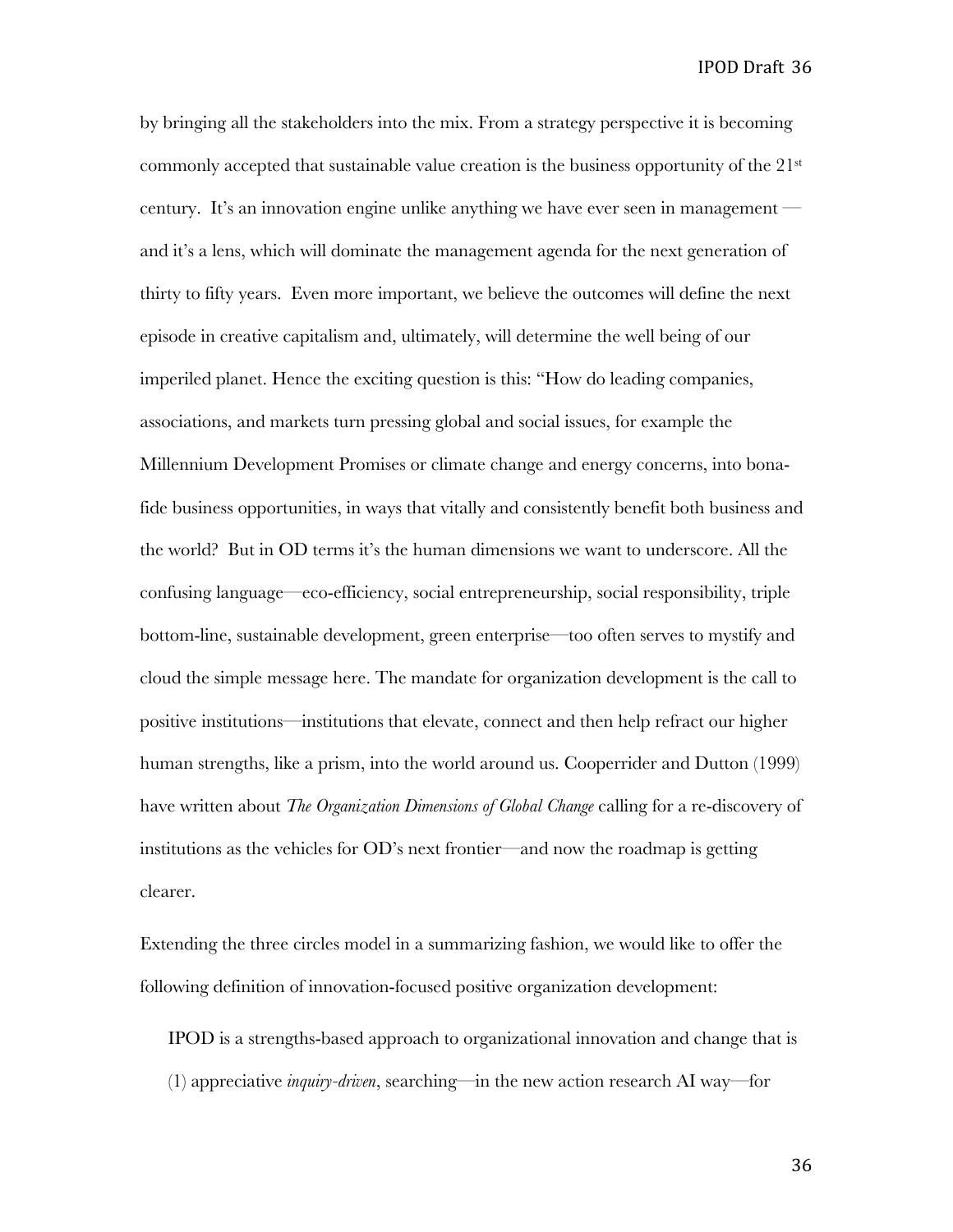by bringing all the stakeholders into the mix. From a strategy perspective it is becoming commonly accepted that sustainable value creation is the business opportunity of the 21st century. It's an innovation engine unlike anything we have ever seen in management — and it's a lens, which will dominate the management agenda for the next generation of thirty to fifty years. Even more important, we believe the outcomes will define the next episode in creative capitalism and, ultimately, will determine the well being of our imperiled planet. Hence the exciting question is this: "How do leading companies, associations, and markets turn pressing global and social issues, for example the Millennium Development Promises or climate change and energy concerns, into bona-fide business opportunities, in ways that vitally and consistently benefit both business and the world? But in OD terms it's the human dimensions we want to underscore. All the confusing language—eco-efficiency, social entrepreneurship, social responsibility, triple bottom-line, sustainable development, green enterprise—too often serves to mystify and cloud the simple message here. The mandate for organization development is the call to positive institutions—institutions that elevate, connect and then help refract our higher human strengths, like a prism, into the world around us. Cooperrider and Dutton (1999) have written about *The Organization Dimensions of Global Change* calling for a re-discovery of institutions as the vehicles for OD's next frontier—and now the roadmap is getting clearer.

Extending the three circles model in a summarizing fashion, we would like to offer the following definition of innovation-focused positive organization development:

> IPOD is a strengths-based approach to organizational innovation and change that is (1) appreciative *inquiry-driven*, searching—in the new action research AI way—for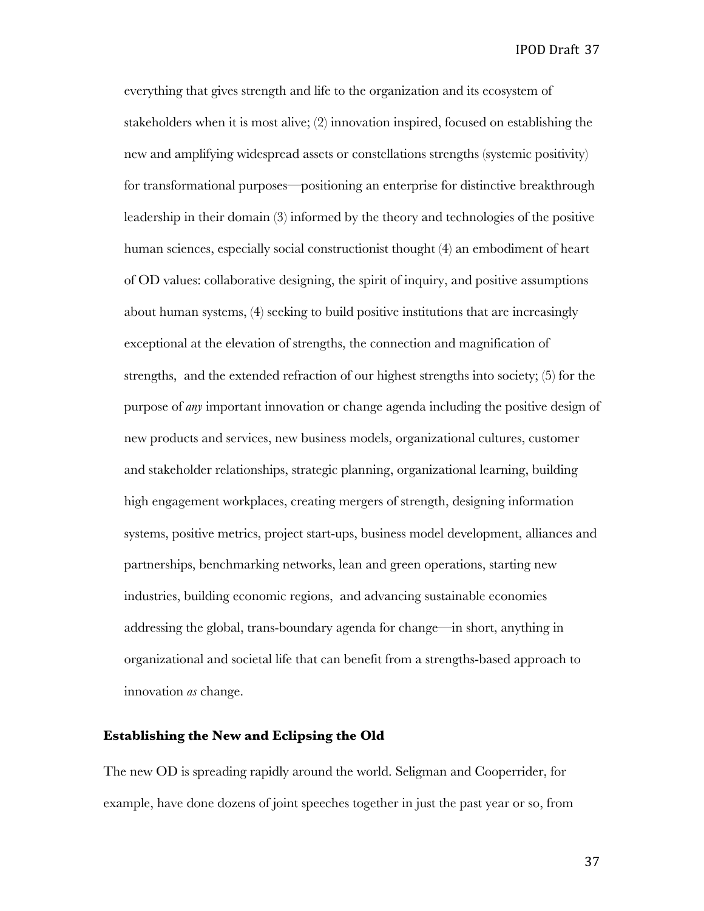everything that gives strength and life to the organization and its ecosystem of stakeholders when it is most alive; (2) innovation inspired, focused on establishing the new and amplifying widespread assets or constellations strengths (systemic positivity) for transformational purposes—positioning an enterprise for distinctive breakthrough leadership in their domain (3) informed by the theory and technologies of the positive human sciences, especially social constructionist thought (4) an embodiment of heart of OD values: collaborative designing, the spirit of inquiry, and positive assumptions about human systems, (4) seeking to build positive institutions that are increasingly exceptional at the elevation of strengths, the connection and magnification of strengths, and the extended refraction of our highest strengths into society; (5) for the purpose of *any* important innovation or change agenda including the positive design of new products and services, new business models, organizational cultures, customer and stakeholder relationships, strategic planning, organizational learning, building high engagement workplaces, creating mergers of strength, designing information systems, positive metrics, project start-ups, business model development, alliances and partnerships, benchmarking networks, lean and green operations, starting new industries, building economic regions, and advancing sustainable economies addressing the global, trans-boundary agenda for change—in short, anything in organizational and societal life that can benefit from a strengths-based approach to innovation *as* change.

**Establishing the New and Eclipsing the Old**

The new OD is spreading rapidly around the world. Seligman and Cooperrider, for example, have done dozens of joint speeches together in just the past year or so, from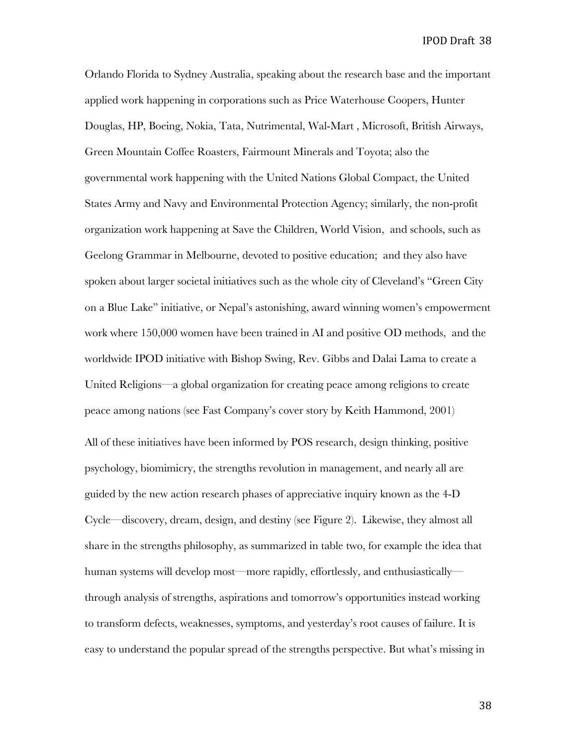Orlando Florida to Sydney Australia, speaking about the research base and the important applied work happening in corporations such as Price Waterhouse Coopers, Hunter Douglas, HP, Boeing, Nokia, Tata, Nutrimental, Wal-Mart , Microsoft, British Airways, Green Mountain Coffee Roasters, Fairmount Minerals and Toyota; also the governmental work happening with the United Nations Global Compact, the United States Army and Navy and Environmental Protection Agency; similarly, the non-profit organization work happening at Save the Children, World Vision, and schools, such as Geelong Grammar in Melbourne, devoted to positive education; and they also have spoken about larger societal initiatives such as the whole city of Cleveland's "Green City on a Blue Lake" initiative, or Nepal's astonishing, award winning women's empowerment work where 150,000 women have been trained in AI and positive OD methods, and the worldwide IPOD initiative with Bishop Swing, Rev. Gibbs and Dalai Lama to create a United Religions—a global organization for creating peace among religions to create peace among nations (see Fast Company's cover story by Keith Hammond, 2001)

All of these initiatives have been informed by POS research, design thinking, positive psychology, biomimicry, the strengths revolution in management, and nearly all are guided by the new action research phases of appreciative inquiry known as the 4-D Cycle—discovery, dream, design, and destiny (see Figure 2). Likewise, they almost all share in the strengths philosophy, as summarized in table two, for example the idea that human systems will develop most—more rapidly, effortlessly, and enthusiastically—through analysis of strengths, aspirations and tomorrow's opportunities instead working to transform defects, weaknesses, symptoms, and yesterday's root causes of failure. It is easy to understand the popular spread of the strengths perspective. But what's missing in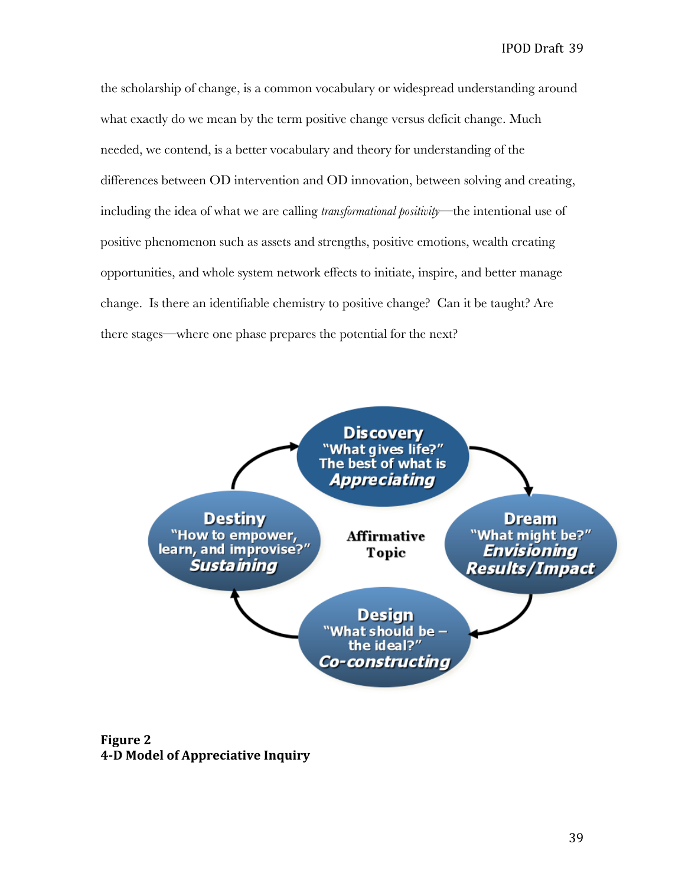the scholarship of change, is a common vocabulary or widespread understanding around what exactly do we mean by the term positive change versus deficit change. Much needed, we contend, is a better vocabulary and theory for understanding of the differences between OD intervention and OD innovation, between solving and creating, including the idea of what we are calling *transformational positivity*—the intentional use of positive phenomenon such as assets and strengths, positive emotions, wealth creating opportunities, and whole system network effects to initiate, inspire, and better manage change. Is there an identifiable chemistry to positive change? Can it be taught? Are there stages—where one phase prepares the potential for the next?

Discovery
"What gives life?"
The best of what is
*Appreciating*

Dream
"What might be?"
*Envisioning*
*Results/Impact*

Design
"What should be – the ideal?"
*Co-constructing*

Destiny
"How to empower, learn, and improvise?"
*Sustaining*

Affirmative Topic

**Figure 2**
**4-D Model of Appreciative Inquiry**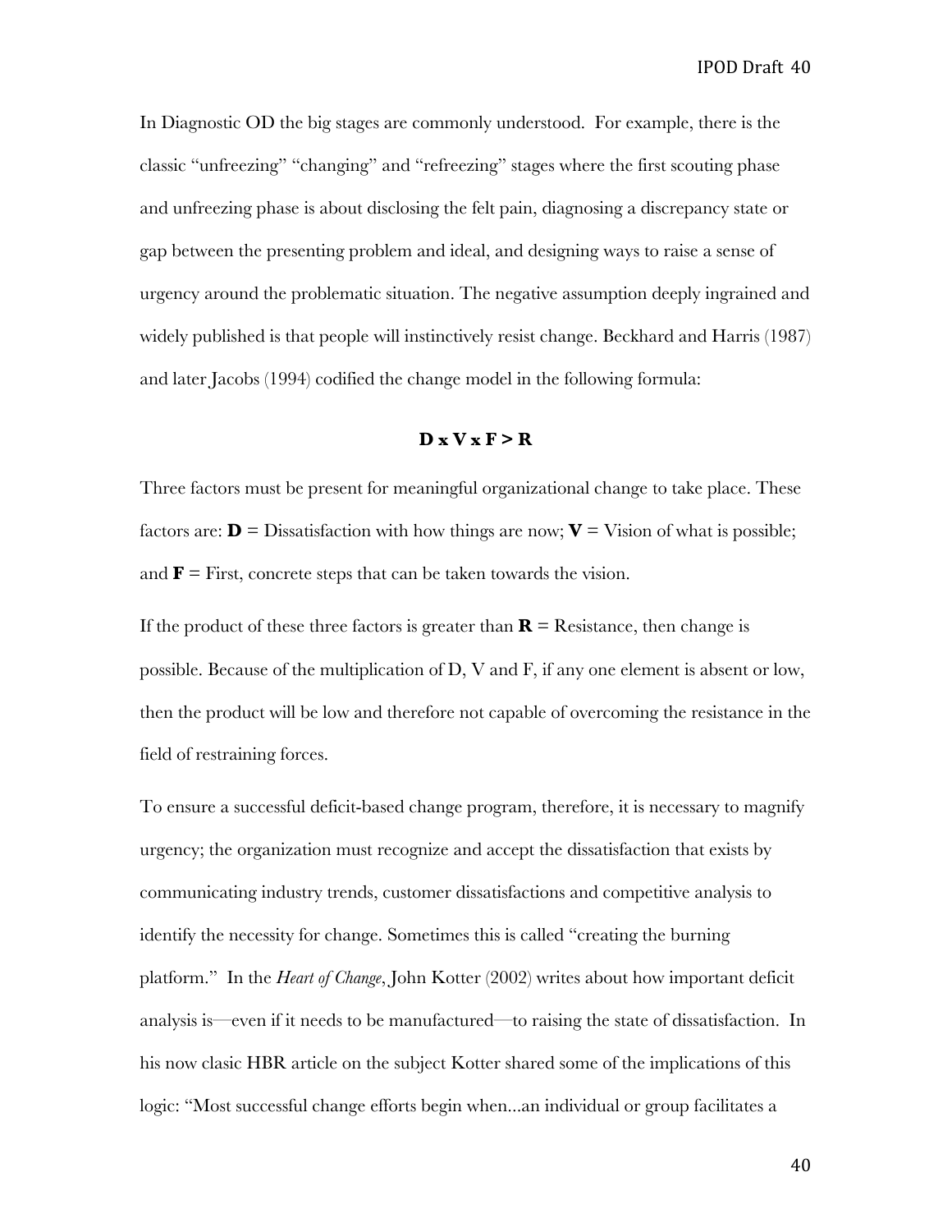In Diagnostic OD the big stages are commonly understood. For example, there is the classic "unfreezing" "changing" and "refreezing" stages where the first scouting phase and unfreezing phase is about disclosing the felt pain, diagnosing a discrepancy state or gap between the presenting problem and ideal, and designing ways to raise a sense of urgency around the problematic situation. The negative assumption deeply ingrained and widely published is that people will instinctively resist change. Beckhard and Harris (1987) and later Jacobs (1994) codified the change model in the following formula:

$$\mathbf{D \times V \times F > R}$$

Three factors must be present for meaningful organizational change to take place. These factors are: **D** = Dissatisfaction with how things are now; **V** = Vision of what is possible; and **F** = First, concrete steps that can be taken towards the vision.

If the product of these three factors is greater than **R** = Resistance, then change is possible. Because of the multiplication of D, V and F, if any one element is absent or low, then the product will be low and therefore not capable of overcoming the resistance in the field of restraining forces.

To ensure a successful deficit-based change program, therefore, it is necessary to magnify urgency; the organization must recognize and accept the dissatisfaction that exists by communicating industry trends, customer dissatisfactions and competitive analysis to identify the necessity for change. Sometimes this is called "creating the burning platform." In the *Heart of Change*, John Kotter (2002) writes about how important deficit analysis is—even if it needs to be manufactured—to raising the state of dissatisfaction. In his now clasic HBR article on the subject Kotter shared some of the implications of this logic: "Most successful change efforts begin when...an individual or group facilitates a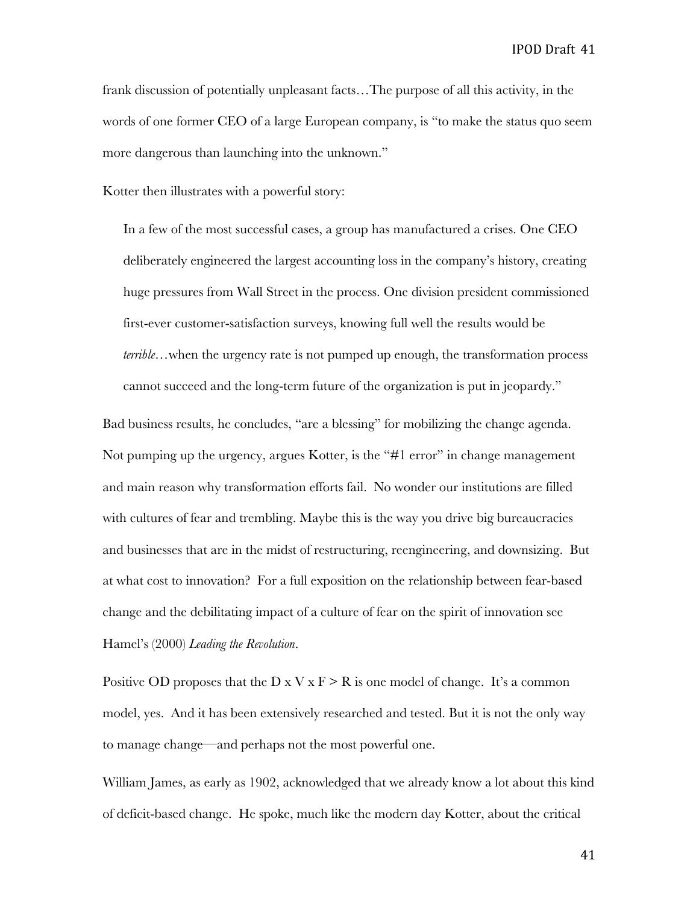frank discussion of potentially unpleasant facts…The purpose of all this activity, in the words of one former CEO of a large European company, is "to make the status quo seem more dangerous than launching into the unknown."

Kotter then illustrates with a powerful story:

> In a few of the most successful cases, a group has manufactured a crises. One CEO deliberately engineered the largest accounting loss in the company's history, creating huge pressures from Wall Street in the process. One division president commissioned first-ever customer-satisfaction surveys, knowing full well the results would be *terrible*…when the urgency rate is not pumped up enough, the transformation process cannot succeed and the long-term future of the organization is put in jeopardy."

Bad business results, he concludes, "are a blessing" for mobilizing the change agenda. Not pumping up the urgency, argues Kotter, is the "#1 error" in change management and main reason why transformation efforts fail. No wonder our institutions are filled with cultures of fear and trembling. Maybe this is the way you drive big bureaucracies and businesses that are in the midst of restructuring, reengineering, and downsizing. But at what cost to innovation? For a full exposition on the relationship between fear-based change and the debilitating impact of a culture of fear on the spirit of innovation see Hamel's (2000) *Leading the Revolution*.

Positive OD proposes that the D x V x F > R is one model of change. It's a common model, yes. And it has been extensively researched and tested. But it is not the only way to manage change—and perhaps not the most powerful one.

William James, as early as 1902, acknowledged that we already know a lot about this kind of deficit-based change. He spoke, much like the modern day Kotter, about the critical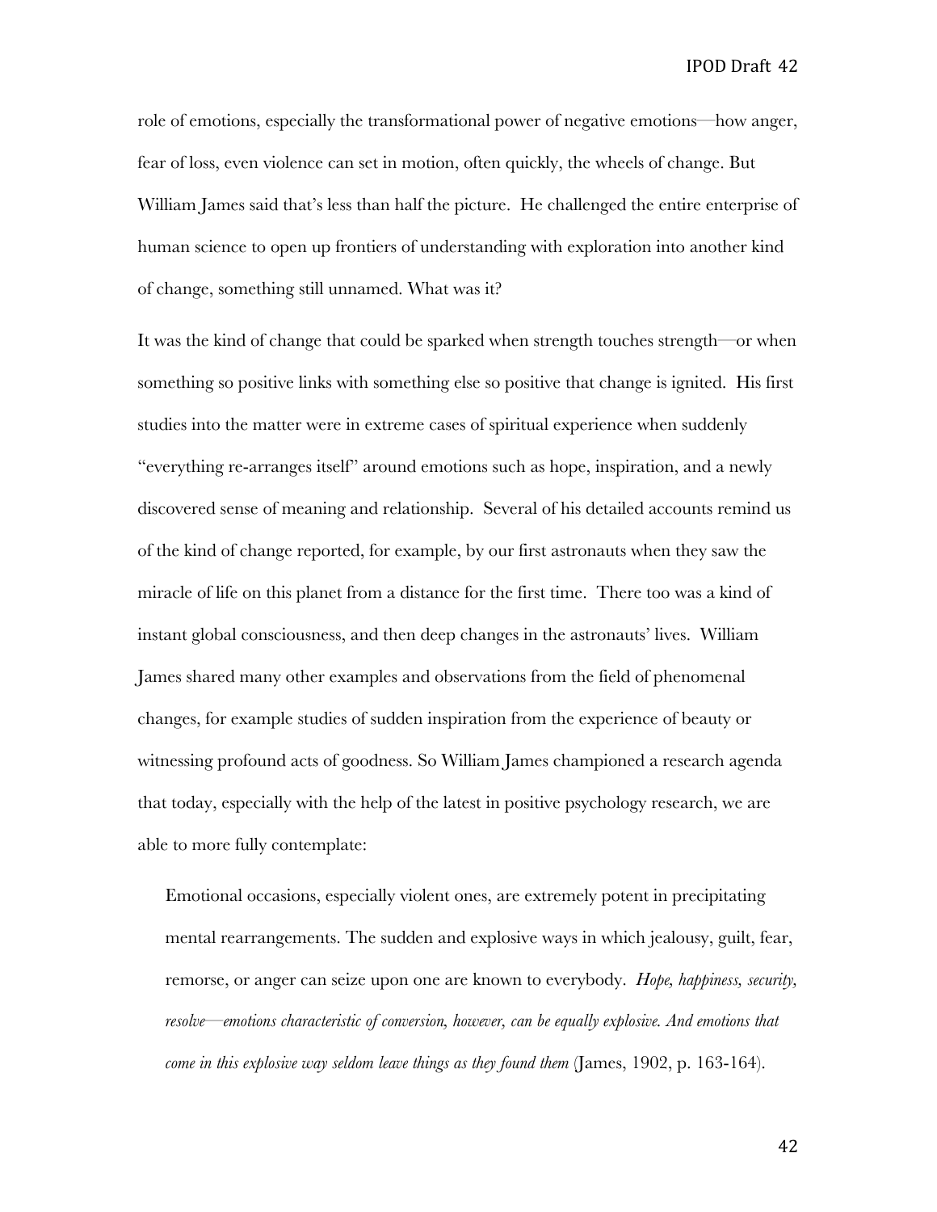role of emotions, especially the transformational power of negative emotions—how anger, fear of loss, even violence can set in motion, often quickly, the wheels of change. But William James said that's less than half the picture. He challenged the entire enterprise of human science to open up frontiers of understanding with exploration into another kind of change, something still unnamed. What was it?

It was the kind of change that could be sparked when strength touches strength—or when something so positive links with something else so positive that change is ignited. His first studies into the matter were in extreme cases of spiritual experience when suddenly "everything re-arranges itself" around emotions such as hope, inspiration, and a newly discovered sense of meaning and relationship. Several of his detailed accounts remind us of the kind of change reported, for example, by our first astronauts when they saw the miracle of life on this planet from a distance for the first time. There too was a kind of instant global consciousness, and then deep changes in the astronauts' lives. William James shared many other examples and observations from the field of phenomenal changes, for example studies of sudden inspiration from the experience of beauty or witnessing profound acts of goodness. So William James championed a research agenda that today, especially with the help of the latest in positive psychology research, we are able to more fully contemplate:

> Emotional occasions, especially violent ones, are extremely potent in precipitating mental rearrangements. The sudden and explosive ways in which jealousy, guilt, fear, remorse, or anger can seize upon one are known to everybody. *Hope, happiness, security, resolve—emotions characteristic of conversion, however, can be equally explosive. And emotions that come in this explosive way seldom leave things as they found them* (James, 1902, p. 163-164).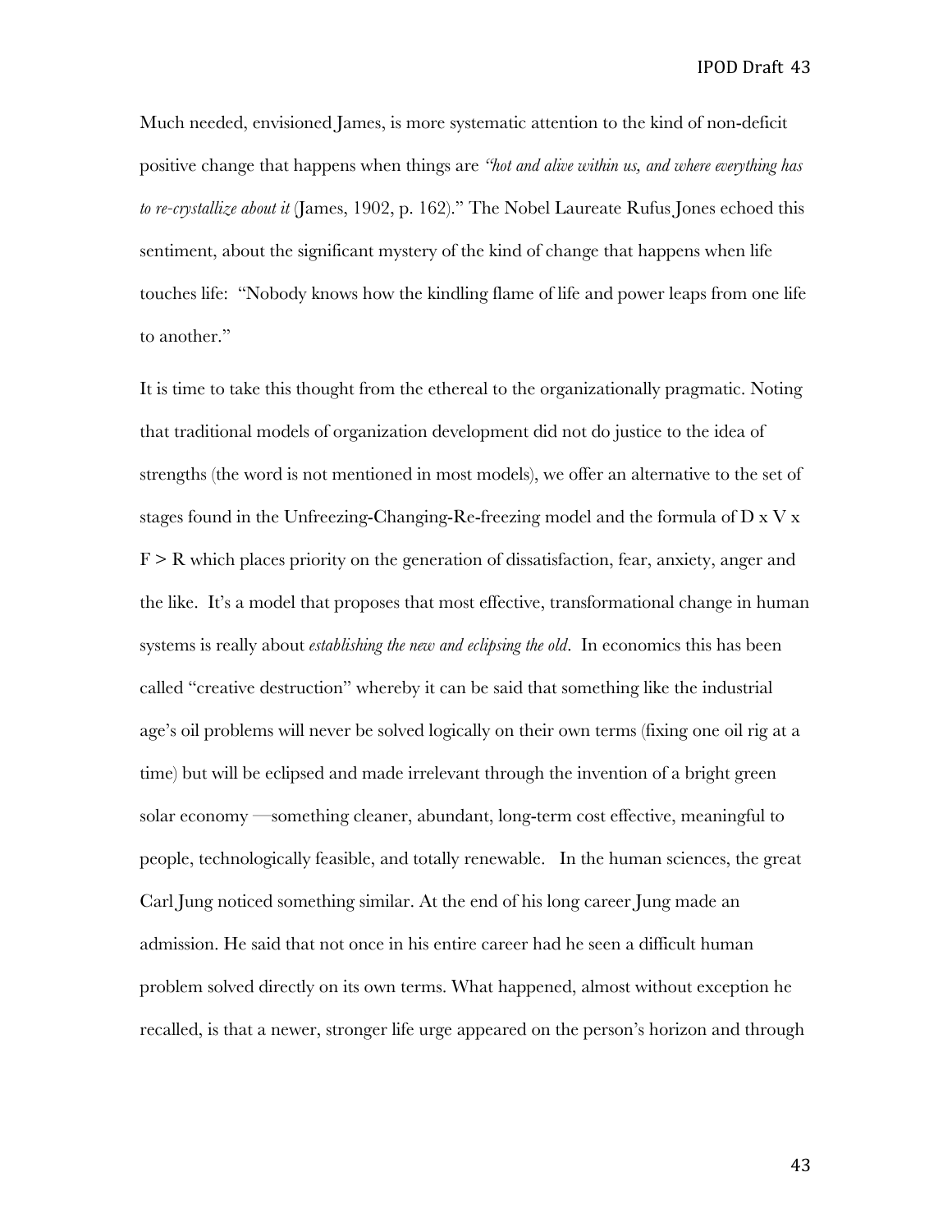Much needed, envisioned James, is more systematic attention to the kind of non-deficit positive change that happens when things are *"hot and alive within us, and where everything has to re-crystallize about it* (James, 1902, p. 162)." The Nobel Laureate Rufus Jones echoed this sentiment, about the significant mystery of the kind of change that happens when life touches life: "Nobody knows how the kindling flame of life and power leaps from one life to another."

It is time to take this thought from the ethereal to the organizationally pragmatic. Noting that traditional models of organization development did not do justice to the idea of strengths (the word is not mentioned in most models), we offer an alternative to the set of stages found in the Unfreezing-Changing-Re-freezing model and the formula of $D \times V \times F > R$ which places priority on the generation of dissatisfaction, fear, anxiety, anger and the like. It's a model that proposes that most effective, transformational change in human systems is really about *establishing the new and eclipsing the old*. In economics this has been called "creative destruction" whereby it can be said that something like the industrial age's oil problems will never be solved logically on their own terms (fixing one oil rig at a time) but will be eclipsed and made irrelevant through the invention of a bright green solar economy —something cleaner, abundant, long-term cost effective, meaningful to people, technologically feasible, and totally renewable. In the human sciences, the great Carl Jung noticed something similar. At the end of his long career Jung made an admission. He said that not once in his entire career had he seen a difficult human problem solved directly on its own terms. What happened, almost without exception he recalled, is that a newer, stronger life urge appeared on the person's horizon and through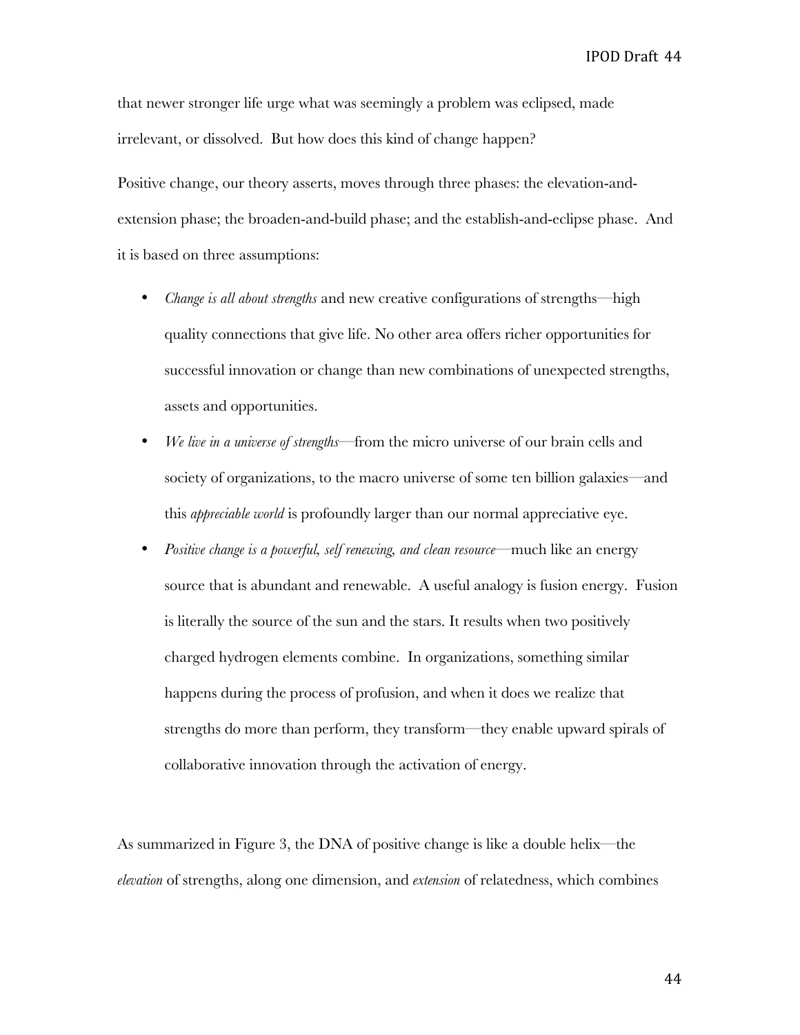that newer stronger life urge what was seemingly a problem was eclipsed, made irrelevant, or dissolved. But how does this kind of change happen?

Positive change, our theory asserts, moves through three phases: the elevation-and-extension phase; the broaden-and-build phase; and the establish-and-eclipse phase. And it is based on three assumptions:

- *Change is all about strengths* and new creative configurations of strengths—high quality connections that give life. No other area offers richer opportunities for successful innovation or change than new combinations of unexpected strengths, assets and opportunities.
- *We live in a universe of strengths*—from the micro universe of our brain cells and society of organizations, to the macro universe of some ten billion galaxies—and this *appreciable world* is profoundly larger than our normal appreciative eye.
- *Positive change is a powerful, self renewing, and clean resource*—much like an energy source that is abundant and renewable. A useful analogy is fusion energy. Fusion is literally the source of the sun and the stars. It results when two positively charged hydrogen elements combine. In organizations, something similar happens during the process of profusion, and when it does we realize that strengths do more than perform, they transform—they enable upward spirals of collaborative innovation through the activation of energy.

As summarized in Figure 3, the DNA of positive change is like a double helix—the *elevation* of strengths, along one dimension, and *extension* of relatedness, which combines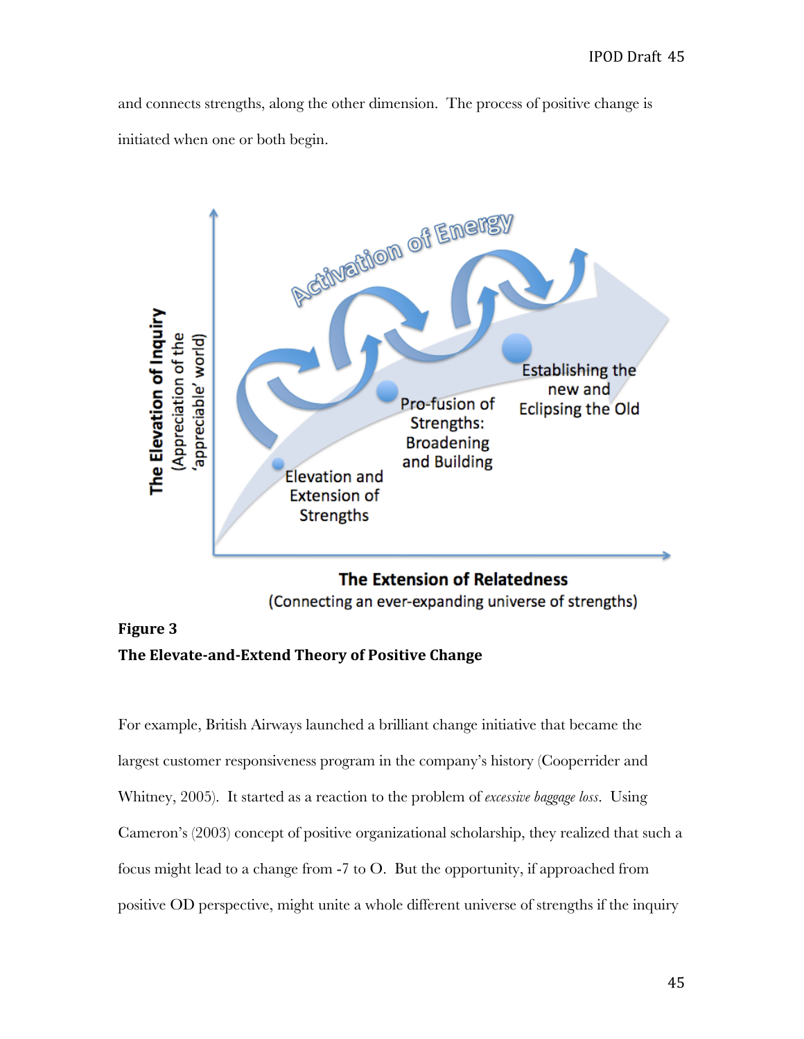and connects strengths, along the other dimension. The process of positive change is initiated when one or both begin.

**Figure 3**
**The Elevate-and-Extend Theory of Positive Change**

For example, British Airways launched a brilliant change initiative that became the largest customer responsiveness program in the company's history (Cooperrider and Whitney, 2005). It started as a reaction to the problem of *excessive baggage loss*. Using Cameron's (2003) concept of positive organizational scholarship, they realized that such a focus might lead to a change from -7 to O. But the opportunity, if approached from positive OD perspective, might unite a whole different universe of strengths if the inquiry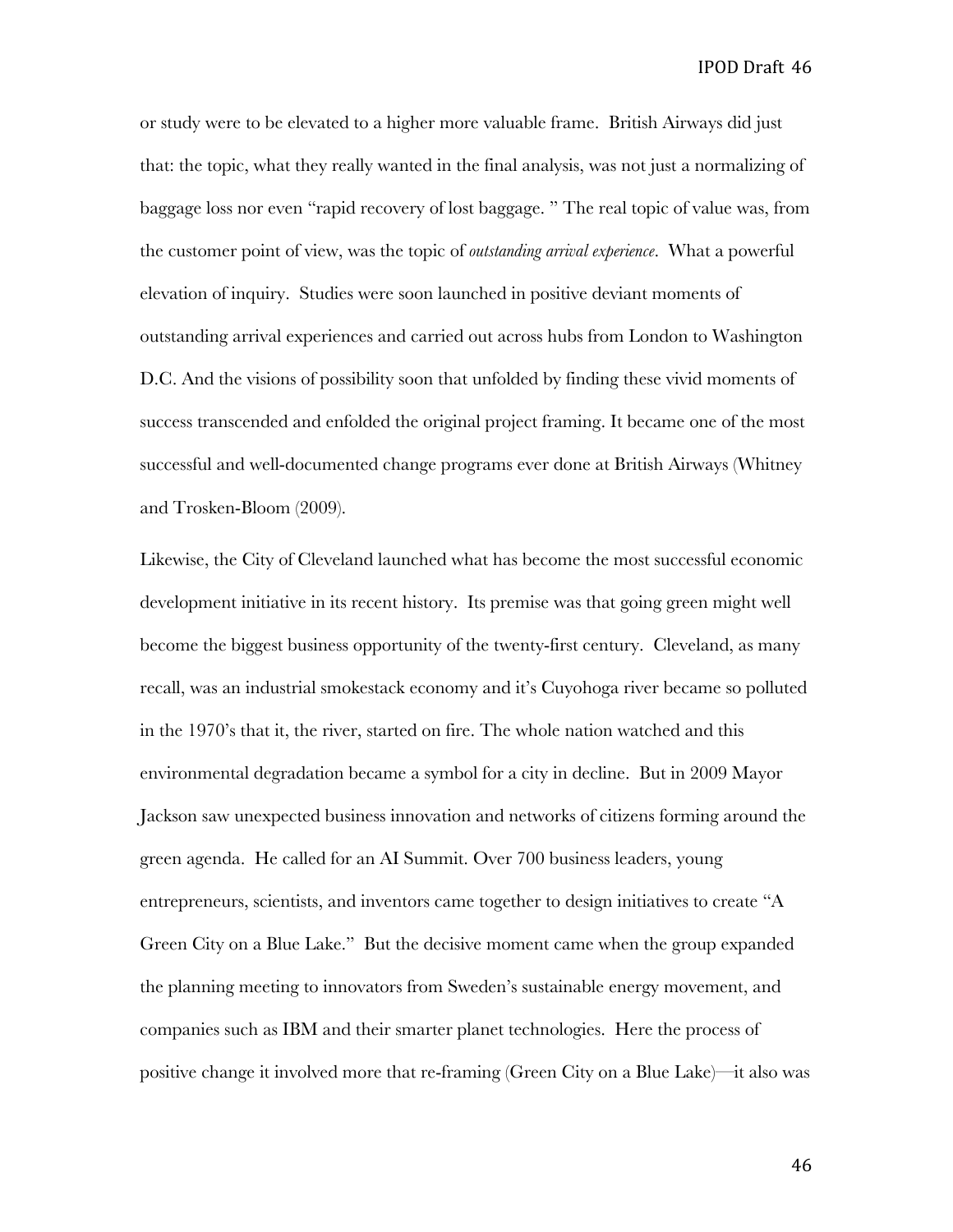or study were to be elevated to a higher more valuable frame. British Airways did just that: the topic, what they really wanted in the final analysis, was not just a normalizing of baggage loss nor even "rapid recovery of lost baggage. " The real topic of value was, from the customer point of view, was the topic of *outstanding arrival experience*. What a powerful elevation of inquiry. Studies were soon launched in positive deviant moments of outstanding arrival experiences and carried out across hubs from London to Washington D.C. And the visions of possibility soon that unfolded by finding these vivid moments of success transcended and enfolded the original project framing. It became one of the most successful and well-documented change programs ever done at British Airways (Whitney and Trosken-Bloom (2009).

Likewise, the City of Cleveland launched what has become the most successful economic development initiative in its recent history. Its premise was that going green might well become the biggest business opportunity of the twenty-first century. Cleveland, as many recall, was an industrial smokestack economy and it's Cuyohoga river became so polluted in the 1970's that it, the river, started on fire. The whole nation watched and this environmental degradation became a symbol for a city in decline. But in 2009 Mayor Jackson saw unexpected business innovation and networks of citizens forming around the green agenda. He called for an AI Summit. Over 700 business leaders, young entrepreneurs, scientists, and inventors came together to design initiatives to create "A Green City on a Blue Lake." But the decisive moment came when the group expanded the planning meeting to innovators from Sweden's sustainable energy movement, and companies such as IBM and their smarter planet technologies. Here the process of positive change it involved more that re-framing (Green City on a Blue Lake)—it also was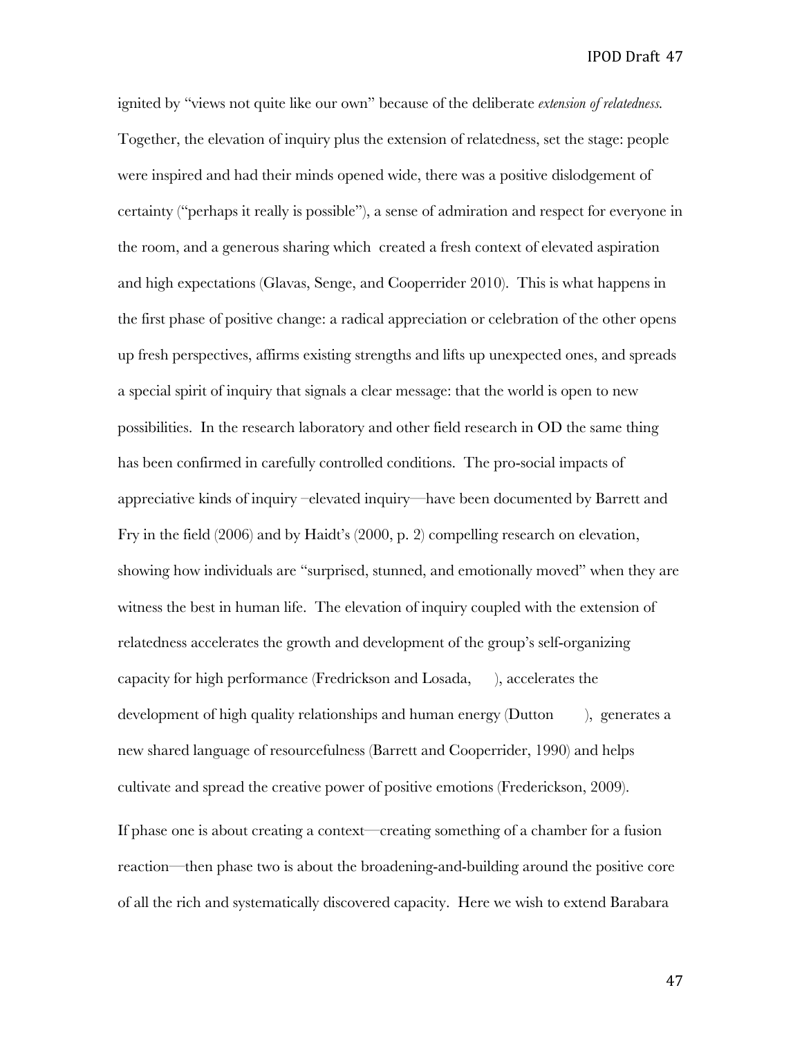ignited by "views not quite like our own" because of the deliberate *extension of relatedness*. Together, the elevation of inquiry plus the extension of relatedness, set the stage: people were inspired and had their minds opened wide, there was a positive dislodgement of certainty ("perhaps it really is possible"), a sense of admiration and respect for everyone in the room, and a generous sharing which created a fresh context of elevated aspiration and high expectations (Glavas, Senge, and Cooperrider 2010). This is what happens in the first phase of positive change: a radical appreciation or celebration of the other opens up fresh perspectives, affirms existing strengths and lifts up unexpected ones, and spreads a special spirit of inquiry that signals a clear message: that the world is open to new possibilities. In the research laboratory and other field research in OD the same thing has been confirmed in carefully controlled conditions. The pro-social impacts of appreciative kinds of inquiry –elevated inquiry—have been documented by Barrett and Fry in the field (2006) and by Haidt's (2000, p. 2) compelling research on elevation, showing how individuals are "surprised, stunned, and emotionally moved" when they are witness the best in human life. The elevation of inquiry coupled with the extension of relatedness accelerates the growth and development of the group's self-organizing capacity for high performance (Fredrickson and Losada, ), accelerates the development of high quality relationships and human energy (Dutton ), generates a new shared language of resourcefulness (Barrett and Cooperrider, 1990) and helps cultivate and spread the creative power of positive emotions (Frederickson, 2009).

If phase one is about creating a context—creating something of a chamber for a fusion reaction—then phase two is about the broadening-and-building around the positive core of all the rich and systematically discovered capacity. Here we wish to extend Barabara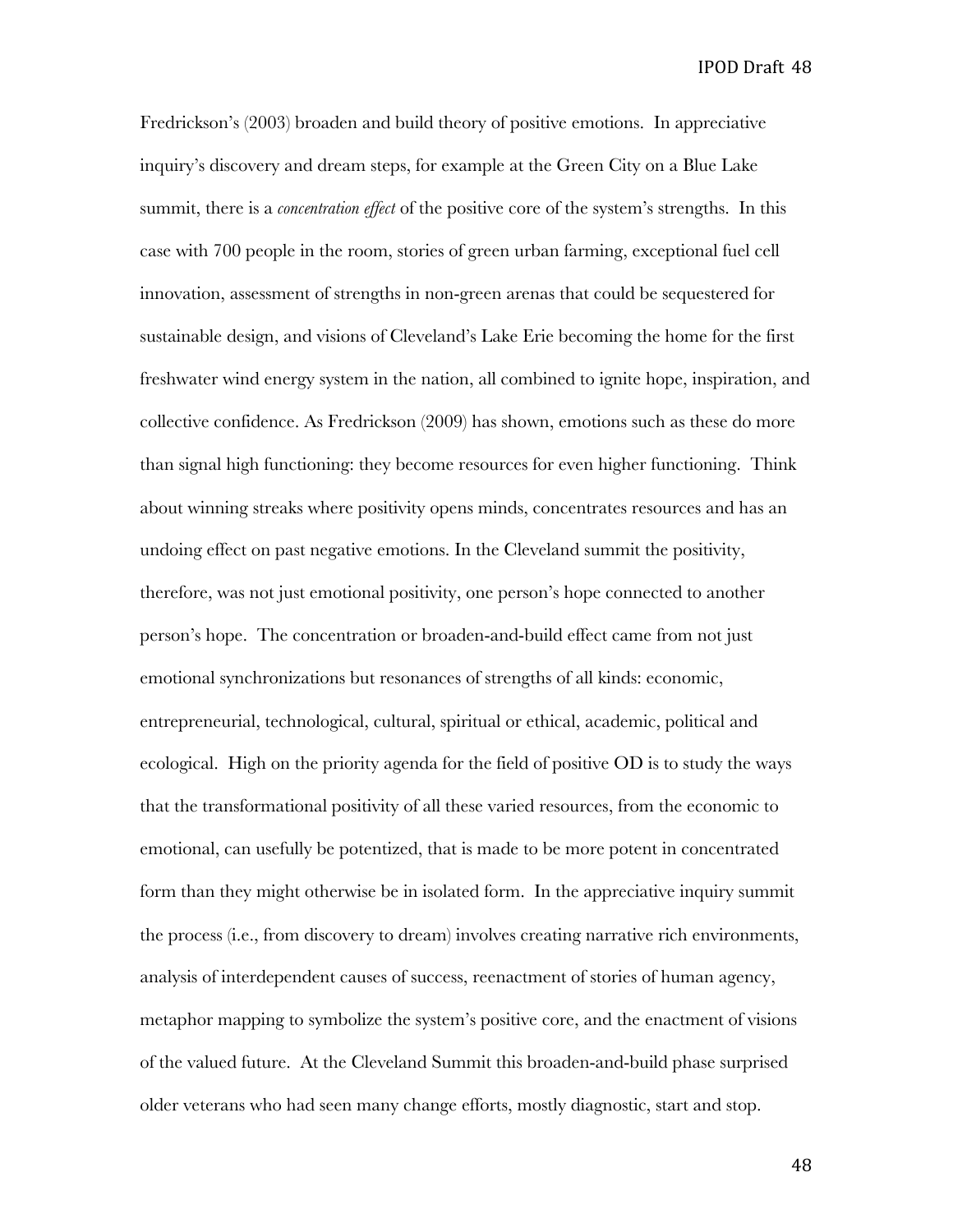Fredrickson's (2003) broaden and build theory of positive emotions. In appreciative inquiry's discovery and dream steps, for example at the Green City on a Blue Lake summit, there is a *concentration effect* of the positive core of the system's strengths. In this case with 700 people in the room, stories of green urban farming, exceptional fuel cell innovation, assessment of strengths in non-green arenas that could be sequestered for sustainable design, and visions of Cleveland's Lake Erie becoming the home for the first freshwater wind energy system in the nation, all combined to ignite hope, inspiration, and collective confidence. As Fredrickson (2009) has shown, emotions such as these do more than signal high functioning: they become resources for even higher functioning. Think about winning streaks where positivity opens minds, concentrates resources and has an undoing effect on past negative emotions. In the Cleveland summit the positivity, therefore, was not just emotional positivity, one person's hope connected to another person's hope. The concentration or broaden-and-build effect came from not just emotional synchronizations but resonances of strengths of all kinds: economic, entrepreneurial, technological, cultural, spiritual or ethical, academic, political and ecological. High on the priority agenda for the field of positive OD is to study the ways that the transformational positivity of all these varied resources, from the economic to emotional, can usefully be potentized, that is made to be more potent in concentrated form than they might otherwise be in isolated form. In the appreciative inquiry summit the process (i.e., from discovery to dream) involves creating narrative rich environments, analysis of interdependent causes of success, reenactment of stories of human agency, metaphor mapping to symbolize the system's positive core, and the enactment of visions of the valued future. At the Cleveland Summit this broaden-and-build phase surprised older veterans who had seen many change efforts, mostly diagnostic, start and stop.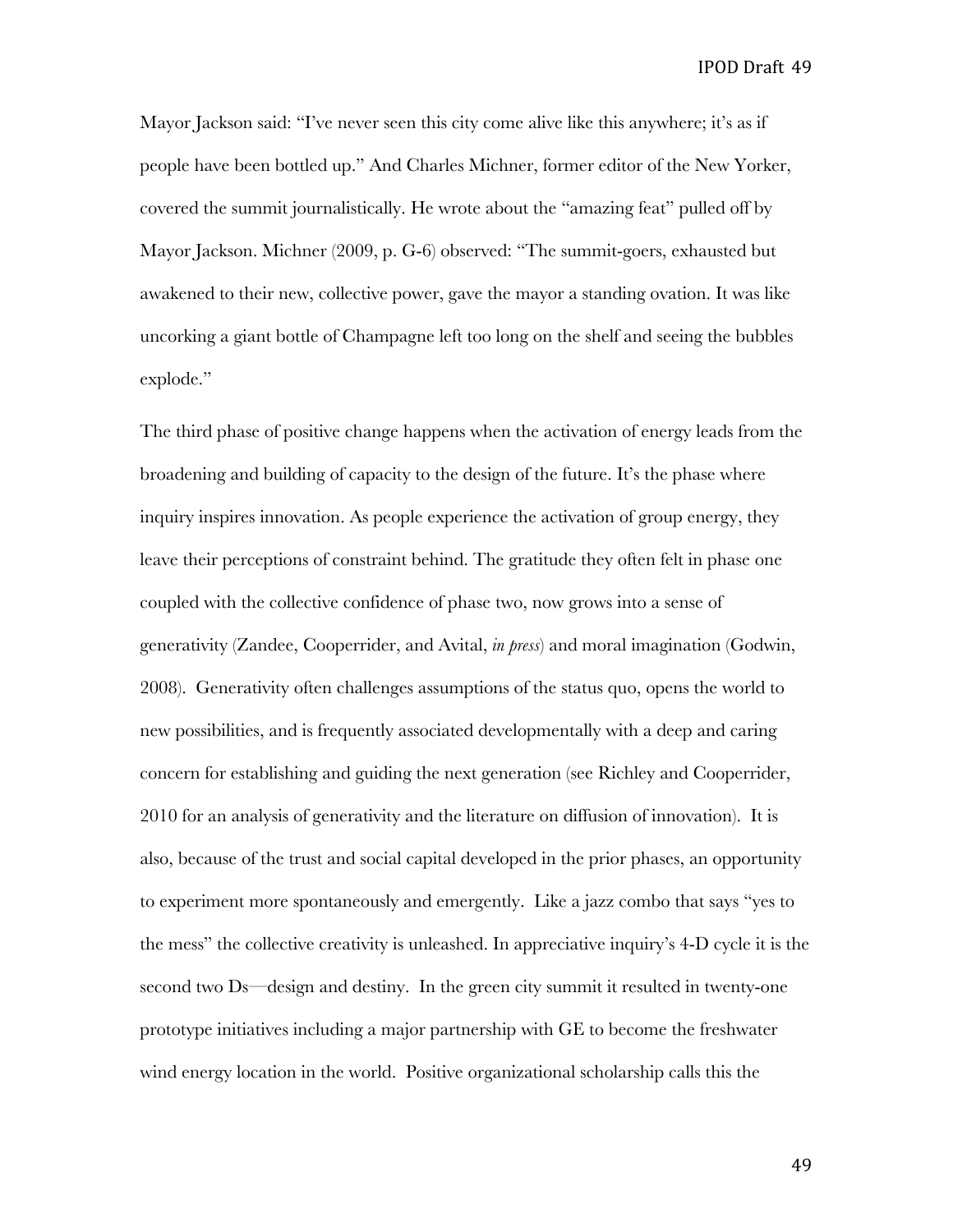Mayor Jackson said: "I've never seen this city come alive like this anywhere; it's as if people have been bottled up." And Charles Michner, former editor of the New Yorker, covered the summit journalistically. He wrote about the "amazing feat" pulled off by Mayor Jackson. Michner (2009, p. G-6) observed: "The summit-goers, exhausted but awakened to their new, collective power, gave the mayor a standing ovation. It was like uncorking a giant bottle of Champagne left too long on the shelf and seeing the bubbles explode."

The third phase of positive change happens when the activation of energy leads from the broadening and building of capacity to the design of the future. It's the phase where inquiry inspires innovation. As people experience the activation of group energy, they leave their perceptions of constraint behind. The gratitude they often felt in phase one coupled with the collective confidence of phase two, now grows into a sense of generativity (Zandee, Cooperrider, and Avital, *in press*) and moral imagination (Godwin, 2008). Generativity often challenges assumptions of the status quo, opens the world to new possibilities, and is frequently associated developmentally with a deep and caring concern for establishing and guiding the next generation (see Richley and Cooperrider, 2010 for an analysis of generativity and the literature on diffusion of innovation). It is also, because of the trust and social capital developed in the prior phases, an opportunity to experiment more spontaneously and emergently. Like a jazz combo that says "yes to the mess" the collective creativity is unleashed. In appreciative inquiry's 4-D cycle it is the second two Ds—design and destiny. In the green city summit it resulted in twenty-one prototype initiatives including a major partnership with GE to become the freshwater wind energy location in the world. Positive organizational scholarship calls this the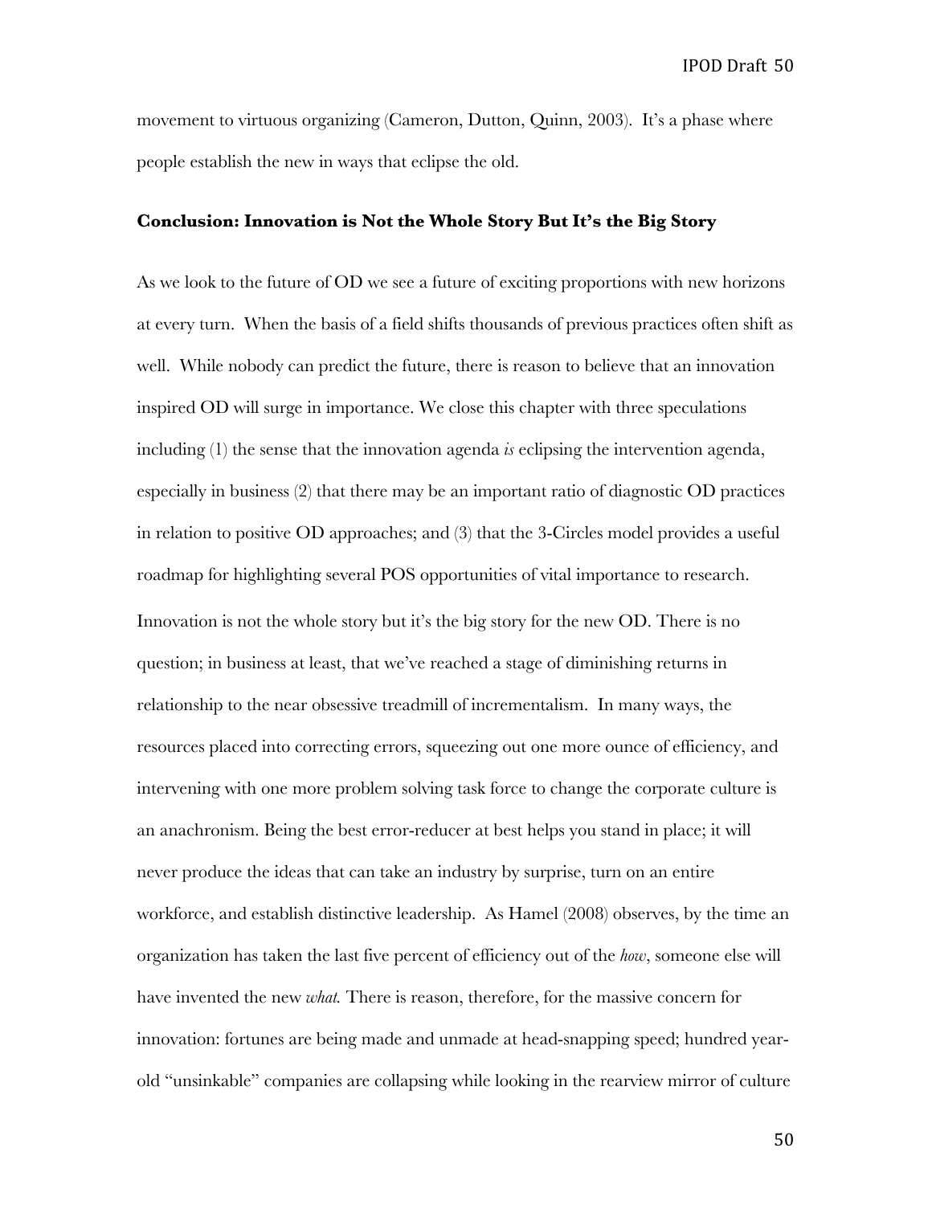movement to virtuous organizing (Cameron, Dutton, Quinn, 2003). It's a phase where people establish the new in ways that eclipse the old.

## Conclusion: Innovation is Not the Whole Story But It's the Big Story

As we look to the future of OD we see a future of exciting proportions with new horizons at every turn. When the basis of a field shifts thousands of previous practices often shift as well. While nobody can predict the future, there is reason to believe that an innovation inspired OD will surge in importance. We close this chapter with three speculations including (1) the sense that the innovation agenda *is* eclipsing the intervention agenda, especially in business (2) that there may be an important ratio of diagnostic OD practices in relation to positive OD approaches; and (3) that the 3-Circles model provides a useful roadmap for highlighting several POS opportunities of vital importance to research.

Innovation is not the whole story but it's the big story for the new OD. There is no question; in business at least, that we've reached a stage of diminishing returns in relationship to the near obsessive treadmill of incrementalism. In many ways, the resources placed into correcting errors, squeezing out one more ounce of efficiency, and intervening with one more problem solving task force to change the corporate culture is an anachronism. Being the best error-reducer at best helps you stand in place; it will never produce the ideas that can take an industry by surprise, turn on an entire workforce, and establish distinctive leadership. As Hamel (2008) observes, by the time an organization has taken the last five percent of efficiency out of the *how*, someone else will have invented the new *what*. There is reason, therefore, for the massive concern for innovation: fortunes are being made and unmade at head-snapping speed; hundred year-old "unsinkable" companies are collapsing while looking in the rearview mirror of culture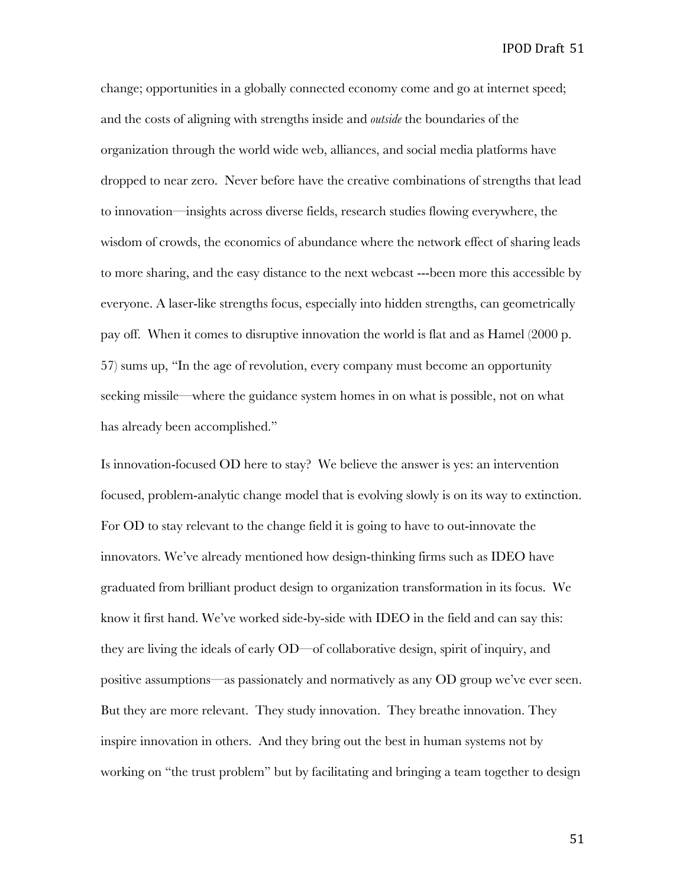change; opportunities in a globally connected economy come and go at internet speed; and the costs of aligning with strengths inside and *outside* the boundaries of the organization through the world wide web, alliances, and social media platforms have dropped to near zero. Never before have the creative combinations of strengths that lead to innovation—insights across diverse fields, research studies flowing everywhere, the wisdom of crowds, the economics of abundance where the network effect of sharing leads to more sharing, and the easy distance to the next webcast ---been more this accessible by everyone. A laser-like strengths focus, especially into hidden strengths, can geometrically pay off. When it comes to disruptive innovation the world is flat and as Hamel (2000 p. 57) sums up, "In the age of revolution, every company must become an opportunity seeking missile—where the guidance system homes in on what is possible, not on what has already been accomplished."

Is innovation-focused OD here to stay? We believe the answer is yes: an intervention focused, problem-analytic change model that is evolving slowly is on its way to extinction. For OD to stay relevant to the change field it is going to have to out-innovate the innovators. We've already mentioned how design-thinking firms such as IDEO have graduated from brilliant product design to organization transformation in its focus. We know it first hand. We've worked side-by-side with IDEO in the field and can say this: they are living the ideals of early OD—of collaborative design, spirit of inquiry, and positive assumptions—as passionately and normatively as any OD group we've ever seen. But they are more relevant. They study innovation. They breathe innovation. They inspire innovation in others. And they bring out the best in human systems not by working on "the trust problem" but by facilitating and bringing a team together to design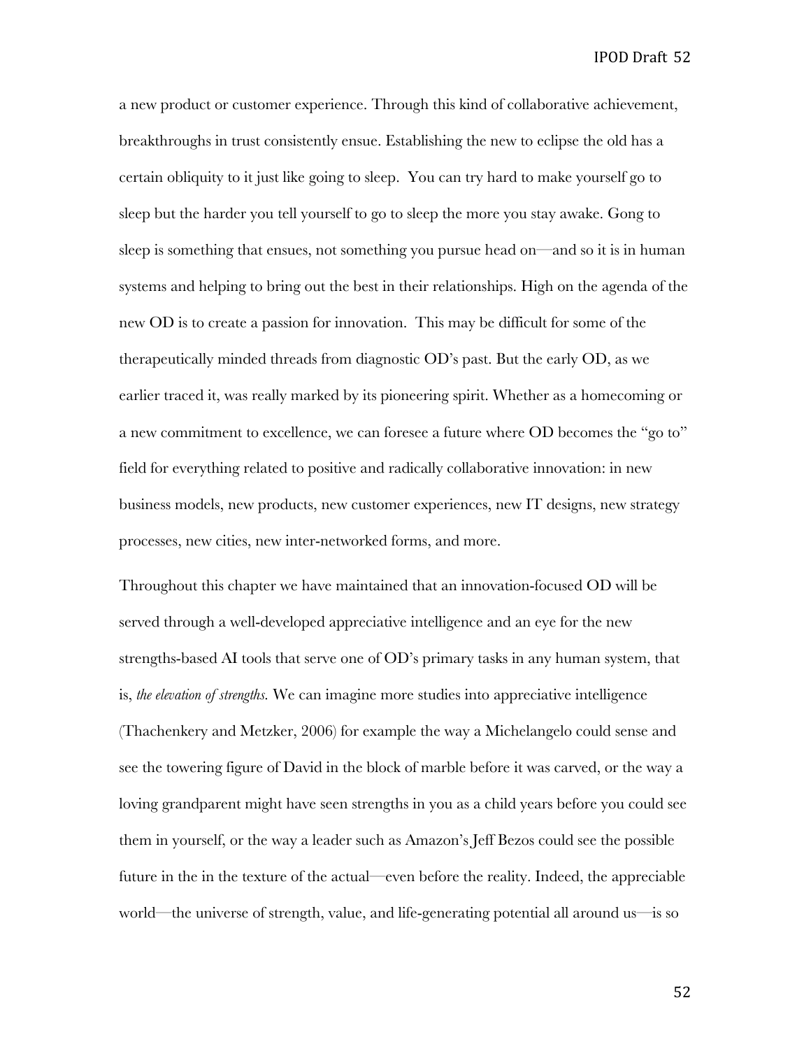a new product or customer experience. Through this kind of collaborative achievement, breakthroughs in trust consistently ensue. Establishing the new to eclipse the old has a certain obliquity to it just like going to sleep. You can try hard to make yourself go to sleep but the harder you tell yourself to go to sleep the more you stay awake. Gong to sleep is something that ensues, not something you pursue head on—and so it is in human systems and helping to bring out the best in their relationships. High on the agenda of the new OD is to create a passion for innovation. This may be difficult for some of the therapeutically minded threads from diagnostic OD's past. But the early OD, as we earlier traced it, was really marked by its pioneering spirit. Whether as a homecoming or a new commitment to excellence, we can foresee a future where OD becomes the "go to" field for everything related to positive and radically collaborative innovation: in new business models, new products, new customer experiences, new IT designs, new strategy processes, new cities, new inter-networked forms, and more.

Throughout this chapter we have maintained that an innovation-focused OD will be served through a well-developed appreciative intelligence and an eye for the new strengths-based AI tools that serve one of OD's primary tasks in any human system, that is, *the elevation of strengths.* We can imagine more studies into appreciative intelligence (Thachenkery and Metzker, 2006) for example the way a Michelangelo could sense and see the towering figure of David in the block of marble before it was carved, or the way a loving grandparent might have seen strengths in you as a child years before you could see them in yourself, or the way a leader such as Amazon's Jeff Bezos could see the possible future in the in the texture of the actual—even before the reality. Indeed, the appreciable world—the universe of strength, value, and life-generating potential all around us—is so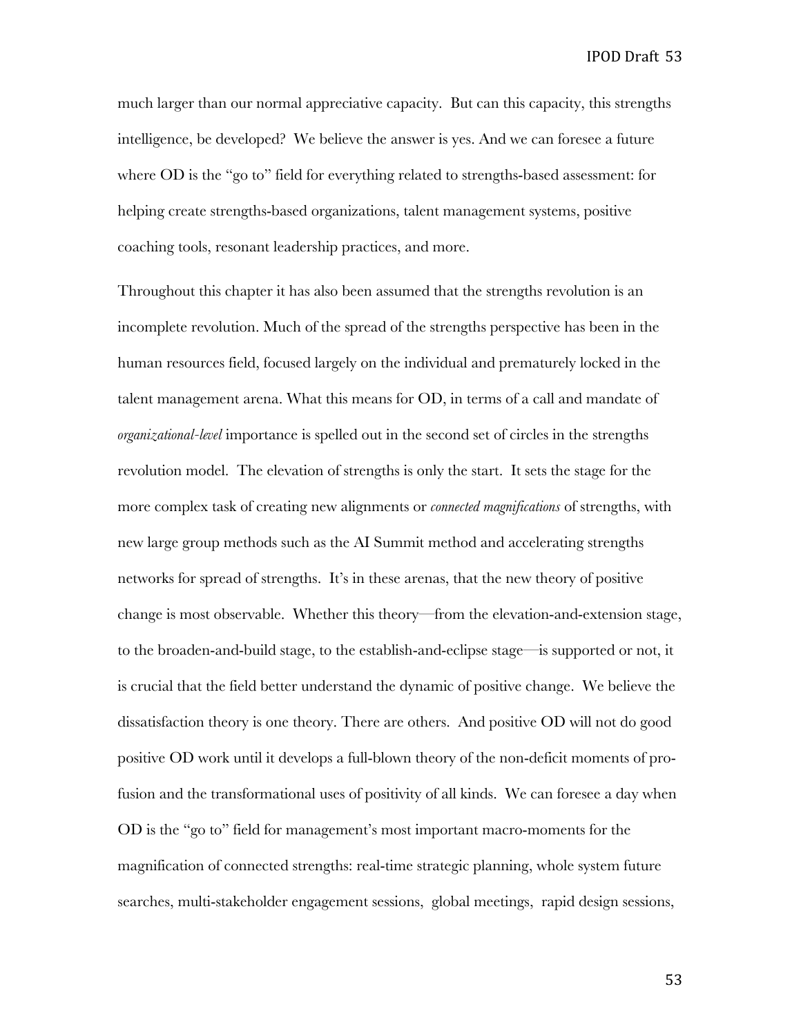much larger than our normal appreciative capacity. But can this capacity, this strengths intelligence, be developed? We believe the answer is yes. And we can foresee a future where OD is the "go to" field for everything related to strengths-based assessment: for helping create strengths-based organizations, talent management systems, positive coaching tools, resonant leadership practices, and more.

Throughout this chapter it has also been assumed that the strengths revolution is an incomplete revolution. Much of the spread of the strengths perspective has been in the human resources field, focused largely on the individual and prematurely locked in the talent management arena. What this means for OD, in terms of a call and mandate of *organizational-level* importance is spelled out in the second set of circles in the strengths revolution model. The elevation of strengths is only the start. It sets the stage for the more complex task of creating new alignments or *connected magnifications* of strengths, with new large group methods such as the AI Summit method and accelerating strengths networks for spread of strengths. It's in these arenas, that the new theory of positive change is most observable. Whether this theory—from the elevation-and-extension stage, to the broaden-and-build stage, to the establish-and-eclipse stage—is supported or not, it is crucial that the field better understand the dynamic of positive change. We believe the dissatisfaction theory is one theory. There are others. And positive OD will not do good positive OD work until it develops a full-blown theory of the non-deficit moments of pro-fusion and the transformational uses of positivity of all kinds. We can foresee a day when OD is the "go to" field for management's most important macro-moments for the magnification of connected strengths: real-time strategic planning, whole system future searches, multi-stakeholder engagement sessions, global meetings, rapid design sessions,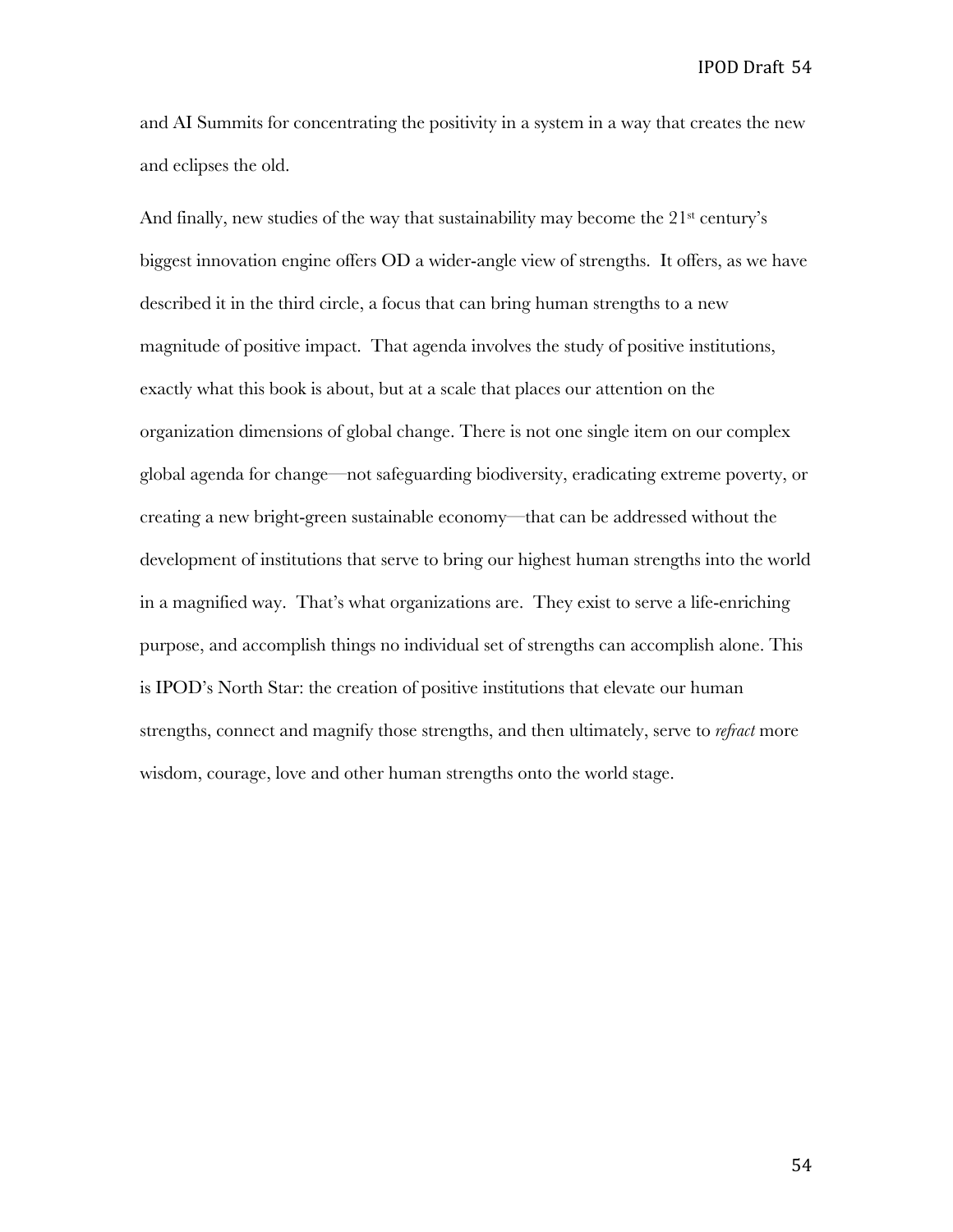and AI Summits for concentrating the positivity in a system in a way that creates the new and eclipses the old.

And finally, new studies of the way that sustainability may become the 21st century's biggest innovation engine offers OD a wider-angle view of strengths. It offers, as we have described it in the third circle, a focus that can bring human strengths to a new magnitude of positive impact. That agenda involves the study of positive institutions, exactly what this book is about, but at a scale that places our attention on the organization dimensions of global change. There is not one single item on our complex global agenda for change—not safeguarding biodiversity, eradicating extreme poverty, or creating a new bright-green sustainable economy—that can be addressed without the development of institutions that serve to bring our highest human strengths into the world in a magnified way. That's what organizations are. They exist to serve a life-enriching purpose, and accomplish things no individual set of strengths can accomplish alone. This is IPOD's North Star: the creation of positive institutions that elevate our human strengths, connect and magnify those strengths, and then ultimately, serve to *refract* more wisdom, courage, love and other human strengths onto the world stage.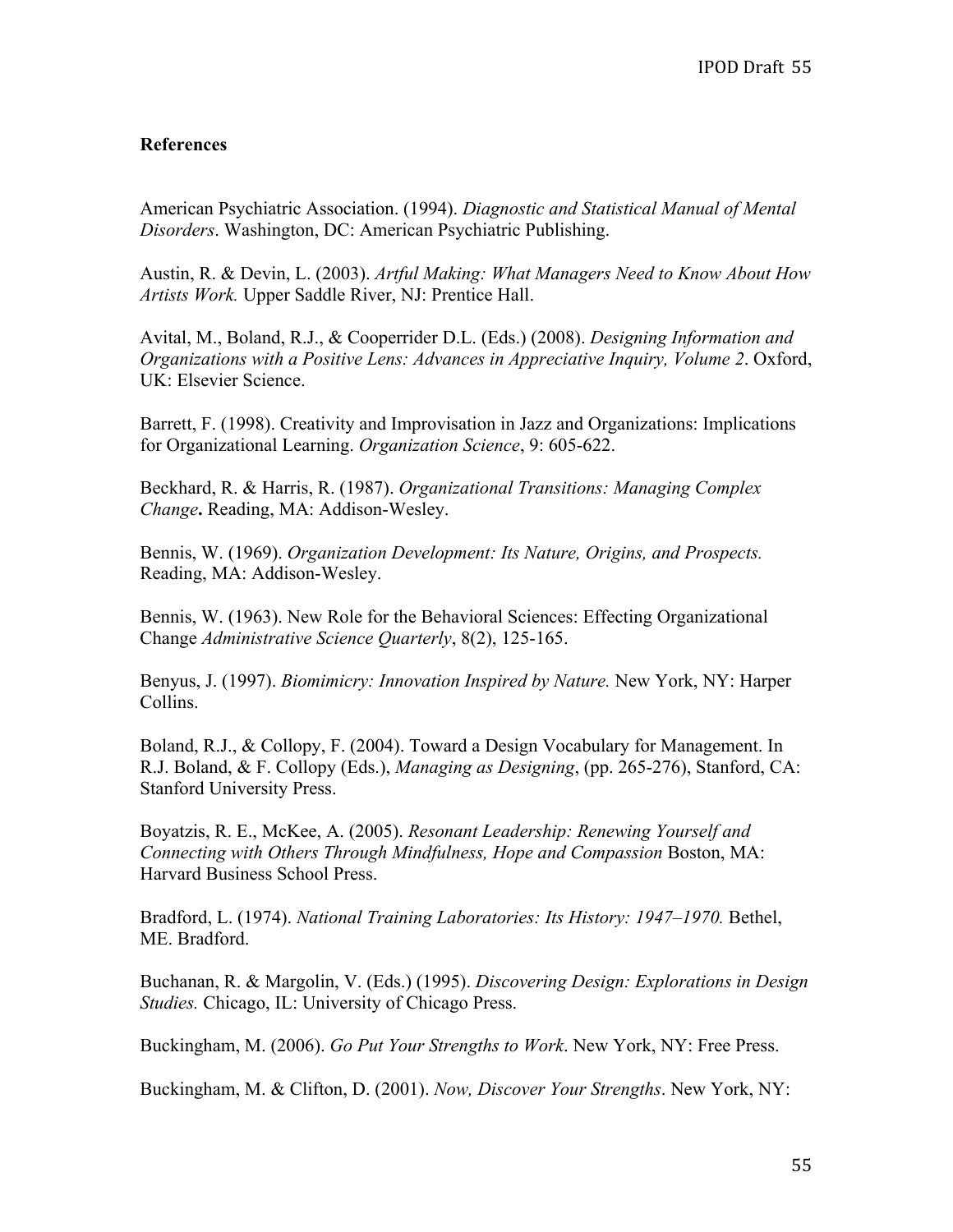**References**

American Psychiatric Association. (1994). *Diagnostic and Statistical Manual of Mental Disorders*. Washington, DC: American Psychiatric Publishing.

Austin, R. & Devin, L. (2003). *Artful Making: What Managers Need to Know About How Artists Work.* Upper Saddle River, NJ: Prentice Hall.

Avital, M., Boland, R.J., & Cooperrider D.L. (Eds.) (2008). *Designing Information and Organizations with a Positive Lens: Advances in Appreciative Inquiry, Volume 2*. Oxford, UK: Elsevier Science.

Barrett, F. (1998). Creativity and Improvisation in Jazz and Organizations: Implications for Organizational Learning. *Organization Science*, 9: 605-622.

Beckhard, R. & Harris, R. (1987). *Organizational Transitions: Managing Complex Change*. Reading, MA: Addison-Wesley.

Bennis, W. (1969). *Organization Development: Its Nature, Origins, and Prospects.* Reading, MA: Addison-Wesley.

Bennis, W. (1963). New Role for the Behavioral Sciences: Effecting Organizational Change *Administrative Science Quarterly*, 8(2), 125-165.

Benyus, J. (1997). *Biomimicry: Innovation Inspired by Nature.* New York, NY: Harper Collins.

Boland, R.J., & Collopy, F. (2004). Toward a Design Vocabulary for Management. In R.J. Boland, & F. Collopy (Eds.), *Managing as Designing*, (pp. 265-276), Stanford, CA: Stanford University Press.

Boyatzis, R. E., McKee, A. (2005). *Resonant Leadership: Renewing Yourself and Connecting with Others Through Mindfulness, Hope and Compassion* Boston, MA: Harvard Business School Press.

Bradford, L. (1974). *National Training Laboratories: Its History: 1947–1970.* Bethel, ME. Bradford.

Buchanan, R. & Margolin, V. (Eds.) (1995). *Discovering Design: Explorations in Design Studies.* Chicago, IL: University of Chicago Press.

Buckingham, M. (2006). *Go Put Your Strengths to Work*. New York, NY: Free Press.

Buckingham, M. & Clifton, D. (2001). *Now, Discover Your Strengths*. New York, NY: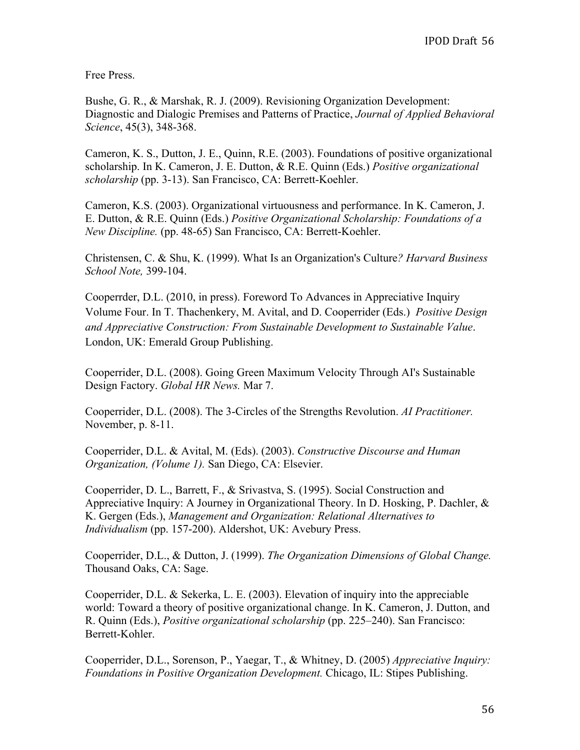Free Press.

Bushe, G. R., & Marshak, R. J. (2009). Revisioning Organization Development: Diagnostic and Dialogic Premises and Patterns of Practice, *Journal of Applied Behavioral Science*, 45(3), 348-368.

Cameron, K. S., Dutton, J. E., Quinn, R.E. (2003). Foundations of positive organizational scholarship. In K. Cameron, J. E. Dutton, & R.E. Quinn (Eds.) *Positive organizational scholarship* (pp. 3-13). San Francisco, CA: Berrett-Koehler.

Cameron, K.S. (2003). Organizational virtuousness and performance. In K. Cameron, J. E. Dutton, & R.E. Quinn (Eds.) *Positive Organizational Scholarship: Foundations of a New Discipline.* (pp. 48-65) San Francisco, CA: Berrett-Koehler.

Christensen, C. & Shu, K. (1999). What Is an Organization's Culture*? Harvard Business School Note,* 399-104.

Cooperrder, D.L. (2010, in press). Foreword To Advances in Appreciative Inquiry Volume Four. In T. Thachenkery, M. Avital, and D. Cooperrider (Eds.) *Positive Design and Appreciative Construction: From Sustainable Development to Sustainable Value*. London, UK: Emerald Group Publishing.

Cooperrider, D.L. (2008). Going Green Maximum Velocity Through AI's Sustainable Design Factory. *Global HR News.* Mar 7.

Cooperrider, D.L. (2008). The 3-Circles of the Strengths Revolution. *AI Practitioner.* November, p. 8-11.

Cooperrider, D.L. & Avital, M. (Eds). (2003). *Constructive Discourse and Human Organization, (Volume 1).* San Diego, CA: Elsevier.

Cooperrider, D. L., Barrett, F., & Srivastva, S. (1995). Social Construction and Appreciative Inquiry: A Journey in Organizational Theory. In D. Hosking, P. Dachler, & K. Gergen (Eds.), *Management and Organization: Relational Alternatives to Individualism* (pp. 157-200). Aldershot, UK: Avebury Press.

Cooperrider, D.L., & Dutton, J. (1999). *The Organization Dimensions of Global Change.* Thousand Oaks, CA: Sage.

Cooperrider, D.L. & Sekerka, L. E. (2003). Elevation of inquiry into the appreciable world: Toward a theory of positive organizational change. In K. Cameron, J. Dutton, and R. Quinn (Eds.), *Positive organizational scholarship* (pp. 225–240). San Francisco: Berrett-Kohler.

Cooperrider, D.L., Sorenson, P., Yaegar, T., & Whitney, D. (2005) *Appreciative Inquiry: Foundations in Positive Organization Development.* Chicago, IL: Stipes Publishing.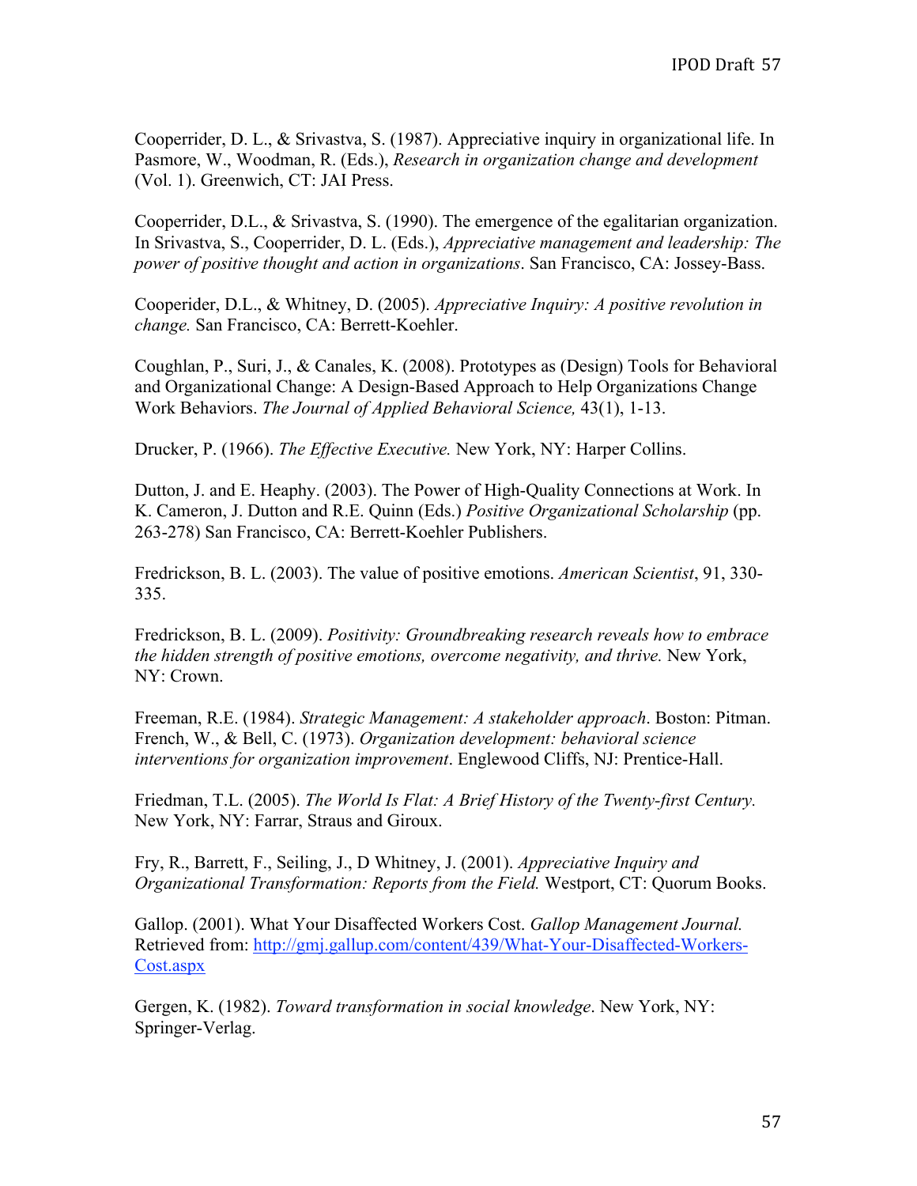Cooperrider, D. L., & Srivastva, S. (1987). Appreciative inquiry in organizational life. In Pasmore, W., Woodman, R. (Eds.), *Research in organization change and development* (Vol. 1). Greenwich, CT: JAI Press.

Cooperrider, D.L., & Srivastva, S. (1990). The emergence of the egalitarian organization. In Srivastva, S., Cooperrider, D. L. (Eds.), *Appreciative management and leadership: The power of positive thought and action in organizations*. San Francisco, CA: Jossey-Bass.

Cooperider, D.L., & Whitney, D. (2005). *Appreciative Inquiry: A positive revolution in change.* San Francisco, CA: Berrett-Koehler.

Coughlan, P., Suri, J., & Canales, K. (2008). Prototypes as (Design) Tools for Behavioral and Organizational Change: A Design-Based Approach to Help Organizations Change Work Behaviors. *The Journal of Applied Behavioral Science,* 43(1), 1-13.

Drucker, P. (1966). *The Effective Executive.* New York, NY: Harper Collins.

Dutton, J. and E. Heaphy. (2003). The Power of High-Quality Connections at Work. In K. Cameron, J. Dutton and R.E. Quinn (Eds.) *Positive Organizational Scholarship* (pp. 263-278) San Francisco, CA: Berrett-Koehler Publishers.

Fredrickson, B. L. (2003). The value of positive emotions. *American Scientist*, 91, 330-335.

Fredrickson, B. L. (2009). *Positivity: Groundbreaking research reveals how to embrace the hidden strength of positive emotions, overcome negativity, and thrive.* New York, NY: Crown.

Freeman, R.E. (1984). *Strategic Management: A stakeholder approach*. Boston: Pitman.
French, W., & Bell, C. (1973). *Organization development: behavioral science interventions for organization improvement*. Englewood Cliffs, NJ: Prentice-Hall.

Friedman, T.L. (2005). *The World Is Flat: A Brief History of the Twenty-first Century.* New York, NY: Farrar, Straus and Giroux.

Fry, R., Barrett, F., Seiling, J., D Whitney, J. (2001). *Appreciative Inquiry and Organizational Transformation: Reports from the Field.* Westport, CT: Quorum Books.

Gallop. (2001). What Your Disaffected Workers Cost. *Gallop Management Journal.* Retrieved from: [http://gmj.gallup.com/content/439/What-Your-Disaffected-Workers-Cost.aspx](http://gmj.gallup.com/content/439/What-Your-Disaffected-Workers-Cost.aspx)

Gergen, K. (1982). *Toward transformation in social knowledge*. New York, NY: Springer-Verlag.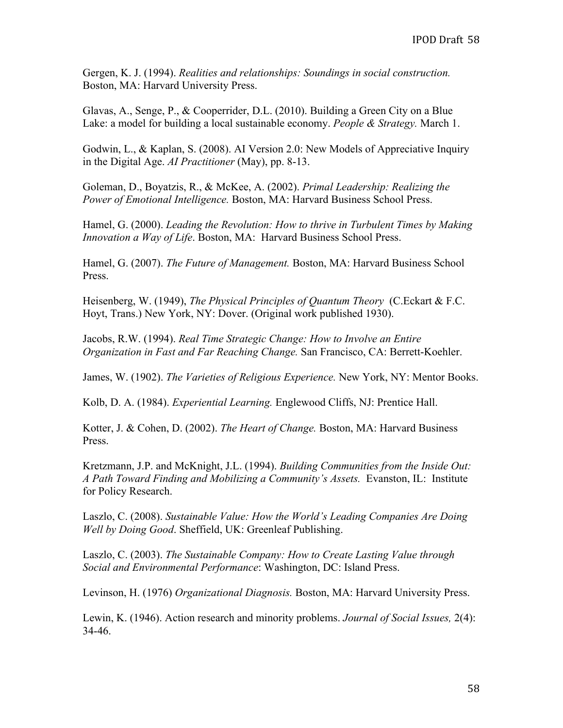Gergen, K. J. (1994). *Realities and relationships: Soundings in social construction.* Boston, MA: Harvard University Press.

Glavas, A., Senge, P., & Cooperrider, D.L. (2010). Building a Green City on a Blue Lake: a model for building a local sustainable economy. *People & Strategy.* March 1.

Godwin, L., & Kaplan, S. (2008). AI Version 2.0: New Models of Appreciative Inquiry in the Digital Age. *AI Practitioner* (May), pp. 8-13.

Goleman, D., Boyatzis, R., & McKee, A. (2002). *Primal Leadership: Realizing the Power of Emotional Intelligence.* Boston, MA: Harvard Business School Press.

Hamel, G. (2000). *Leading the Revolution: How to thrive in Turbulent Times by Making Innovation a Way of Life*. Boston, MA: Harvard Business School Press.

Hamel, G. (2007). *The Future of Management.* Boston, MA: Harvard Business School Press.

Heisenberg, W. (1949), *The Physical Principles of Quantum Theory* (C.Eckart & F.C. Hoyt, Trans.) New York, NY: Dover. (Original work published 1930).

Jacobs, R.W. (1994). *Real Time Strategic Change: How to Involve an Entire Organization in Fast and Far Reaching Change.* San Francisco, CA: Berrett-Koehler.

James, W. (1902). *The Varieties of Religious Experience.* New York, NY: Mentor Books.

Kolb, D. A. (1984). *Experiential Learning.* Englewood Cliffs, NJ: Prentice Hall.

Kotter, J. & Cohen, D. (2002). *The Heart of Change.* Boston, MA: Harvard Business Press.

Kretzmann, J.P. and McKnight, J.L. (1994). *Building Communities from the Inside Out: A Path Toward Finding and Mobilizing a Community's Assets.* Evanston, IL: Institute for Policy Research.

Laszlo, C. (2008). *Sustainable Value: How the World's Leading Companies Are Doing Well by Doing Good*. Sheffield, UK: Greenleaf Publishing.

Laszlo, C. (2003). *The Sustainable Company: How to Create Lasting Value through Social and Environmental Performance*: Washington, DC: Island Press.

Levinson, H. (1976) *Organizational Diagnosis.* Boston, MA: Harvard University Press.

Lewin, K. (1946). Action research and minority problems. *Journal of Social Issues,* 2(4): 34-46.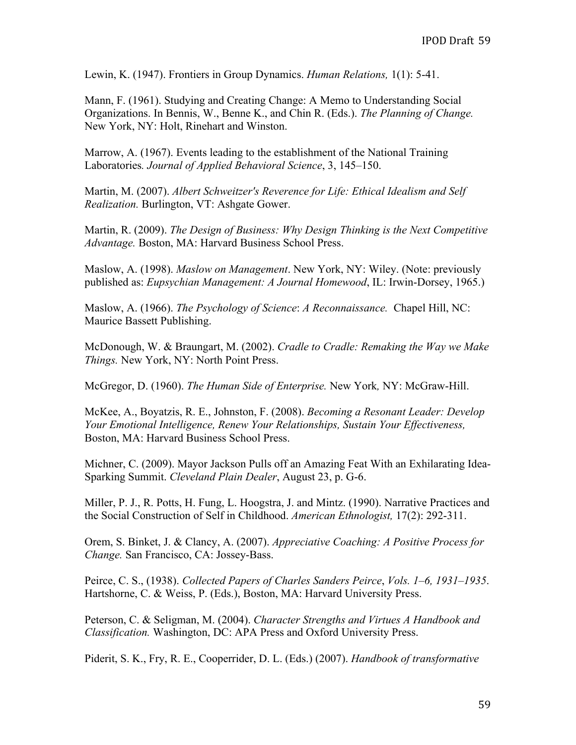Lewin, K. (1947). Frontiers in Group Dynamics. *Human Relations,* 1(1): 5-41.

Mann, F. (1961). Studying and Creating Change: A Memo to Understanding Social Organizations. In Bennis, W., Benne K., and Chin R. (Eds.). *The Planning of Change.* New York, NY: Holt, Rinehart and Winston.

Marrow, A. (1967). Events leading to the establishment of the National Training Laboratories*. Journal of Applied Behavioral Science*, 3, 145–150.

Martin, M. (2007). *Albert Schweitzer's Reverence for Life: Ethical Idealism and Self Realization.* Burlington, VT: Ashgate Gower.

Martin, R. (2009). *The Design of Business: Why Design Thinking is the Next Competitive Advantage.* Boston, MA: Harvard Business School Press.

Maslow, A. (1998). *Maslow on Management*. New York, NY: Wiley. (Note: previously published as: *Eupsychian Management: A Journal Homewood*, IL: Irwin-Dorsey, 1965.)

Maslow, A. (1966). *The Psychology of Science*: *A Reconnaissance.* Chapel Hill, NC: Maurice Bassett Publishing.

McDonough, W. & Braungart, M. (2002). *Cradle to Cradle: Remaking the Way we Make Things.* New York, NY: North Point Press.

McGregor, D. (1960). *The Human Side of Enterprise.* New York*,* NY: McGraw-Hill.

McKee, A., Boyatzis, R. E., Johnston, F. (2008). *Becoming a Resonant Leader: Develop Your Emotional Intelligence, Renew Your Relationships, Sustain Your Effectiveness,* Boston, MA: Harvard Business School Press.

Michner, C. (2009). Mayor Jackson Pulls off an Amazing Feat With an Exhilarating Idea-Sparking Summit. *Cleveland Plain Dealer*, August 23, p. G-6.

Miller, P. J., R. Potts, H. Fung, L. Hoogstra, J. and Mintz. (1990). Narrative Practices and the Social Construction of Self in Childhood. *American Ethnologist,* 17(2): 292-311.

Orem, S. Binket, J. & Clancy, A. (2007). *Appreciative Coaching: A Positive Process for Change.* San Francisco, CA: Jossey-Bass.

Peirce, C. S., (1938). *Collected Papers of Charles Sanders Peirce*, *Vols. 1–6, 1931–1935*. Hartshorne, C. & Weiss, P. (Eds.), Boston, MA: Harvard University Press.

Peterson, C. & Seligman, M. (2004). *Character Strengths and Virtues A Handbook and Classification.* Washington, DC: APA Press and Oxford University Press.

Piderit, S. K., Fry, R. E., Cooperrider, D. L. (Eds.) (2007). *Handbook of transformative*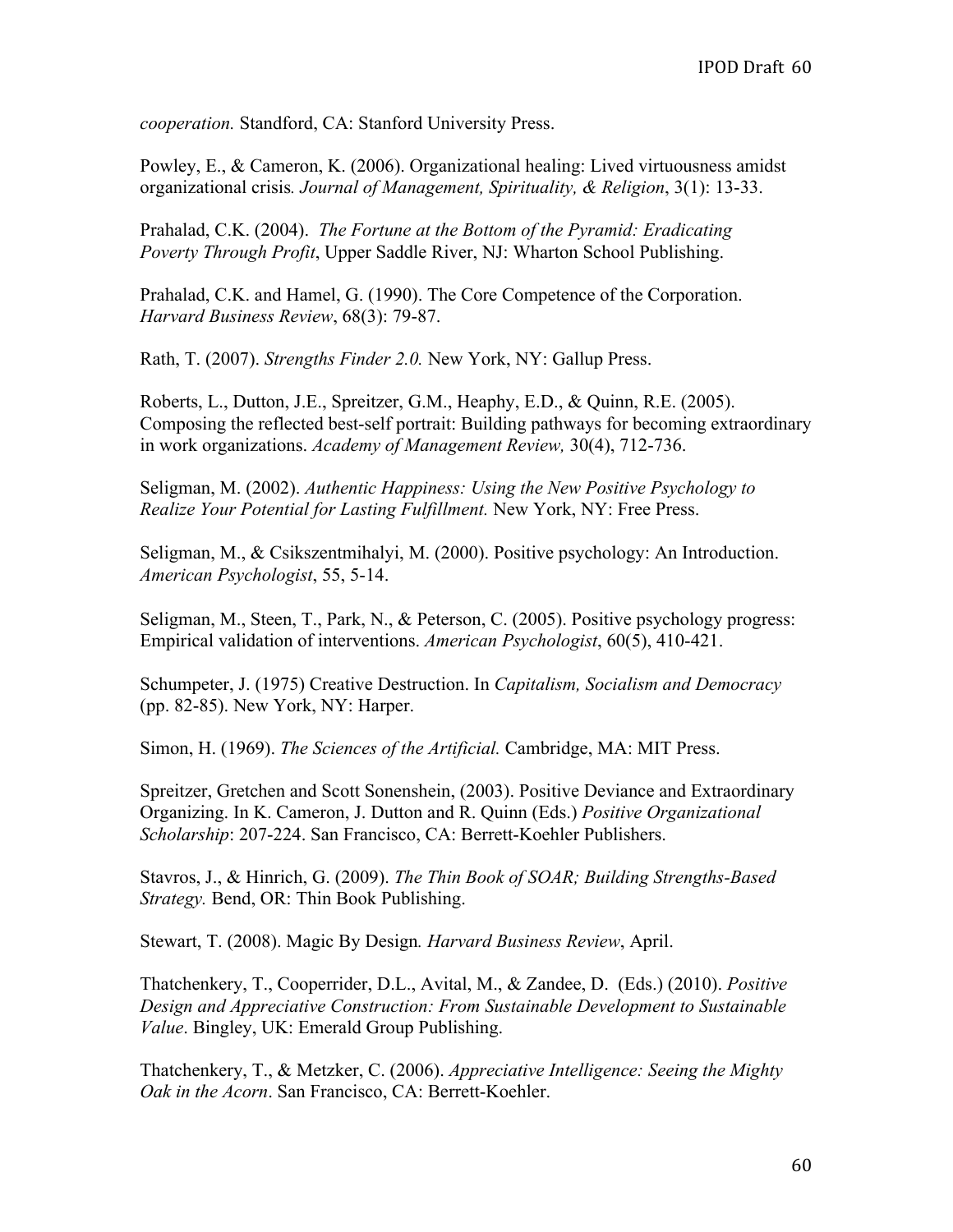*cooperation.* Standford, CA: Stanford University Press.

Powley, E., & Cameron, K. (2006). Organizational healing: Lived virtuousness amidst organizational crisis*. Journal of Management, Spirituality, & Religion*, 3(1): 13-33.

Prahalad, C.K. (2004). *The Fortune at the Bottom of the Pyramid: Eradicating Poverty Through Profit*, Upper Saddle River, NJ: Wharton School Publishing.

Prahalad, C.K. and Hamel, G. (1990). The Core Competence of the Corporation. *Harvard Business Review*, 68(3): 79-87.

Rath, T. (2007). *Strengths Finder 2.0.* New York, NY: Gallup Press.

Roberts, L., Dutton, J.E., Spreitzer, G.M., Heaphy, E.D., & Quinn, R.E. (2005). Composing the reflected best-self portrait: Building pathways for becoming extraordinary in work organizations. *Academy of Management Review,* 30(4), 712-736.

Seligman, M. (2002). *Authentic Happiness: Using the New Positive Psychology to Realize Your Potential for Lasting Fulfillment.* New York, NY: Free Press.

Seligman, M., & Csikszentmihalyi, M. (2000). Positive psychology: An Introduction. *American Psychologist*, 55, 5-14.

Seligman, M., Steen, T., Park, N., & Peterson, C. (2005). Positive psychology progress: Empirical validation of interventions. *American Psychologist*, 60(5), 410-421.

Schumpeter, J. (1975) Creative Destruction. In *Capitalism, Socialism and Democracy* (pp. 82-85). New York, NY: Harper.

Simon, H. (1969). *The Sciences of the Artificial.* Cambridge, MA: MIT Press.

Spreitzer, Gretchen and Scott Sonenshein, (2003). Positive Deviance and Extraordinary Organizing. In K. Cameron, J. Dutton and R. Quinn (Eds.) *Positive Organizational Scholarship*: 207-224. San Francisco, CA: Berrett-Koehler Publishers.

Stavros, J., & Hinrich, G. (2009). *The Thin Book of SOAR; Building Strengths-Based Strategy.* Bend, OR: Thin Book Publishing.

Stewart, T. (2008). Magic By Design*. Harvard Business Review*, April.

Thatchenkery, T., Cooperrider, D.L., Avital, M., & Zandee, D. (Eds.) (2010). *Positive Design and Appreciative Construction: From Sustainable Development to Sustainable Value*. Bingley, UK: Emerald Group Publishing.

Thatchenkery, T., & Metzker, C. (2006). *Appreciative Intelligence: Seeing the Mighty Oak in the Acorn*. San Francisco, CA: Berrett-Koehler.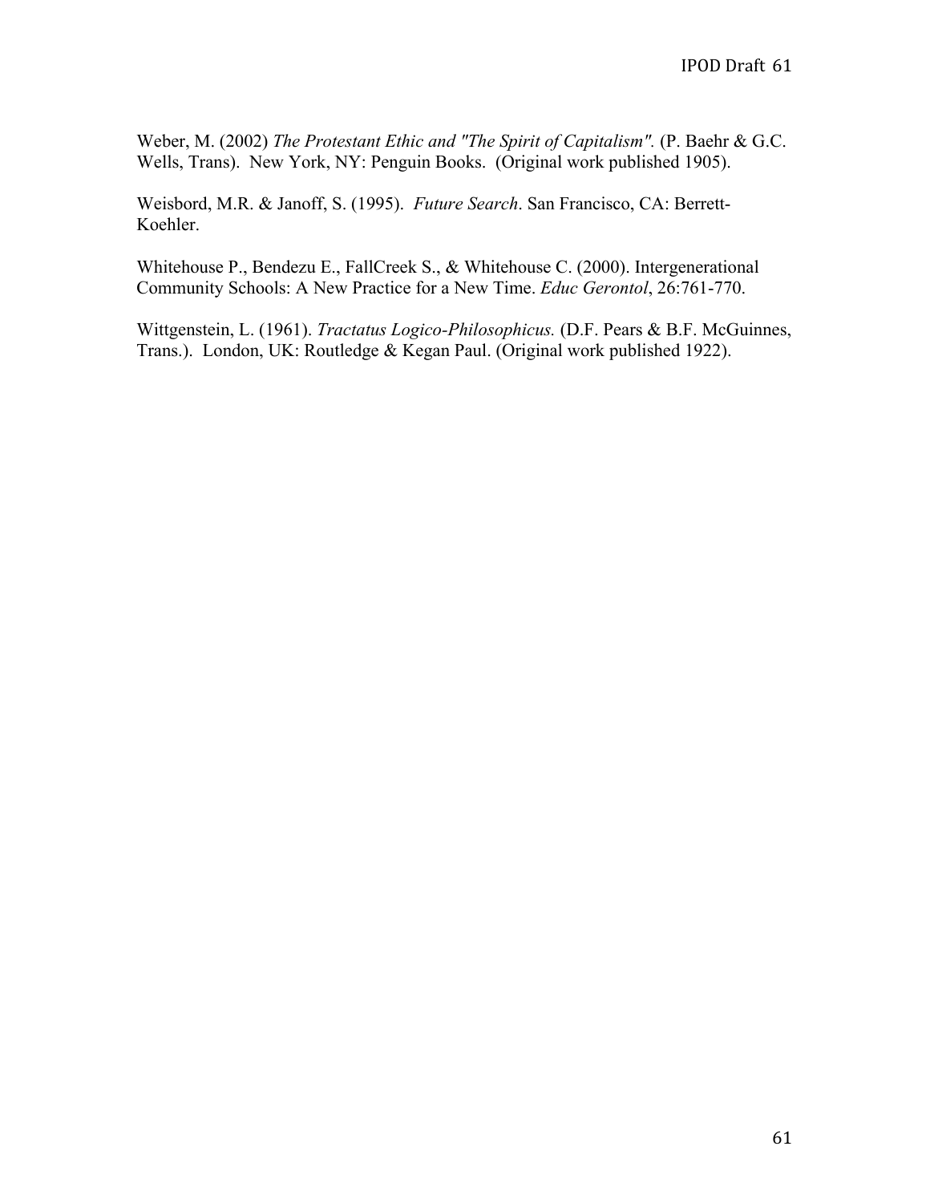Weber, M. (2002) *The Protestant Ethic and "The Spirit of Capitalism".* (P. Baehr & G.C. Wells, Trans). New York, NY: Penguin Books. (Original work published 1905).

Weisbord, M.R. & Janoff, S. (1995). *Future Search*. San Francisco, CA: Berrett-Koehler.

Whitehouse P., Bendezu E., FallCreek S., & Whitehouse C. (2000). Intergenerational Community Schools: A New Practice for a New Time. *Educ Gerontol*, 26:761-770.

Wittgenstein, L. (1961). *Tractatus Logico-Philosophicus.* (D.F. Pears & B.F. McGuinnes, Trans.). London, UK: Routledge & Kegan Paul. (Original work published 1922).